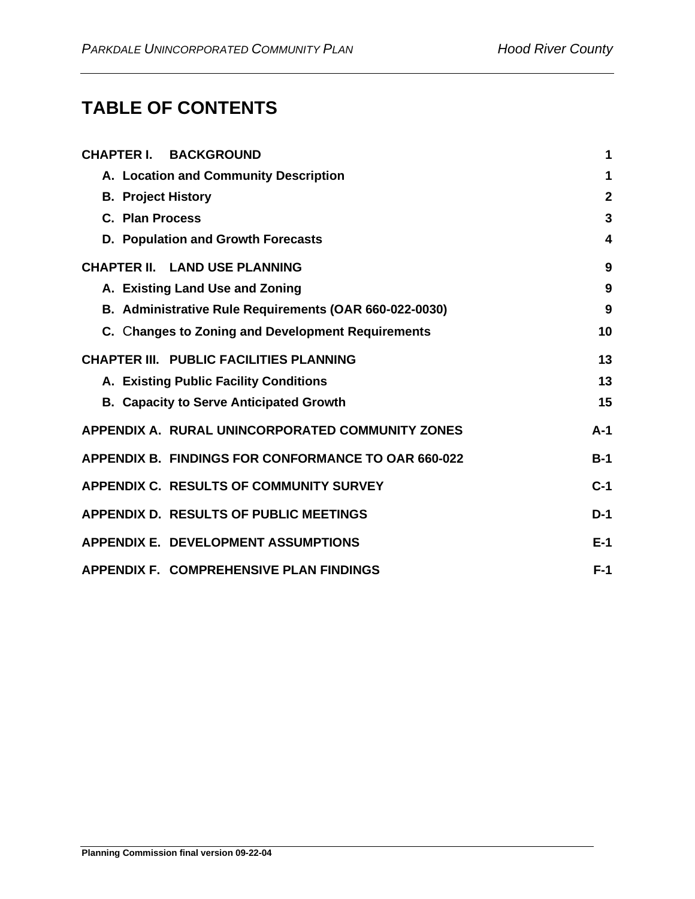# TABLE OF CONTENTS

| | |
|---|---|
| **CHAPTER I. BACKGROUND** | **1** |
| **A. Location and Community Description** | **1** |
| **B. Project History** | **2** |
| **C. Plan Process** | **3** |
| **D. Population and Growth Forecasts** | **4** |
| **CHAPTER II. LAND USE PLANNING** | **9** |
| **A. Existing Land Use and Zoning** | **9** |
| **B. Administrative Rule Requirements (OAR 660-022-0030)** | **9** |
| **C. Changes to Zoning and Development Requirements** | **10** |
| **CHAPTER III. PUBLIC FACILITIES PLANNING** | **13** |
| **A. Existing Public Facility Conditions** | **13** |
| **B. Capacity to Serve Anticipated Growth** | **15** |
| **APPENDIX A. RURAL UNINCORPORATED COMMUNITY ZONES** | **A-1** |
| **APPENDIX B. FINDINGS FOR CONFORMANCE TO OAR 660-022** | **B-1** |
| **APPENDIX C. RESULTS OF COMMUNITY SURVEY** | **C-1** |
| **APPENDIX D. RESULTS OF PUBLIC MEETINGS** | **D-1** |
| **APPENDIX E. DEVELOPMENT ASSUMPTIONS** | **E-1** |
| **APPENDIX F. COMPREHENSIVE PLAN FINDINGS** | **F-1** |

**Planning Commission final version 09-22-04**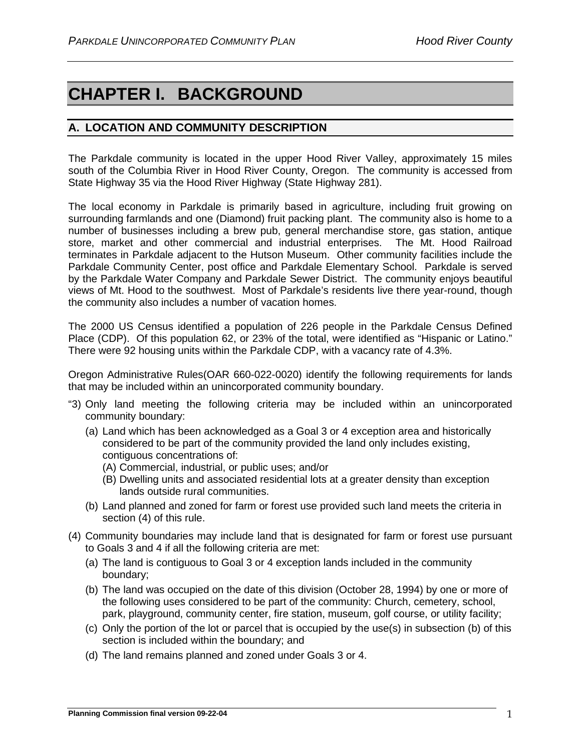# CHAPTER I. BACKGROUND

## A. LOCATION AND COMMUNITY DESCRIPTION

The Parkdale community is located in the upper Hood River Valley, approximately 15 miles south of the Columbia River in Hood River County, Oregon. The community is accessed from State Highway 35 via the Hood River Highway (State Highway 281).

The local economy in Parkdale is primarily based in agriculture, including fruit growing on surrounding farmlands and one (Diamond) fruit packing plant. The community also is home to a number of businesses including a brew pub, general merchandise store, gas station, antique store, market and other commercial and industrial enterprises. The Mt. Hood Railroad terminates in Parkdale adjacent to the Hutson Museum. Other community facilities include the Parkdale Community Center, post office and Parkdale Elementary School. Parkdale is served by the Parkdale Water Company and Parkdale Sewer District. The community enjoys beautiful views of Mt. Hood to the southwest. Most of Parkdale's residents live there year-round, though the community also includes a number of vacation homes.

The 2000 US Census identified a population of 226 people in the Parkdale Census Defined Place (CDP). Of this population 62, or 23% of the total, were identified as "Hispanic or Latino." There were 92 housing units within the Parkdale CDP, with a vacancy rate of 4.3%.

Oregon Administrative Rules(OAR 660-022-0020) identify the following requirements for lands that may be included within an unincorporated community boundary.

"3) Only land meeting the following criteria may be included within an unincorporated community boundary:

- (a) Land which has been acknowledged as a Goal 3 or 4 exception area and historically considered to be part of the community provided the land only includes existing, contiguous concentrations of:
  - (A) Commercial, industrial, or public uses; and/or
  - (B) Dwelling units and associated residential lots at a greater density than exception lands outside rural communities.
- (b) Land planned and zoned for farm or forest use provided such land meets the criteria in section (4) of this rule.

(4) Community boundaries may include land that is designated for farm or forest use pursuant to Goals 3 and 4 if all the following criteria are met:

- (a) The land is contiguous to Goal 3 or 4 exception lands included in the community boundary;
- (b) The land was occupied on the date of this division (October 28, 1994) by one or more of the following uses considered to be part of the community: Church, cemetery, school, park, playground, community center, fire station, museum, golf course, or utility facility;
- (c) Only the portion of the lot or parcel that is occupied by the use(s) in subsection (b) of this section is included within the boundary; and
- (d) The land remains planned and zoned under Goals 3 or 4.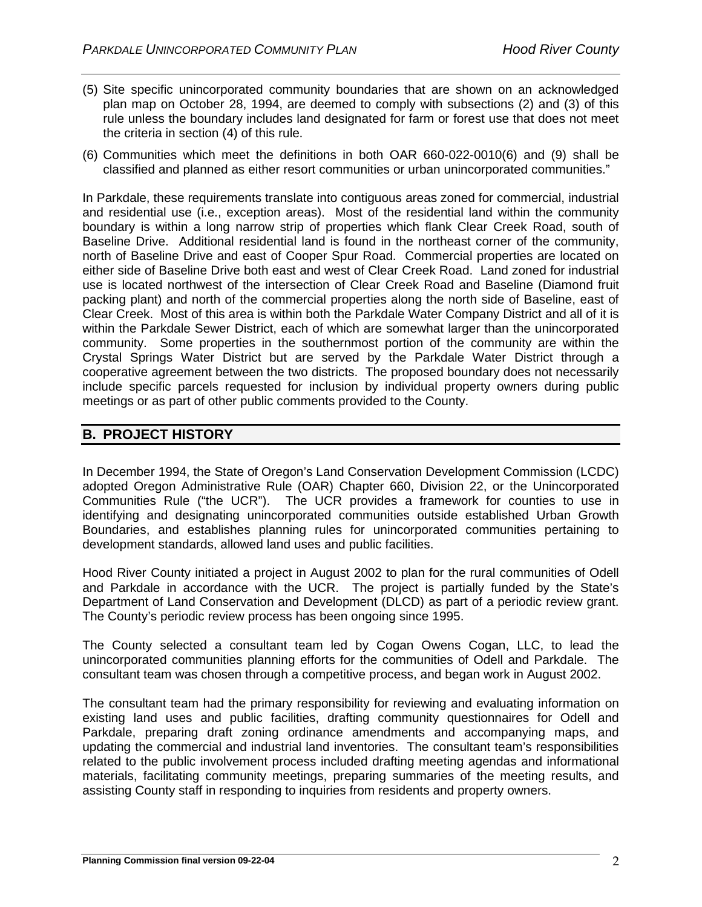(5) Site specific unincorporated community boundaries that are shown on an acknowledged plan map on October 28, 1994, are deemed to comply with subsections (2) and (3) of this rule unless the boundary includes land designated for farm or forest use that does not meet the criteria in section (4) of this rule.

(6) Communities which meet the definitions in both OAR 660-022-0010(6) and (9) shall be classified and planned as either resort communities or urban unincorporated communities."

In Parkdale, these requirements translate into contiguous areas zoned for commercial, industrial and residential use (i.e., exception areas). Most of the residential land within the community boundary is within a long narrow strip of properties which flank Clear Creek Road, south of Baseline Drive. Additional residential land is found in the northeast corner of the community, north of Baseline Drive and east of Cooper Spur Road. Commercial properties are located on either side of Baseline Drive both east and west of Clear Creek Road. Land zoned for industrial use is located northwest of the intersection of Clear Creek Road and Baseline (Diamond fruit packing plant) and north of the commercial properties along the north side of Baseline, east of Clear Creek. Most of this area is within both the Parkdale Water Company District and all of it is within the Parkdale Sewer District, each of which are somewhat larger than the unincorporated community. Some properties in the southernmost portion of the community are within the Crystal Springs Water District but are served by the Parkdale Water District through a cooperative agreement between the two districts. The proposed boundary does not necessarily include specific parcels requested for inclusion by individual property owners during public meetings or as part of other public comments provided to the County.

## B. PROJECT HISTORY

In December 1994, the State of Oregon's Land Conservation Development Commission (LCDC) adopted Oregon Administrative Rule (OAR) Chapter 660, Division 22, or the Unincorporated Communities Rule ("the UCR"). The UCR provides a framework for counties to use in identifying and designating unincorporated communities outside established Urban Growth Boundaries, and establishes planning rules for unincorporated communities pertaining to development standards, allowed land uses and public facilities.

Hood River County initiated a project in August 2002 to plan for the rural communities of Odell and Parkdale in accordance with the UCR. The project is partially funded by the State's Department of Land Conservation and Development (DLCD) as part of a periodic review grant. The County's periodic review process has been ongoing since 1995.

The County selected a consultant team led by Cogan Owens Cogan, LLC, to lead the unincorporated communities planning efforts for the communities of Odell and Parkdale. The consultant team was chosen through a competitive process, and began work in August 2002.

The consultant team had the primary responsibility for reviewing and evaluating information on existing land uses and public facilities, drafting community questionnaires for Odell and Parkdale, preparing draft zoning ordinance amendments and accompanying maps, and updating the commercial and industrial land inventories. The consultant team's responsibilities related to the public involvement process included drafting meeting agendas and informational materials, facilitating community meetings, preparing summaries of the meeting results, and assisting County staff in responding to inquiries from residents and property owners.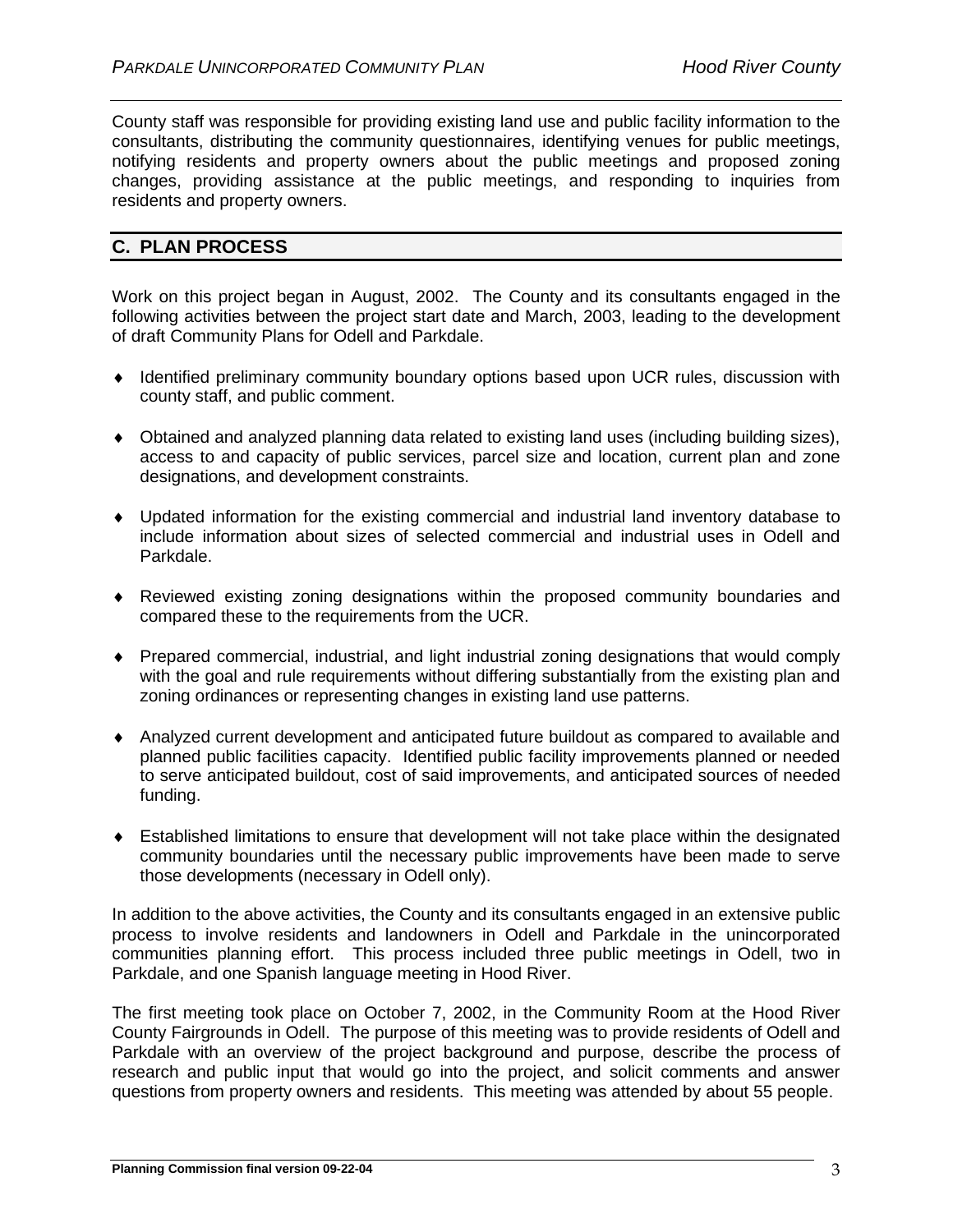County staff was responsible for providing existing land use and public facility information to the consultants, distributing the community questionnaires, identifying venues for public meetings, notifying residents and property owners about the public meetings and proposed zoning changes, providing assistance at the public meetings, and responding to inquiries from residents and property owners.

## C. PLAN PROCESS

Work on this project began in August, 2002. The County and its consultants engaged in the following activities between the project start date and March, 2003, leading to the development of draft Community Plans for Odell and Parkdale.

- Identified preliminary community boundary options based upon UCR rules, discussion with county staff, and public comment.
- Obtained and analyzed planning data related to existing land uses (including building sizes), access to and capacity of public services, parcel size and location, current plan and zone designations, and development constraints.
- Updated information for the existing commercial and industrial land inventory database to include information about sizes of selected commercial and industrial uses in Odell and Parkdale.
- Reviewed existing zoning designations within the proposed community boundaries and compared these to the requirements from the UCR.
- Prepared commercial, industrial, and light industrial zoning designations that would comply with the goal and rule requirements without differing substantially from the existing plan and zoning ordinances or representing changes in existing land use patterns.
- Analyzed current development and anticipated future buildout as compared to available and planned public facilities capacity. Identified public facility improvements planned or needed to serve anticipated buildout, cost of said improvements, and anticipated sources of needed funding.
- Established limitations to ensure that development will not take place within the designated community boundaries until the necessary public improvements have been made to serve those developments (necessary in Odell only).

In addition to the above activities, the County and its consultants engaged in an extensive public process to involve residents and landowners in Odell and Parkdale in the unincorporated communities planning effort. This process included three public meetings in Odell, two in Parkdale, and one Spanish language meeting in Hood River.

The first meeting took place on October 7, 2002, in the Community Room at the Hood River County Fairgrounds in Odell. The purpose of this meeting was to provide residents of Odell and Parkdale with an overview of the project background and purpose, describe the process of research and public input that would go into the project, and solicit comments and answer questions from property owners and residents. This meeting was attended by about 55 people.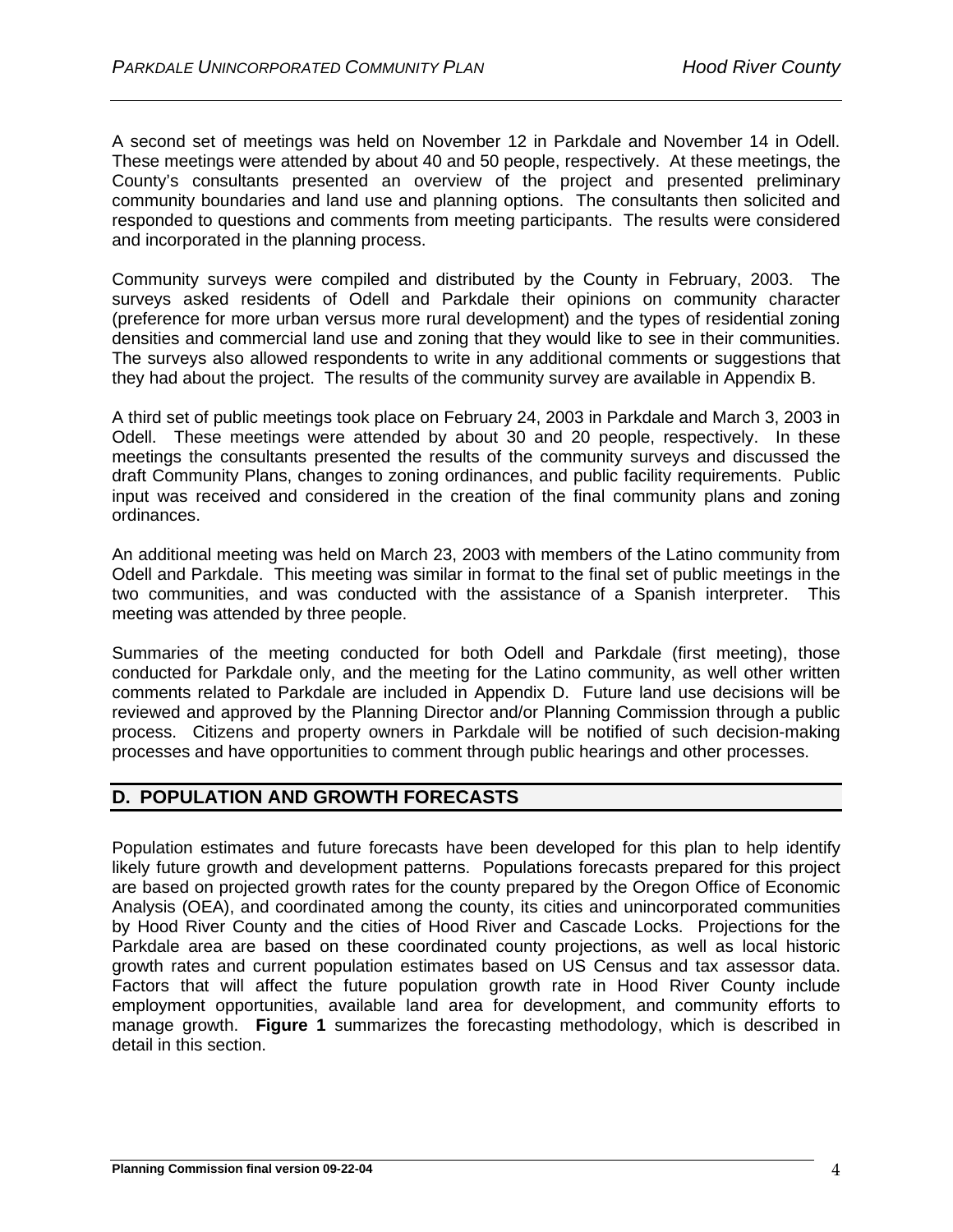A second set of meetings was held on November 12 in Parkdale and November 14 in Odell. These meetings were attended by about 40 and 50 people, respectively. At these meetings, the County's consultants presented an overview of the project and presented preliminary community boundaries and land use and planning options. The consultants then solicited and responded to questions and comments from meeting participants. The results were considered and incorporated in the planning process.

Community surveys were compiled and distributed by the County in February, 2003. The surveys asked residents of Odell and Parkdale their opinions on community character (preference for more urban versus more rural development) and the types of residential zoning densities and commercial land use and zoning that they would like to see in their communities. The surveys also allowed respondents to write in any additional comments or suggestions that they had about the project. The results of the community survey are available in Appendix B.

A third set of public meetings took place on February 24, 2003 in Parkdale and March 3, 2003 in Odell. These meetings were attended by about 30 and 20 people, respectively. In these meetings the consultants presented the results of the community surveys and discussed the draft Community Plans, changes to zoning ordinances, and public facility requirements. Public input was received and considered in the creation of the final community plans and zoning ordinances.

An additional meeting was held on March 23, 2003 with members of the Latino community from Odell and Parkdale. This meeting was similar in format to the final set of public meetings in the two communities, and was conducted with the assistance of a Spanish interpreter. This meeting was attended by three people.

Summaries of the meeting conducted for both Odell and Parkdale (first meeting), those conducted for Parkdale only, and the meeting for the Latino community, as well other written comments related to Parkdale are included in Appendix D. Future land use decisions will be reviewed and approved by the Planning Director and/or Planning Commission through a public process. Citizens and property owners in Parkdale will be notified of such decision-making processes and have opportunities to comment through public hearings and other processes.

## D. POPULATION AND GROWTH FORECASTS

Population estimates and future forecasts have been developed for this plan to help identify likely future growth and development patterns. Populations forecasts prepared for this project are based on projected growth rates for the county prepared by the Oregon Office of Economic Analysis (OEA), and coordinated among the county, its cities and unincorporated communities by Hood River County and the cities of Hood River and Cascade Locks. Projections for the Parkdale area are based on these coordinated county projections, as well as local historic growth rates and current population estimates based on US Census and tax assessor data. Factors that will affect the future population growth rate in Hood River County include employment opportunities, available land area for development, and community efforts to manage growth. **Figure 1** summarizes the forecasting methodology, which is described in detail in this section.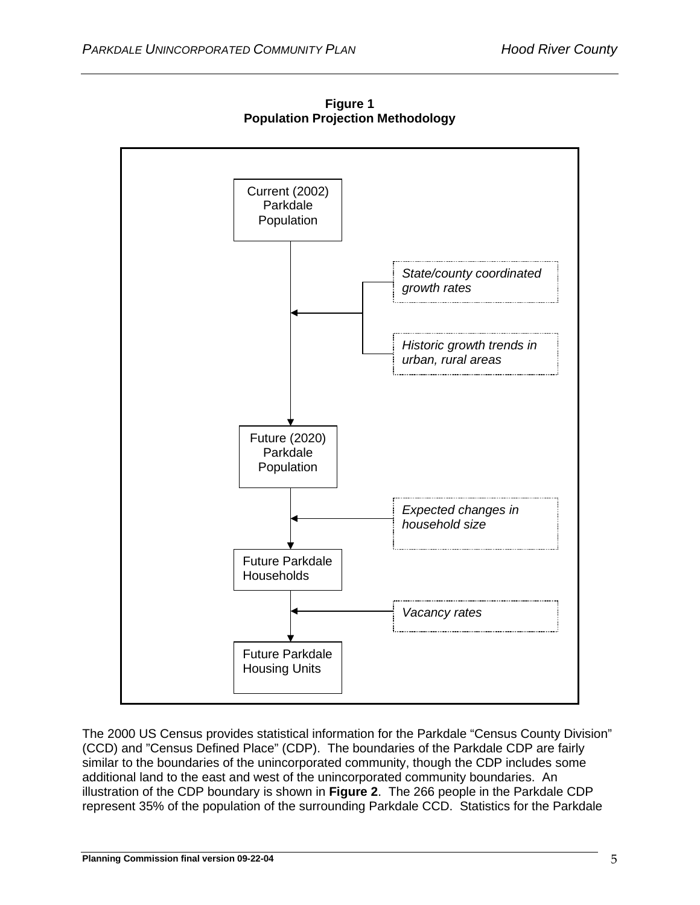**Figure 1**
**Population Projection Methodology**

Current (2002) Parkdale Population

*State/county coordinated growth rates*

*Historic growth trends in urban, rural areas*

Future (2020) Parkdale Population

*Expected changes in household size*

Future Parkdale Households

*Vacancy rates*

Future Parkdale Housing Units

The 2000 US Census provides statistical information for the Parkdale "Census County Division" (CCD) and "Census Defined Place" (CDP). The boundaries of the Parkdale CDP are fairly similar to the boundaries of the unincorporated community, though the CDP includes some additional land to the east and west of the unincorporated community boundaries. An illustration of the CDP boundary is shown in **Figure 2**. The 266 people in the Parkdale CDP represent 35% of the population of the surrounding Parkdale CCD. Statistics for the Parkdale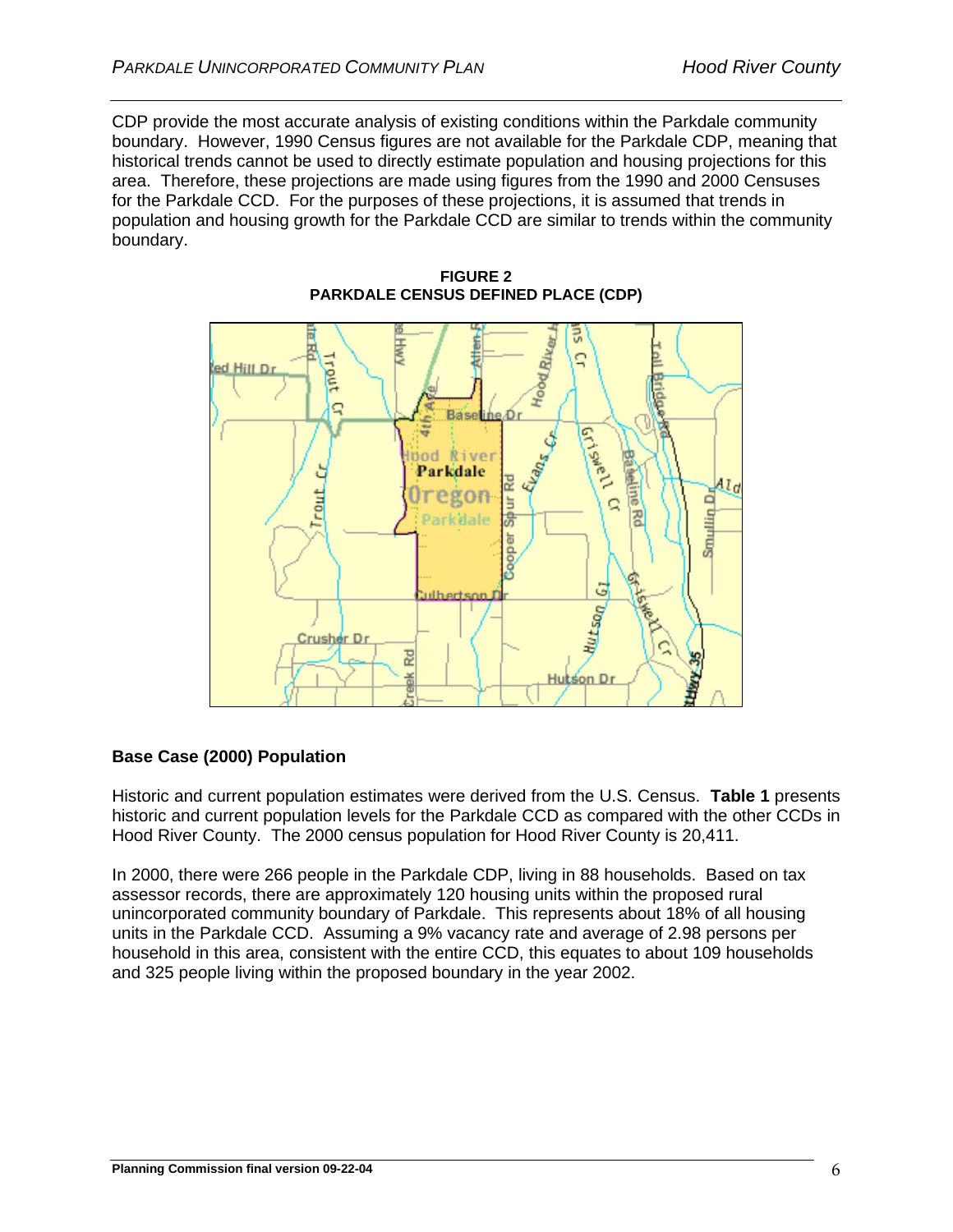CDP provide the most accurate analysis of existing conditions within the Parkdale community boundary. However, 1990 Census figures are not available for the Parkdale CDP, meaning that historical trends cannot be used to directly estimate population and housing projections for this area. Therefore, these projections are made using figures from the 1990 and 2000 Censuses for the Parkdale CCD. For the purposes of these projections, it is assumed that trends in population and housing growth for the Parkdale CCD are similar to trends within the community boundary.

**FIGURE 2**
**PARKDALE CENSUS DEFINED PLACE (CDP)**

### Base Case (2000) Population

Historic and current population estimates were derived from the U.S. Census. **Table 1** presents historic and current population levels for the Parkdale CCD as compared with the other CCDs in Hood River County. The 2000 census population for Hood River County is 20,411.

In 2000, there were 266 people in the Parkdale CDP, living in 88 households. Based on tax assessor records, there are approximately 120 housing units within the proposed rural unincorporated community boundary of Parkdale. This represents about 18% of all housing units in the Parkdale CCD. Assuming a 9% vacancy rate and average of 2.98 persons per household in this area, consistent with the entire CCD, this equates to about 109 households and 325 people living within the proposed boundary in the year 2002.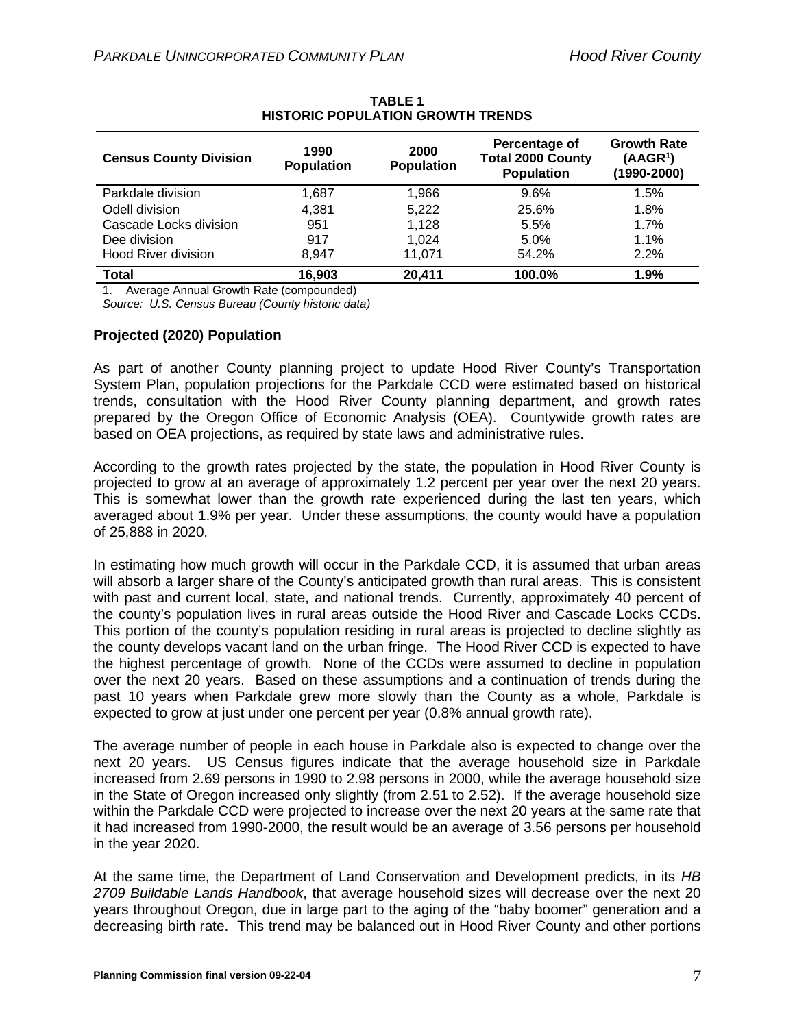**TABLE 1**
**HISTORIC POPULATION GROWTH TRENDS**

| Census County Division | 1990 Population | 2000 Population | Percentage of Total 2000 County Population | Growth Rate (AAGR[1]) (1990-2000) |
|---|---|---|---|---|
| Parkdale division | 1,687 | 1,966 | 9.6% | 1.5% |
| Odell division | 4,381 | 5,222 | 25.6% | 1.8% |
| Cascade Locks division | 951 | 1,128 | 5.5% | 1.7% |
| Dee division | 917 | 1,024 | 5.0% | 1.1% |
| Hood River division | 8,947 | 11,071 | 54.2% | 2.2% |
| **Total** | **16,903** | **20,411** | **100.0%** | **1.9%** |

1. Average Annual Growth Rate (compounded)

*Source: U.S. Census Bureau (County historic data)*

### Projected (2020) Population

As part of another County planning project to update Hood River County's Transportation System Plan, population projections for the Parkdale CCD were estimated based on historical trends, consultation with the Hood River County planning department, and growth rates prepared by the Oregon Office of Economic Analysis (OEA). Countywide growth rates are based on OEA projections, as required by state laws and administrative rules.

According to the growth rates projected by the state, the population in Hood River County is projected to grow at an average of approximately 1.2 percent per year over the next 20 years. This is somewhat lower than the growth rate experienced during the last ten years, which averaged about 1.9% per year. Under these assumptions, the county would have a population of 25,888 in 2020.

In estimating how much growth will occur in the Parkdale CCD, it is assumed that urban areas will absorb a larger share of the County's anticipated growth than rural areas. This is consistent with past and current local, state, and national trends. Currently, approximately 40 percent of the county's population lives in rural areas outside the Hood River and Cascade Locks CCDs. This portion of the county's population residing in rural areas is projected to decline slightly as the county develops vacant land on the urban fringe. The Hood River CCD is expected to have the highest percentage of growth. None of the CCDs were assumed to decline in population over the next 20 years. Based on these assumptions and a continuation of trends during the past 10 years when Parkdale grew more slowly than the County as a whole, Parkdale is expected to grow at just under one percent per year (0.8% annual growth rate).

The average number of people in each house in Parkdale also is expected to change over the next 20 years. US Census figures indicate that the average household size in Parkdale increased from 2.69 persons in 1990 to 2.98 persons in 2000, while the average household size in the State of Oregon increased only slightly (from 2.51 to 2.52). If the average household size within the Parkdale CCD were projected to increase over the next 20 years at the same rate that it had increased from 1990-2000, the result would be an average of 3.56 persons per household in the year 2020.

At the same time, the Department of Land Conservation and Development predicts, in its *HB 2709 Buildable Lands Handbook*, that average household sizes will decrease over the next 20 years throughout Oregon, due in large part to the aging of the "baby boomer" generation and a decreasing birth rate. This trend may be balanced out in Hood River County and other portions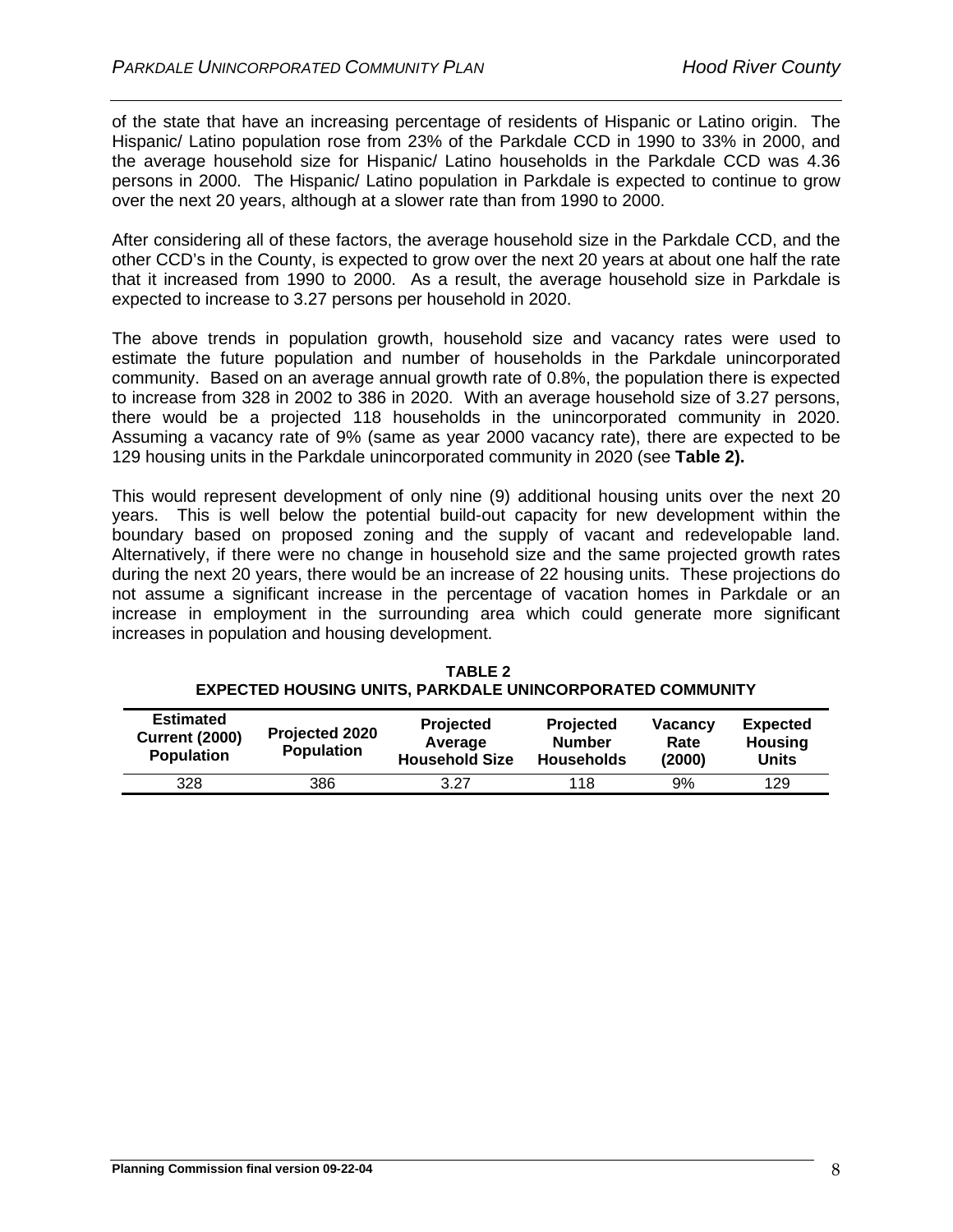of the state that have an increasing percentage of residents of Hispanic or Latino origin. The Hispanic/ Latino population rose from 23% of the Parkdale CCD in 1990 to 33% in 2000, and the average household size for Hispanic/ Latino households in the Parkdale CCD was 4.36 persons in 2000. The Hispanic/ Latino population in Parkdale is expected to continue to grow over the next 20 years, although at a slower rate than from 1990 to 2000.

After considering all of these factors, the average household size in the Parkdale CCD, and the other CCD's in the County, is expected to grow over the next 20 years at about one half the rate that it increased from 1990 to 2000. As a result, the average household size in Parkdale is expected to increase to 3.27 persons per household in 2020.

The above trends in population growth, household size and vacancy rates were used to estimate the future population and number of households in the Parkdale unincorporated community. Based on an average annual growth rate of 0.8%, the population there is expected to increase from 328 in 2002 to 386 in 2020. With an average household size of 3.27 persons, there would be a projected 118 households in the unincorporated community in 2020. Assuming a vacancy rate of 9% (same as year 2000 vacancy rate), there are expected to be 129 housing units in the Parkdale unincorporated community in 2020 (see **Table 2).**

This would represent development of only nine (9) additional housing units over the next 20 years. This is well below the potential build-out capacity for new development within the boundary based on proposed zoning and the supply of vacant and redevelopable land. Alternatively, if there were no change in household size and the same projected growth rates during the next 20 years, there would be an increase of 22 housing units. These projections do not assume a significant increase in the percentage of vacation homes in Parkdale or an increase in employment in the surrounding area which could generate more significant increases in population and housing development.

**TABLE 2**
**EXPECTED HOUSING UNITS, PARKDALE UNINCORPORATED COMMUNITY**

| Estimated Current (2000) Population | Projected 2020 Population | Projected Average Household Size | Projected Number Households | Vacancy Rate (2000) | Expected Housing Units |
|---|---|---|---|---|---|
| 328 | 386 | 3.27 | 118 | 9% | 129 |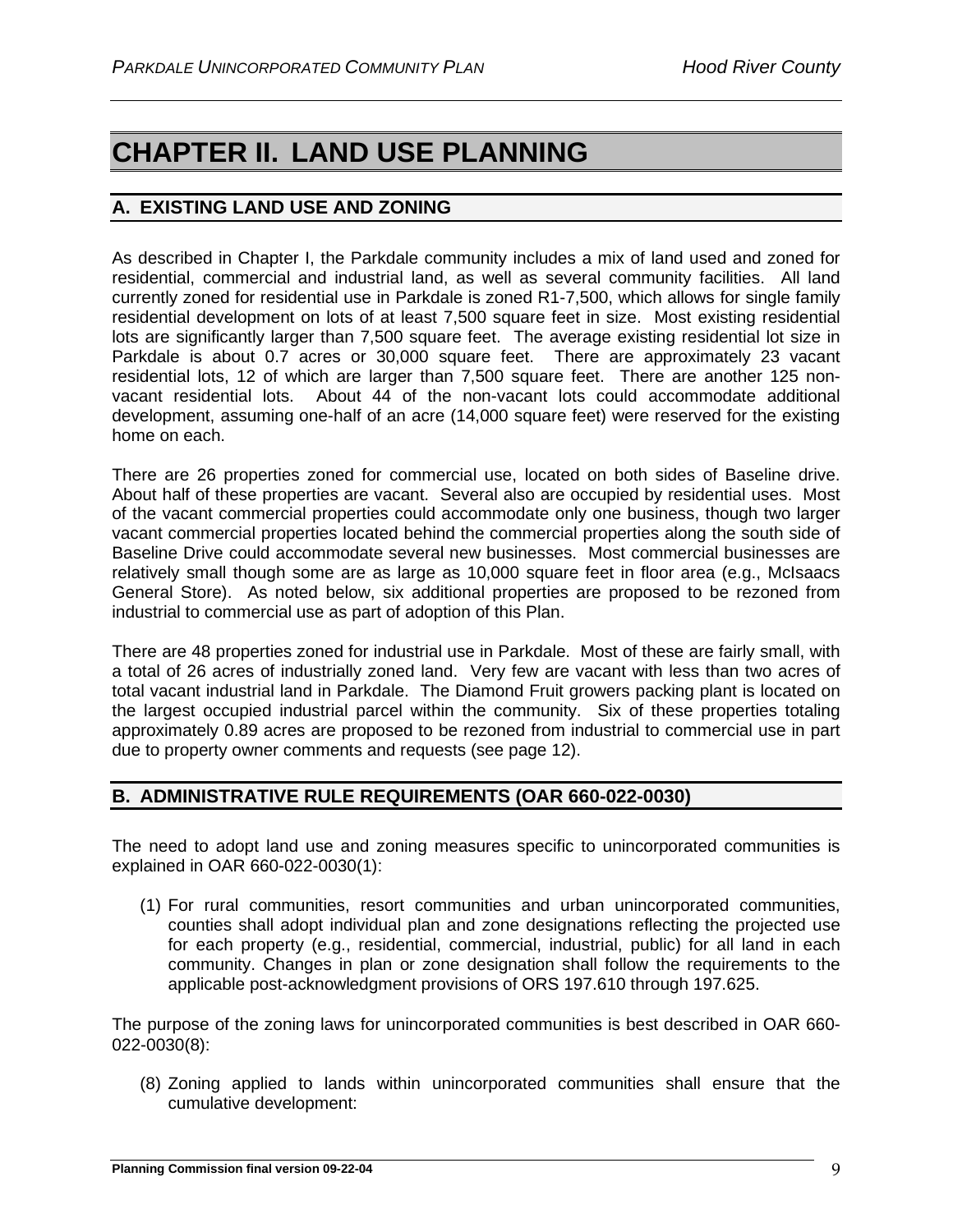# CHAPTER II. LAND USE PLANNING

## A. EXISTING LAND USE AND ZONING

As described in Chapter I, the Parkdale community includes a mix of land used and zoned for residential, commercial and industrial land, as well as several community facilities. All land currently zoned for residential use in Parkdale is zoned R1-7,500, which allows for single family residential development on lots of at least 7,500 square feet in size. Most existing residential lots are significantly larger than 7,500 square feet. The average existing residential lot size in Parkdale is about 0.7 acres or 30,000 square feet. There are approximately 23 vacant residential lots, 12 of which are larger than 7,500 square feet. There are another 125 non-vacant residential lots. About 44 of the non-vacant lots could accommodate additional development, assuming one-half of an acre (14,000 square feet) were reserved for the existing home on each.

There are 26 properties zoned for commercial use, located on both sides of Baseline drive. About half of these properties are vacant. Several also are occupied by residential uses. Most of the vacant commercial properties could accommodate only one business, though two larger vacant commercial properties located behind the commercial properties along the south side of Baseline Drive could accommodate several new businesses. Most commercial businesses are relatively small though some are as large as 10,000 square feet in floor area (e.g., McIsaacs General Store). As noted below, six additional properties are proposed to be rezoned from industrial to commercial use as part of adoption of this Plan.

There are 48 properties zoned for industrial use in Parkdale. Most of these are fairly small, with a total of 26 acres of industrially zoned land. Very few are vacant with less than two acres of total vacant industrial land in Parkdale. The Diamond Fruit growers packing plant is located on the largest occupied industrial parcel within the community. Six of these properties totaling approximately 0.89 acres are proposed to be rezoned from industrial to commercial use in part due to property owner comments and requests (see page 12).

## B. ADMINISTRATIVE RULE REQUIREMENTS (OAR 660-022-0030)

The need to adopt land use and zoning measures specific to unincorporated communities is explained in OAR 660-022-0030(1):

(1) For rural communities, resort communities and urban unincorporated communities, counties shall adopt individual plan and zone designations reflecting the projected use for each property (e.g., residential, commercial, industrial, public) for all land in each community. Changes in plan or zone designation shall follow the requirements to the applicable post-acknowledgment provisions of ORS 197.610 through 197.625.

The purpose of the zoning laws for unincorporated communities is best described in OAR 660-022-0030(8):

(8) Zoning applied to lands within unincorporated communities shall ensure that the cumulative development: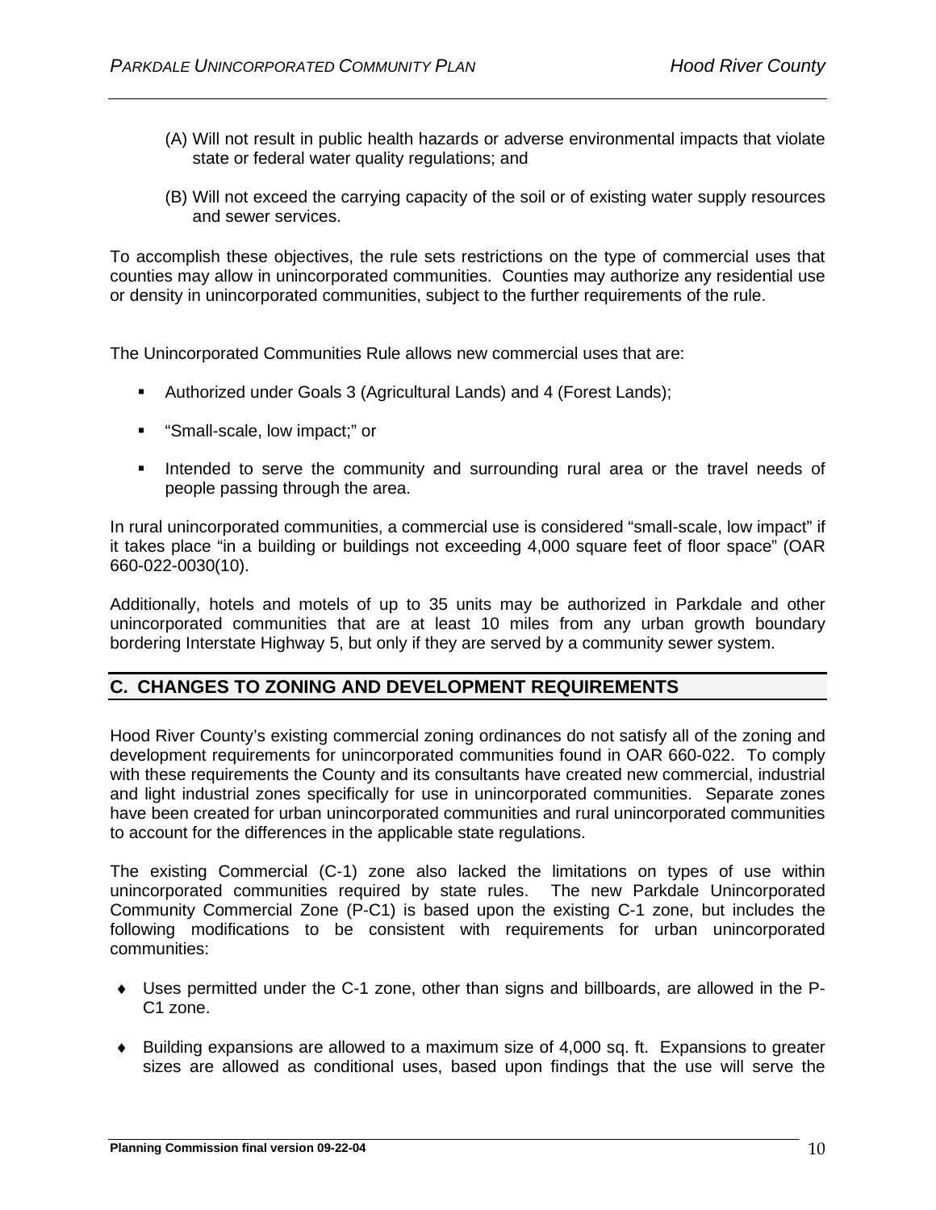(A) Will not result in public health hazards or adverse environmental impacts that violate state or federal water quality regulations; and

(B) Will not exceed the carrying capacity of the soil or of existing water supply resources and sewer services.

To accomplish these objectives, the rule sets restrictions on the type of commercial uses that counties may allow in unincorporated communities. Counties may authorize any residential use or density in unincorporated communities, subject to the further requirements of the rule.

The Unincorporated Communities Rule allows new commercial uses that are:

- Authorized under Goals 3 (Agricultural Lands) and 4 (Forest Lands);
- "Small-scale, low impact;" or
- Intended to serve the community and surrounding rural area or the travel needs of people passing through the area.

In rural unincorporated communities, a commercial use is considered "small-scale, low impact" if it takes place "in a building or buildings not exceeding 4,000 square feet of floor space" (OAR 660-022-0030(10).

Additionally, hotels and motels of up to 35 units may be authorized in Parkdale and other unincorporated communities that are at least 10 miles from any urban growth boundary bordering Interstate Highway 5, but only if they are served by a community sewer system.

## C. CHANGES TO ZONING AND DEVELOPMENT REQUIREMENTS

Hood River County's existing commercial zoning ordinances do not satisfy all of the zoning and development requirements for unincorporated communities found in OAR 660-022. To comply with these requirements the County and its consultants have created new commercial, industrial and light industrial zones specifically for use in unincorporated communities. Separate zones have been created for urban unincorporated communities and rural unincorporated communities to account for the differences in the applicable state regulations.

The existing Commercial (C-1) zone also lacked the limitations on types of use within unincorporated communities required by state rules. The new Parkdale Unincorporated Community Commercial Zone (P-C1) is based upon the existing C-1 zone, but includes the following modifications to be consistent with requirements for urban unincorporated communities:

- Uses permitted under the C-1 zone, other than signs and billboards, are allowed in the P-C1 zone.
- Building expansions are allowed to a maximum size of 4,000 sq. ft. Expansions to greater sizes are allowed as conditional uses, based upon findings that the use will serve the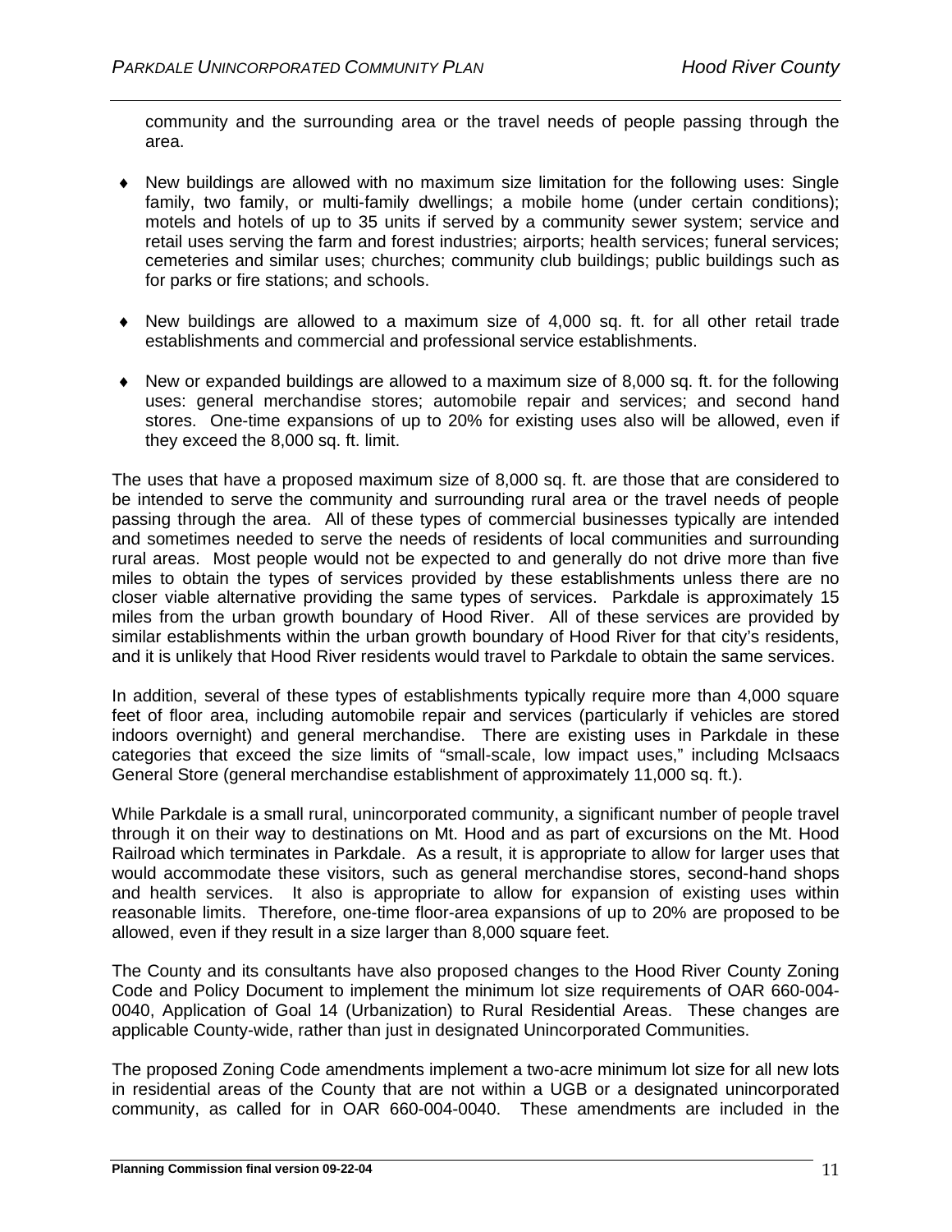community and the surrounding area or the travel needs of people passing through the area.

- New buildings are allowed with no maximum size limitation for the following uses: Single family, two family, or multi-family dwellings; a mobile home (under certain conditions); motels and hotels of up to 35 units if served by a community sewer system; service and retail uses serving the farm and forest industries; airports; health services; funeral services; cemeteries and similar uses; churches; community club buildings; public buildings such as for parks or fire stations; and schools.

- New buildings are allowed to a maximum size of 4,000 sq. ft. for all other retail trade establishments and commercial and professional service establishments.

- New or expanded buildings are allowed to a maximum size of 8,000 sq. ft. for the following uses: general merchandise stores; automobile repair and services; and second hand stores. One-time expansions of up to 20% for existing uses also will be allowed, even if they exceed the 8,000 sq. ft. limit.

The uses that have a proposed maximum size of 8,000 sq. ft. are those that are considered to be intended to serve the community and surrounding rural area or the travel needs of people passing through the area. All of these types of commercial businesses typically are intended and sometimes needed to serve the needs of residents of local communities and surrounding rural areas. Most people would not be expected to and generally do not drive more than five miles to obtain the types of services provided by these establishments unless there are no closer viable alternative providing the same types of services. Parkdale is approximately 15 miles from the urban growth boundary of Hood River. All of these services are provided by similar establishments within the urban growth boundary of Hood River for that city's residents, and it is unlikely that Hood River residents would travel to Parkdale to obtain the same services.

In addition, several of these types of establishments typically require more than 4,000 square feet of floor area, including automobile repair and services (particularly if vehicles are stored indoors overnight) and general merchandise. There are existing uses in Parkdale in these categories that exceed the size limits of "small-scale, low impact uses," including McIsaacs General Store (general merchandise establishment of approximately 11,000 sq. ft.).

While Parkdale is a small rural, unincorporated community, a significant number of people travel through it on their way to destinations on Mt. Hood and as part of excursions on the Mt. Hood Railroad which terminates in Parkdale. As a result, it is appropriate to allow for larger uses that would accommodate these visitors, such as general merchandise stores, second-hand shops and health services. It also is appropriate to allow for expansion of existing uses within reasonable limits. Therefore, one-time floor-area expansions of up to 20% are proposed to be allowed, even if they result in a size larger than 8,000 square feet.

The County and its consultants have also proposed changes to the Hood River County Zoning Code and Policy Document to implement the minimum lot size requirements of OAR 660-004-0040, Application of Goal 14 (Urbanization) to Rural Residential Areas. These changes are applicable County-wide, rather than just in designated Unincorporated Communities.

The proposed Zoning Code amendments implement a two-acre minimum lot size for all new lots in residential areas of the County that are not within a UGB or a designated unincorporated community, as called for in OAR 660-004-0040. These amendments are included in the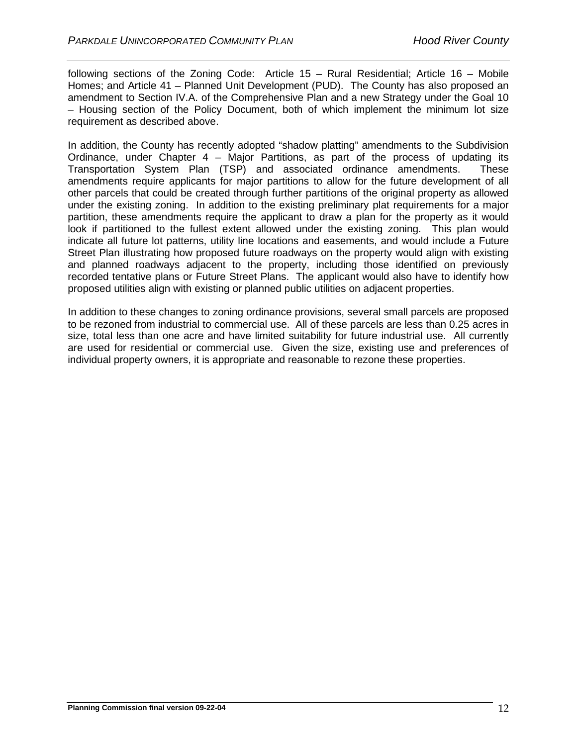following sections of the Zoning Code: Article 15 – Rural Residential; Article 16 – Mobile Homes; and Article 41 – Planned Unit Development (PUD). The County has also proposed an amendment to Section IV.A. of the Comprehensive Plan and a new Strategy under the Goal 10 – Housing section of the Policy Document, both of which implement the minimum lot size requirement as described above.

In addition, the County has recently adopted "shadow platting" amendments to the Subdivision Ordinance, under Chapter 4 – Major Partitions, as part of the process of updating its Transportation System Plan (TSP) and associated ordinance amendments. These amendments require applicants for major partitions to allow for the future development of all other parcels that could be created through further partitions of the original property as allowed under the existing zoning. In addition to the existing preliminary plat requirements for a major partition, these amendments require the applicant to draw a plan for the property as it would look if partitioned to the fullest extent allowed under the existing zoning. This plan would indicate all future lot patterns, utility line locations and easements, and would include a Future Street Plan illustrating how proposed future roadways on the property would align with existing and planned roadways adjacent to the property, including those identified on previously recorded tentative plans or Future Street Plans. The applicant would also have to identify how proposed utilities align with existing or planned public utilities on adjacent properties.

In addition to these changes to zoning ordinance provisions, several small parcels are proposed to be rezoned from industrial to commercial use. All of these parcels are less than 0.25 acres in size, total less than one acre and have limited suitability for future industrial use. All currently are used for residential or commercial use. Given the size, existing use and preferences of individual property owners, it is appropriate and reasonable to rezone these properties.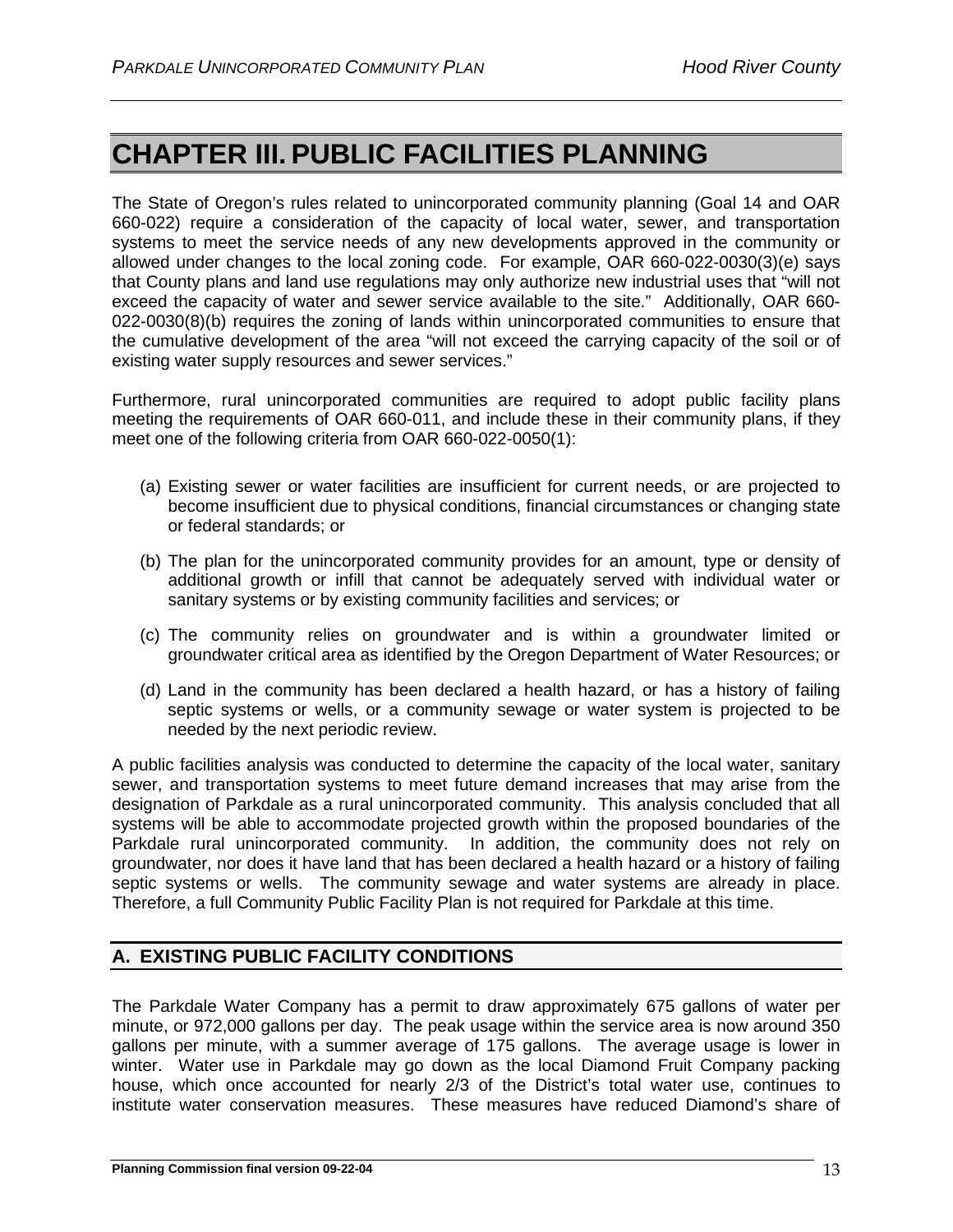# CHAPTER III. PUBLIC FACILITIES PLANNING

The State of Oregon's rules related to unincorporated community planning (Goal 14 and OAR 660-022) require a consideration of the capacity of local water, sewer, and transportation systems to meet the service needs of any new developments approved in the community or allowed under changes to the local zoning code. For example, OAR 660-022-0030(3)(e) says that County plans and land use regulations may only authorize new industrial uses that "will not exceed the capacity of water and sewer service available to the site." Additionally, OAR 660-022-0030(8)(b) requires the zoning of lands within unincorporated communities to ensure that the cumulative development of the area "will not exceed the carrying capacity of the soil or of existing water supply resources and sewer services."

Furthermore, rural unincorporated communities are required to adopt public facility plans meeting the requirements of OAR 660-011, and include these in their community plans, if they meet one of the following criteria from OAR 660-022-0050(1):

(a) Existing sewer or water facilities are insufficient for current needs, or are projected to become insufficient due to physical conditions, financial circumstances or changing state or federal standards; or

(b) The plan for the unincorporated community provides for an amount, type or density of additional growth or infill that cannot be adequately served with individual water or sanitary systems or by existing community facilities and services; or

(c) The community relies on groundwater and is within a groundwater limited or groundwater critical area as identified by the Oregon Department of Water Resources; or

(d) Land in the community has been declared a health hazard, or has a history of failing septic systems or wells, or a community sewage or water system is projected to be needed by the next periodic review.

A public facilities analysis was conducted to determine the capacity of the local water, sanitary sewer, and transportation systems to meet future demand increases that may arise from the designation of Parkdale as a rural unincorporated community. This analysis concluded that all systems will be able to accommodate projected growth within the proposed boundaries of the Parkdale rural unincorporated community. In addition, the community does not rely on groundwater, nor does it have land that has been declared a health hazard or a history of failing septic systems or wells. The community sewage and water systems are already in place. Therefore, a full Community Public Facility Plan is not required for Parkdale at this time.

## A. EXISTING PUBLIC FACILITY CONDITIONS

The Parkdale Water Company has a permit to draw approximately 675 gallons of water per minute, or 972,000 gallons per day. The peak usage within the service area is now around 350 gallons per minute, with a summer average of 175 gallons. The average usage is lower in winter. Water use in Parkdale may go down as the local Diamond Fruit Company packing house, which once accounted for nearly 2/3 of the District's total water use, continues to institute water conservation measures. These measures have reduced Diamond's share of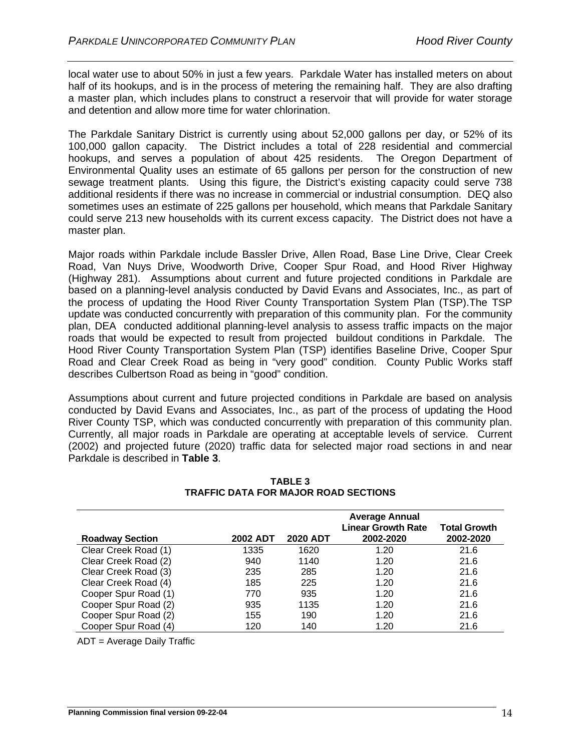local water use to about 50% in just a few years. Parkdale Water has installed meters on about half of its hookups, and is in the process of metering the remaining half. They are also drafting a master plan, which includes plans to construct a reservoir that will provide for water storage and detention and allow more time for water chlorination.

The Parkdale Sanitary District is currently using about 52,000 gallons per day, or 52% of its 100,000 gallon capacity. The District includes a total of 228 residential and commercial hookups, and serves a population of about 425 residents. The Oregon Department of Environmental Quality uses an estimate of 65 gallons per person for the construction of new sewage treatment plants. Using this figure, the District's existing capacity could serve 738 additional residents if there was no increase in commercial or industrial consumption. DEQ also sometimes uses an estimate of 225 gallons per household, which means that Parkdale Sanitary could serve 213 new households with its current excess capacity. The District does not have a master plan.

Major roads within Parkdale include Bassler Drive, Allen Road, Base Line Drive, Clear Creek Road, Van Nuys Drive, Woodworth Drive, Cooper Spur Road, and Hood River Highway (Highway 281). Assumptions about current and future projected conditions in Parkdale are based on a planning-level analysis conducted by David Evans and Associates, Inc., as part of the process of updating the Hood River County Transportation System Plan (TSP).The TSP update was conducted concurrently with preparation of this community plan. For the community plan, DEA conducted additional planning-level analysis to assess traffic impacts on the major roads that would be expected to result from projected buildout conditions in Parkdale. The Hood River County Transportation System Plan (TSP) identifies Baseline Drive, Cooper Spur Road and Clear Creek Road as being in "very good" condition. County Public Works staff describes Culbertson Road as being in "good" condition.

Assumptions about current and future projected conditions in Parkdale are based on analysis conducted by David Evans and Associates, Inc., as part of the process of updating the Hood River County TSP, which was conducted concurrently with preparation of this community plan. Currently, all major roads in Parkdale are operating at acceptable levels of service. Current (2002) and projected future (2020) traffic data for selected major road sections in and near Parkdale is described in **Table 3**.

**TABLE 3**
**TRAFFIC DATA FOR MAJOR ROAD SECTIONS**

| Roadway Section | 2002 ADT | 2020 ADT | Average Annual Linear Growth Rate 2002-2020 | Total Growth 2002-2020 |
|---|---|---|---|---|
| Clear Creek Road (1) | 1335 | 1620 | 1.20 | 21.6 |
| Clear Creek Road (2) | 940 | 1140 | 1.20 | 21.6 |
| Clear Creek Road (3) | 235 | 285 | 1.20 | 21.6 |
| Clear Creek Road (4) | 185 | 225 | 1.20 | 21.6 |
| Cooper Spur Road (1) | 770 | 935 | 1.20 | 21.6 |
| Cooper Spur Road (2) | 935 | 1135 | 1.20 | 21.6 |
| Cooper Spur Road (2) | 155 | 190 | 1.20 | 21.6 |
| Cooper Spur Road (4) | 120 | 140 | 1.20 | 21.6 |

ADT = Average Daily Traffic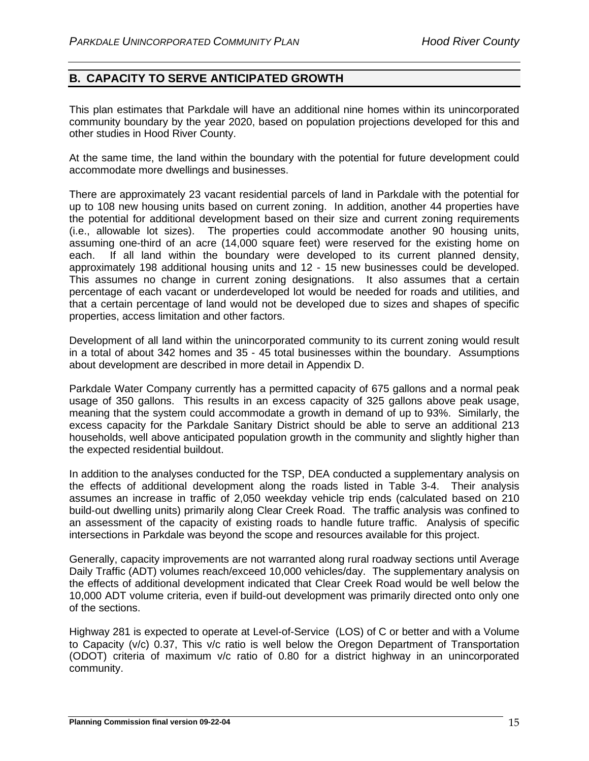## B. CAPACITY TO SERVE ANTICIPATED GROWTH

This plan estimates that Parkdale will have an additional nine homes within its unincorporated community boundary by the year 2020, based on population projections developed for this and other studies in Hood River County.

At the same time, the land within the boundary with the potential for future development could accommodate more dwellings and businesses.

There are approximately 23 vacant residential parcels of land in Parkdale with the potential for up to 108 new housing units based on current zoning. In addition, another 44 properties have the potential for additional development based on their size and current zoning requirements (i.e., allowable lot sizes). The properties could accommodate another 90 housing units, assuming one-third of an acre (14,000 square feet) were reserved for the existing home on each. If all land within the boundary were developed to its current planned density, approximately 198 additional housing units and 12 - 15 new businesses could be developed. This assumes no change in current zoning designations. It also assumes that a certain percentage of each vacant or underdeveloped lot would be needed for roads and utilities, and that a certain percentage of land would not be developed due to sizes and shapes of specific properties, access limitation and other factors.

Development of all land within the unincorporated community to its current zoning would result in a total of about 342 homes and 35 - 45 total businesses within the boundary. Assumptions about development are described in more detail in Appendix D.

Parkdale Water Company currently has a permitted capacity of 675 gallons and a normal peak usage of 350 gallons. This results in an excess capacity of 325 gallons above peak usage, meaning that the system could accommodate a growth in demand of up to 93%. Similarly, the excess capacity for the Parkdale Sanitary District should be able to serve an additional 213 households, well above anticipated population growth in the community and slightly higher than the expected residential buildout.

In addition to the analyses conducted for the TSP, DEA conducted a supplementary analysis on the effects of additional development along the roads listed in Table 3-4. Their analysis assumes an increase in traffic of 2,050 weekday vehicle trip ends (calculated based on 210 build-out dwelling units) primarily along Clear Creek Road. The traffic analysis was confined to an assessment of the capacity of existing roads to handle future traffic. Analysis of specific intersections in Parkdale was beyond the scope and resources available for this project.

Generally, capacity improvements are not warranted along rural roadway sections until Average Daily Traffic (ADT) volumes reach/exceed 10,000 vehicles/day. The supplementary analysis on the effects of additional development indicated that Clear Creek Road would be well below the 10,000 ADT volume criteria, even if build-out development was primarily directed onto only one of the sections.

Highway 281 is expected to operate at Level-of-Service (LOS) of C or better and with a Volume to Capacity (v/c) 0.37, This v/c ratio is well below the Oregon Department of Transportation (ODOT) criteria of maximum v/c ratio of 0.80 for a district highway in an unincorporated community.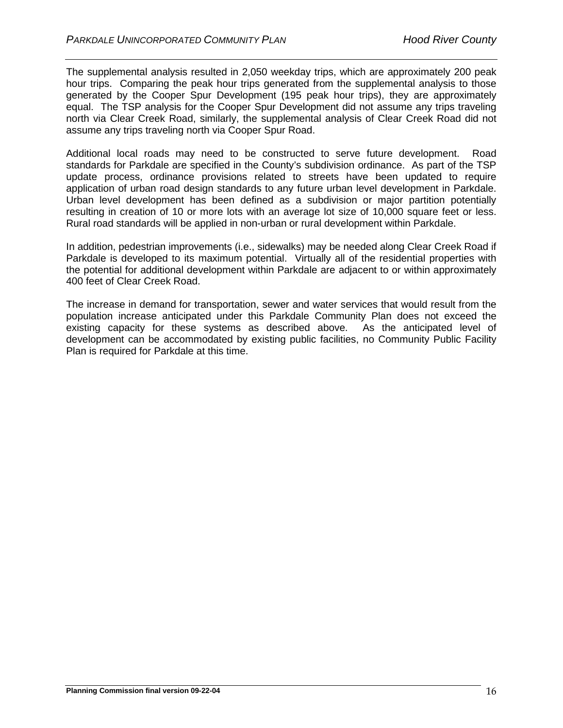The supplemental analysis resulted in 2,050 weekday trips, which are approximately 200 peak hour trips. Comparing the peak hour trips generated from the supplemental analysis to those generated by the Cooper Spur Development (195 peak hour trips), they are approximately equal. The TSP analysis for the Cooper Spur Development did not assume any trips traveling north via Clear Creek Road, similarly, the supplemental analysis of Clear Creek Road did not assume any trips traveling north via Cooper Spur Road.

Additional local roads may need to be constructed to serve future development. Road standards for Parkdale are specified in the County's subdivision ordinance. As part of the TSP update process, ordinance provisions related to streets have been updated to require application of urban road design standards to any future urban level development in Parkdale. Urban level development has been defined as a subdivision or major partition potentially resulting in creation of 10 or more lots with an average lot size of 10,000 square feet or less. Rural road standards will be applied in non-urban or rural development within Parkdale.

In addition, pedestrian improvements (i.e., sidewalks) may be needed along Clear Creek Road if Parkdale is developed to its maximum potential. Virtually all of the residential properties with the potential for additional development within Parkdale are adjacent to or within approximately 400 feet of Clear Creek Road.

The increase in demand for transportation, sewer and water services that would result from the population increase anticipated under this Parkdale Community Plan does not exceed the existing capacity for these systems as described above. As the anticipated level of development can be accommodated by existing public facilities, no Community Public Facility Plan is required for Parkdale at this time.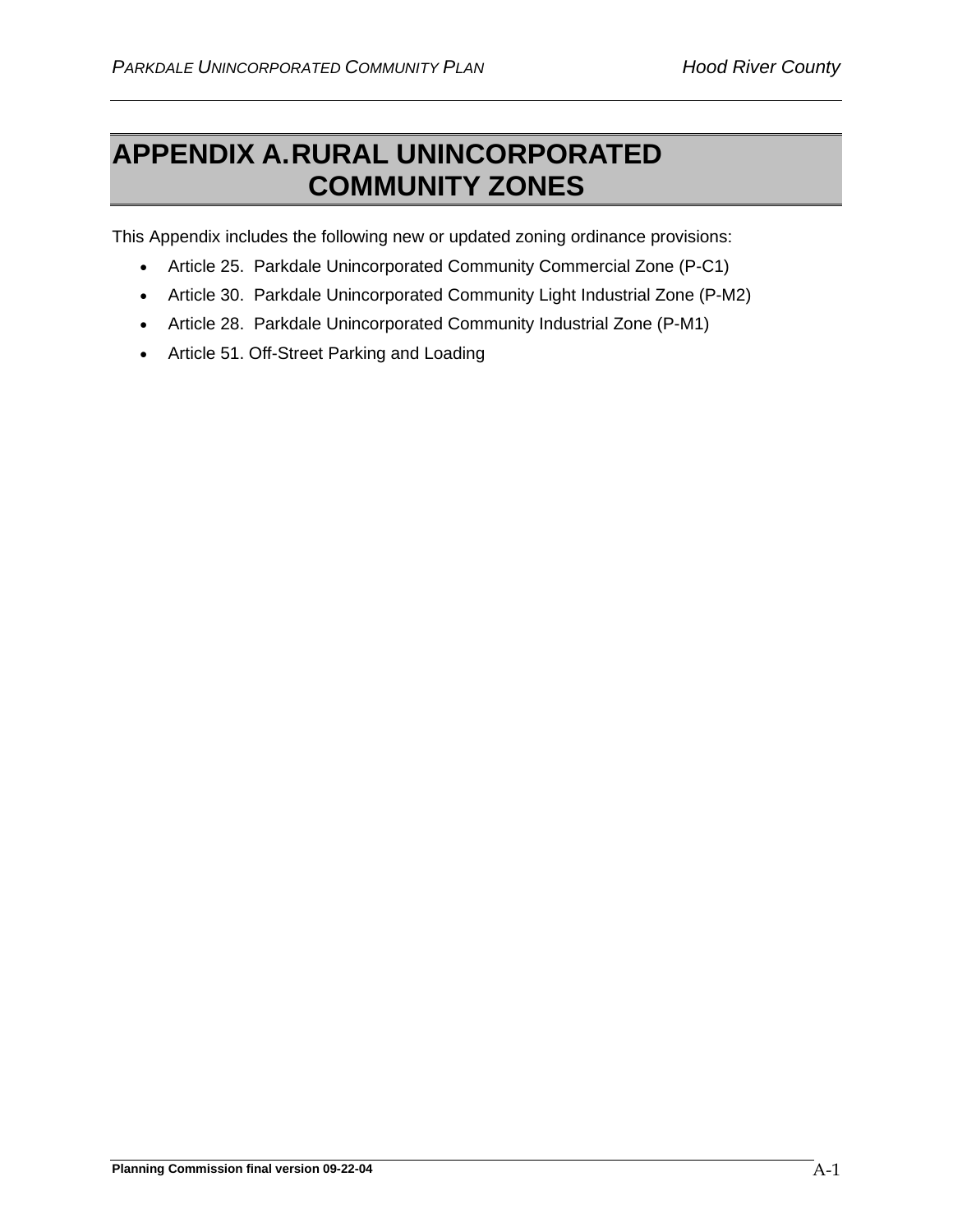# APPENDIX A. RURAL UNINCORPORATED COMMUNITY ZONES

This Appendix includes the following new or updated zoning ordinance provisions:

- Article 25. Parkdale Unincorporated Community Commercial Zone (P-C1)
- Article 30. Parkdale Unincorporated Community Light Industrial Zone (P-M2)
- Article 28. Parkdale Unincorporated Community Industrial Zone (P-M1)
- Article 51. Off-Street Parking and Loading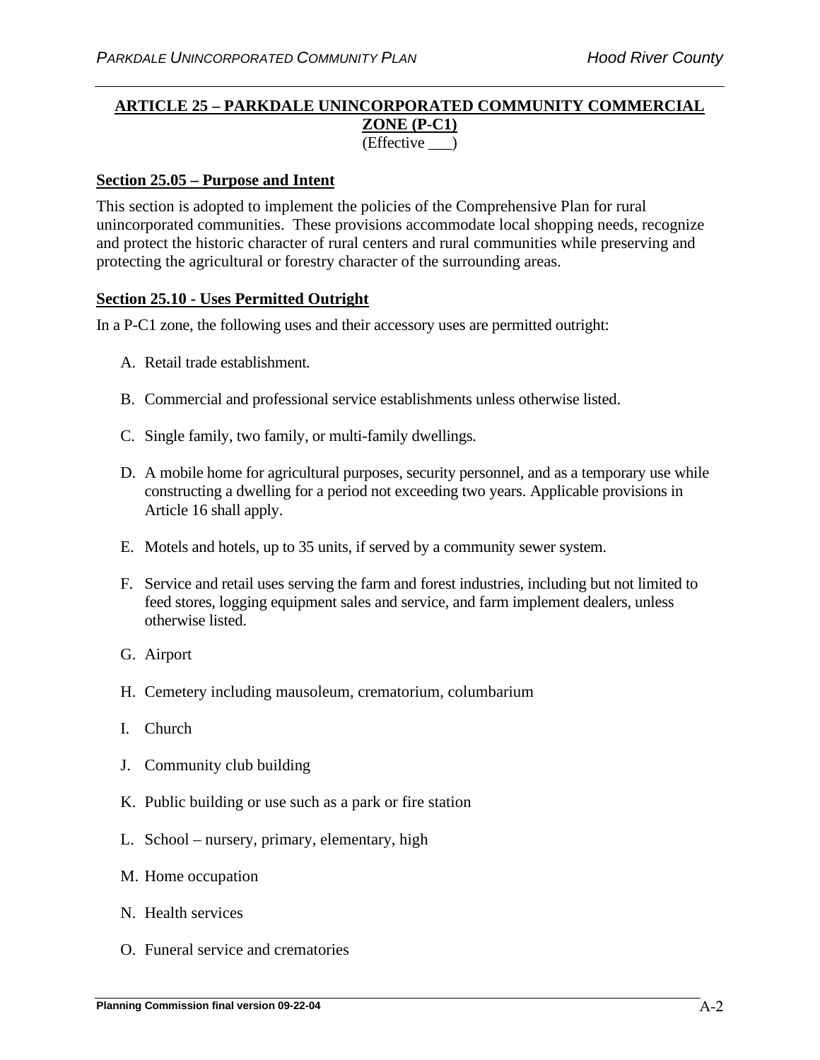## ARTICLE 25 – PARKDALE UNINCORPORATED COMMUNITY COMMERCIAL ZONE (P-C1)

(Effective ___)

### Section 25.05 – Purpose and Intent

This section is adopted to implement the policies of the Comprehensive Plan for rural unincorporated communities. These provisions accommodate local shopping needs, recognize and protect the historic character of rural centers and rural communities while preserving and protecting the agricultural or forestry character of the surrounding areas.

### Section 25.10 - Uses Permitted Outright

In a P-C1 zone, the following uses and their accessory uses are permitted outright:

A. Retail trade establishment.

B. Commercial and professional service establishments unless otherwise listed.

C. Single family, two family, or multi-family dwellings.

D. A mobile home for agricultural purposes, security personnel, and as a temporary use while constructing a dwelling for a period not exceeding two years. Applicable provisions in Article 16 shall apply.

E. Motels and hotels, up to 35 units, if served by a community sewer system.

F. Service and retail uses serving the farm and forest industries, including but not limited to feed stores, logging equipment sales and service, and farm implement dealers, unless otherwise listed.

G. Airport

H. Cemetery including mausoleum, crematorium, columbarium

I. Church

J. Community club building

K. Public building or use such as a park or fire station

L. School – nursery, primary, elementary, high

M. Home occupation

N. Health services

O. Funeral service and crematories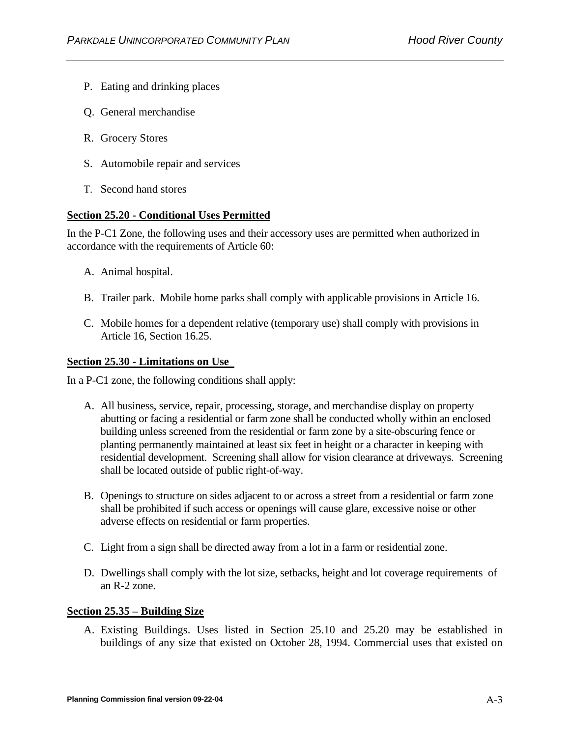P. Eating and drinking places

Q. General merchandise

R. Grocery Stores

S. Automobile repair and services

T. Second hand stores

**Section 25.20 - Conditional Uses Permitted**

In the P-C1 Zone, the following uses and their accessory uses are permitted when authorized in accordance with the requirements of Article 60:

A. Animal hospital.

B. Trailer park. Mobile home parks shall comply with applicable provisions in Article 16.

C. Mobile homes for a dependent relative (temporary use) shall comply with provisions in Article 16, Section 16.25.

**Section 25.30 - Limitations on Use**

In a P-C1 zone, the following conditions shall apply:

A. All business, service, repair, processing, storage, and merchandise display on property abutting or facing a residential or farm zone shall be conducted wholly within an enclosed building unless screened from the residential or farm zone by a site-obscuring fence or planting permanently maintained at least six feet in height or a character in keeping with residential development. Screening shall allow for vision clearance at driveways. Screening shall be located outside of public right-of-way.

B. Openings to structure on sides adjacent to or across a street from a residential or farm zone shall be prohibited if such access or openings will cause glare, excessive noise or other adverse effects on residential or farm properties.

C. Light from a sign shall be directed away from a lot in a farm or residential zone.

D. Dwellings shall comply with the lot size, setbacks, height and lot coverage requirements of an R-2 zone.

**Section 25.35 – Building Size**

A. Existing Buildings. Uses listed in Section 25.10 and 25.20 may be established in buildings of any size that existed on October 28, 1994. Commercial uses that existed on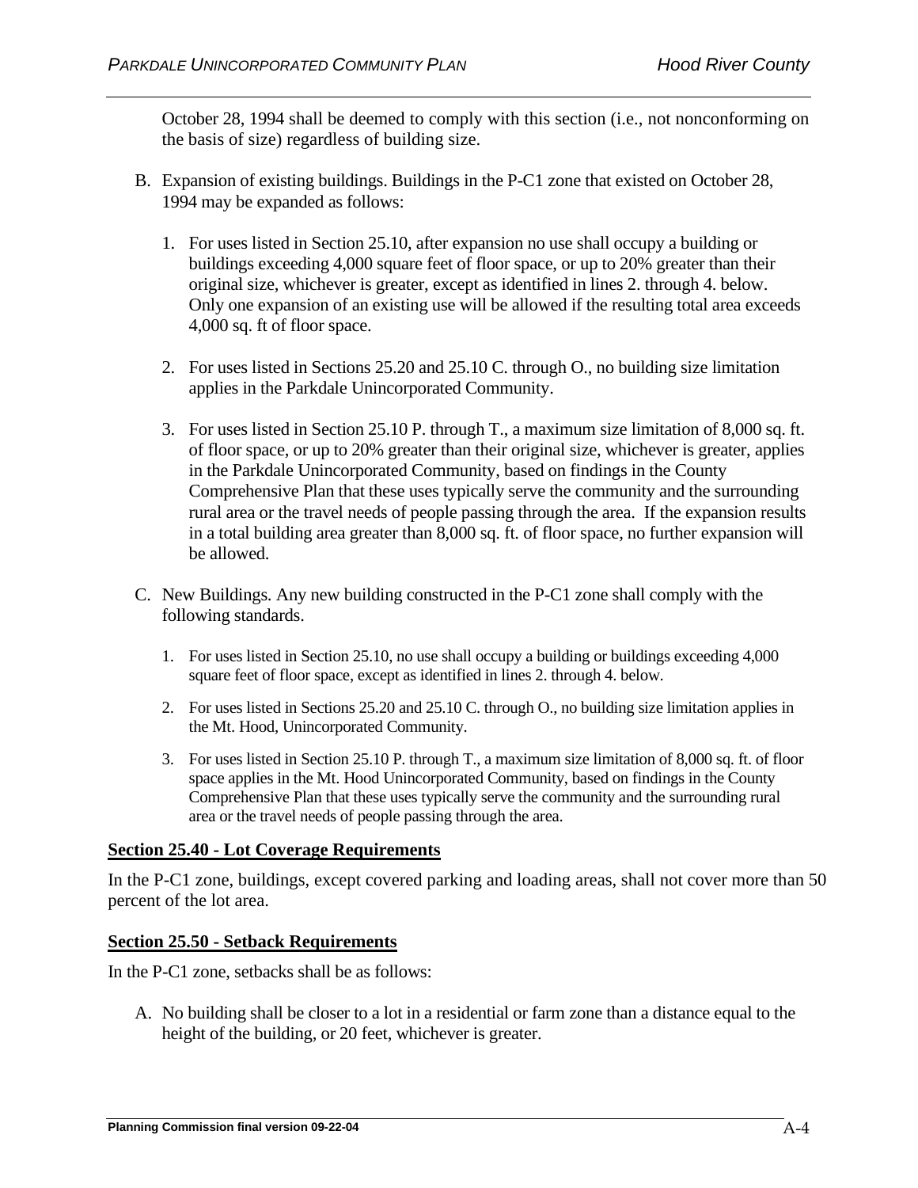October 28, 1994 shall be deemed to comply with this section (i.e., not nonconforming on the basis of size) regardless of building size.

B. Expansion of existing buildings. Buildings in the P-C1 zone that existed on October 28, 1994 may be expanded as follows:

   1. For uses listed in Section 25.10, after expansion no use shall occupy a building or buildings exceeding 4,000 square feet of floor space, or up to 20% greater than their original size, whichever is greater, except as identified in lines 2. through 4. below. Only one expansion of an existing use will be allowed if the resulting total area exceeds 4,000 sq. ft of floor space.

   2. For uses listed in Sections 25.20 and 25.10 C. through O., no building size limitation applies in the Parkdale Unincorporated Community.

   3. For uses listed in Section 25.10 P. through T., a maximum size limitation of 8,000 sq. ft. of floor space, or up to 20% greater than their original size, whichever is greater, applies in the Parkdale Unincorporated Community, based on findings in the County Comprehensive Plan that these uses typically serve the community and the surrounding rural area or the travel needs of people passing through the area. If the expansion results in a total building area greater than 8,000 sq. ft. of floor space, no further expansion will be allowed.

C. New Buildings. Any new building constructed in the P-C1 zone shall comply with the following standards.

   1. For uses listed in Section 25.10, no use shall occupy a building or buildings exceeding 4,000 square feet of floor space, except as identified in lines 2. through 4. below.

   2. For uses listed in Sections 25.20 and 25.10 C. through O., no building size limitation applies in the Mt. Hood, Unincorporated Community.

   3. For uses listed in Section 25.10 P. through T., a maximum size limitation of 8,000 sq. ft. of floor space applies in the Mt. Hood Unincorporated Community, based on findings in the County Comprehensive Plan that these uses typically serve the community and the surrounding rural area or the travel needs of people passing through the area.

**Section 25.40 - Lot Coverage Requirements**

In the P-C1 zone, buildings, except covered parking and loading areas, shall not cover more than 50 percent of the lot area.

**Section 25.50 - Setback Requirements**

In the P-C1 zone, setbacks shall be as follows:

A. No building shall be closer to a lot in a residential or farm zone than a distance equal to the height of the building, or 20 feet, whichever is greater.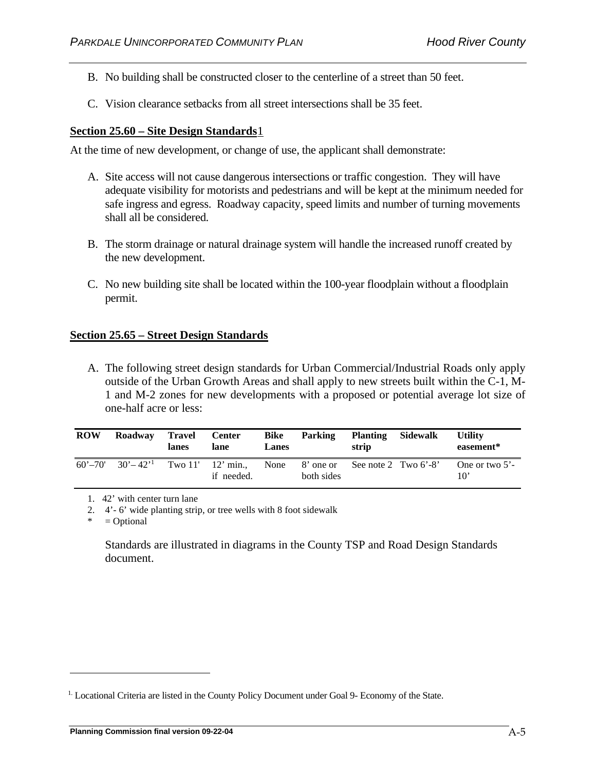B. No building shall be constructed closer to the centerline of a street than 50 feet.

C. Vision clearance setbacks from all street intersections shall be 35 feet.

## Section 25.60 – Site Design Standards[1]

At the time of new development, or change of use, the applicant shall demonstrate:

A. Site access will not cause dangerous intersections or traffic congestion. They will have adequate visibility for motorists and pedestrians and will be kept at the minimum needed for safe ingress and egress. Roadway capacity, speed limits and number of turning movements shall all be considered.

B. The storm drainage or natural drainage system will handle the increased runoff created by the new development.

C. No new building site shall be located within the 100-year floodplain without a floodplain permit.

## Section 25.65 – Street Design Standards

A. The following street design standards for Urban Commercial/Industrial Roads only apply outside of the Urban Growth Areas and shall apply to new streets built within the C-1, M-1 and M-2 zones for new developments with a proposed or potential average lot size of one-half acre or less:

| ROW | Roadway | Travel lanes | Center lane | Bike Lanes | Parking | Planting strip | Sidewalk | Utility easement* |
|---|---|---|---|---|---|---|---|---|
| 60'–70' | 30'– 42'[1] | Two 11' | 12' min., if needed. | None | 8' one or both sides | See note 2 | Two 6'-8' | One or two 5'-10' |

1. 42' with center turn lane
2. 4'- 6' wide planting strip, or tree wells with 8 foot sidewalk

\* = Optional

Standards are illustrated in diagrams in the County TSP and Road Design Standards document.

---

[1] Locational Criteria are listed in the County Policy Document under Goal 9- Economy of the State.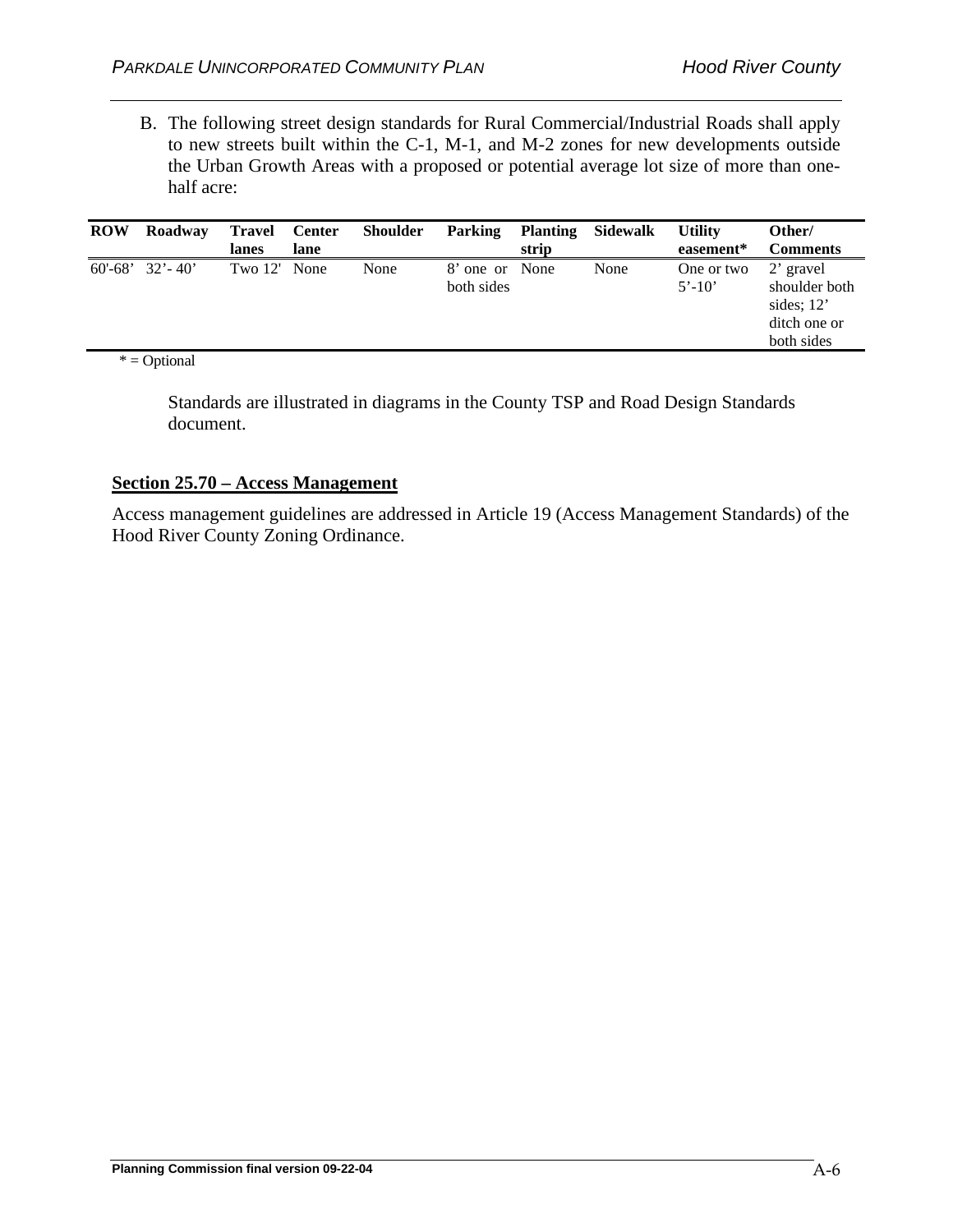B. The following street design standards for Rural Commercial/Industrial Roads shall apply to new streets built within the C-1, M-1, and M-2 zones for new developments outside the Urban Growth Areas with a proposed or potential average lot size of more than one-half acre:

| ROW | Roadway | Travel lanes | Center lane | Shoulder | Parking | Planting strip | Sidewalk | Utility easement* | Other/ Comments |
|---|---|---|---|---|---|---|---|---|---|
| 60'-68' | 32'- 40' | Two 12' | None | None | 8' one or both sides | None | None | One or two 5'-10' | 2' gravel shoulder both sides; 12' ditch one or both sides |

\* = Optional

Standards are illustrated in diagrams in the County TSP and Road Design Standards document.

**Section 25.70 – Access Management**

Access management guidelines are addressed in Article 19 (Access Management Standards) of the Hood River County Zoning Ordinance.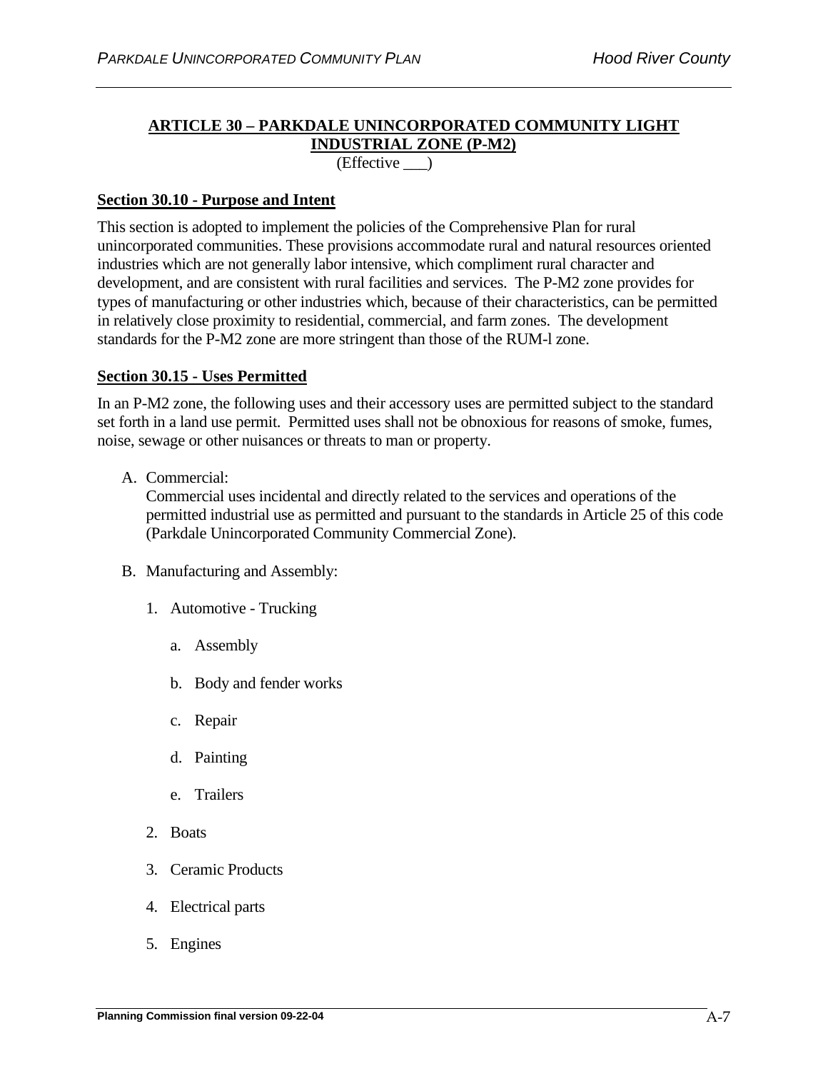## ARTICLE 30 – PARKDALE UNINCORPORATED COMMUNITY LIGHT INDUSTRIAL ZONE (P-M2)

(Effective ___)

### Section 30.10 - Purpose and Intent

This section is adopted to implement the policies of the Comprehensive Plan for rural unincorporated communities. These provisions accommodate rural and natural resources oriented industries which are not generally labor intensive, which compliment rural character and development, and are consistent with rural facilities and services. The P-M2 zone provides for types of manufacturing or other industries which, because of their characteristics, can be permitted in relatively close proximity to residential, commercial, and farm zones. The development standards for the P-M2 zone are more stringent than those of the RUM-l zone.

### Section 30.15 - Uses Permitted

In an P-M2 zone, the following uses and their accessory uses are permitted subject to the standard set forth in a land use permit. Permitted uses shall not be obnoxious for reasons of smoke, fumes, noise, sewage or other nuisances or threats to man or property.

A. Commercial:
   Commercial uses incidental and directly related to the services and operations of the permitted industrial use as permitted and pursuant to the standards in Article 25 of this code (Parkdale Unincorporated Community Commercial Zone).

B. Manufacturing and Assembly:

   1. Automotive - Trucking

      a. Assembly

      b. Body and fender works

      c. Repair

      d. Painting

      e. Trailers

   2. Boats

   3. Ceramic Products

   4. Electrical parts

   5. Engines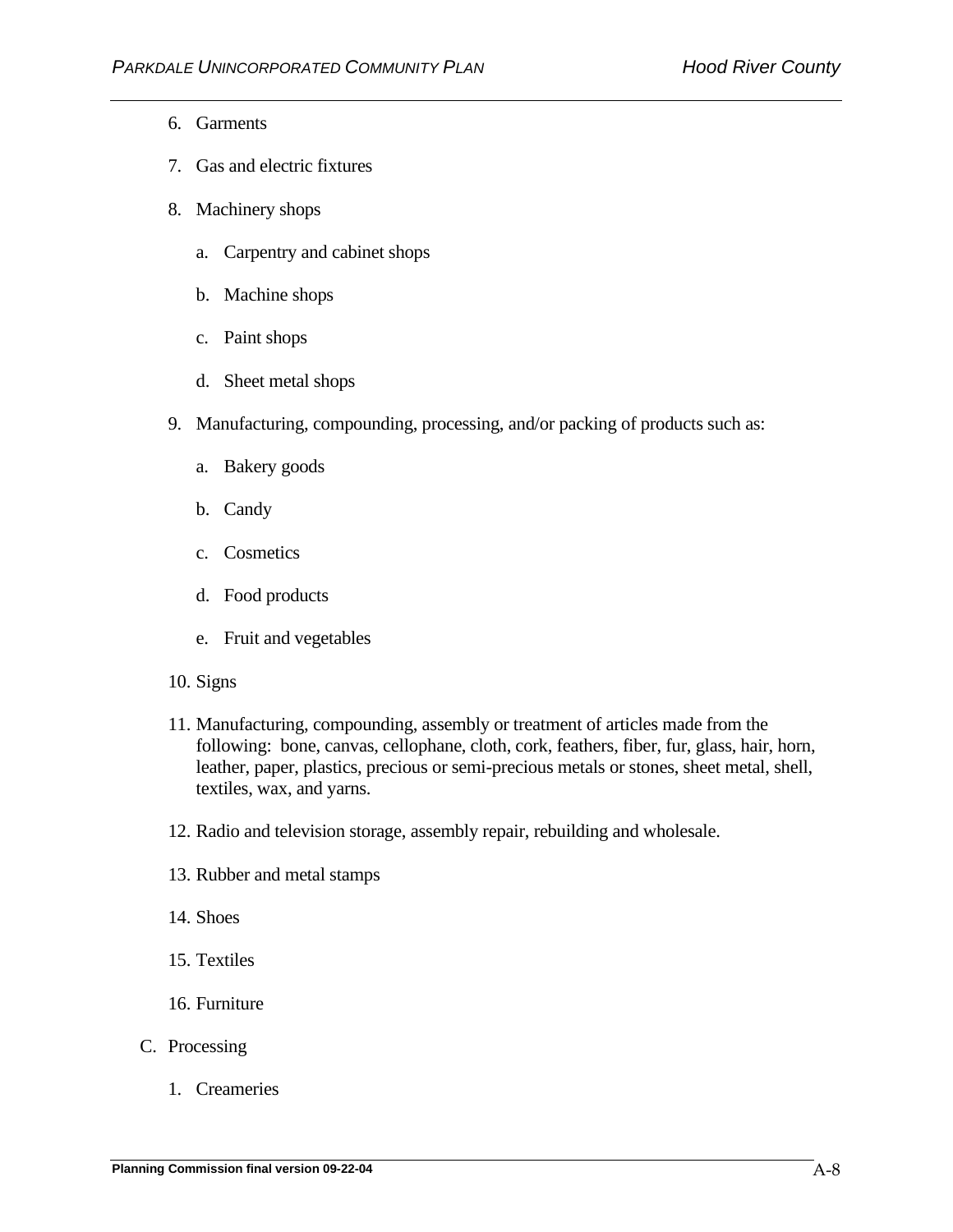6. Garments

7. Gas and electric fixtures

8. Machinery shops

   a. Carpentry and cabinet shops

   b. Machine shops

   c. Paint shops

   d. Sheet metal shops

9. Manufacturing, compounding, processing, and/or packing of products such as:

   a. Bakery goods

   b. Candy

   c. Cosmetics

   d. Food products

   e. Fruit and vegetables

10. Signs

11. Manufacturing, compounding, assembly or treatment of articles made from the following: bone, canvas, cellophane, cloth, cork, feathers, fiber, fur, glass, hair, horn, leather, paper, plastics, precious or semi-precious metals or stones, sheet metal, shell, textiles, wax, and yarns.

12. Radio and television storage, assembly repair, rebuilding and wholesale.

13. Rubber and metal stamps

14. Shoes

15. Textiles

16. Furniture

C. Processing

   1. Creameries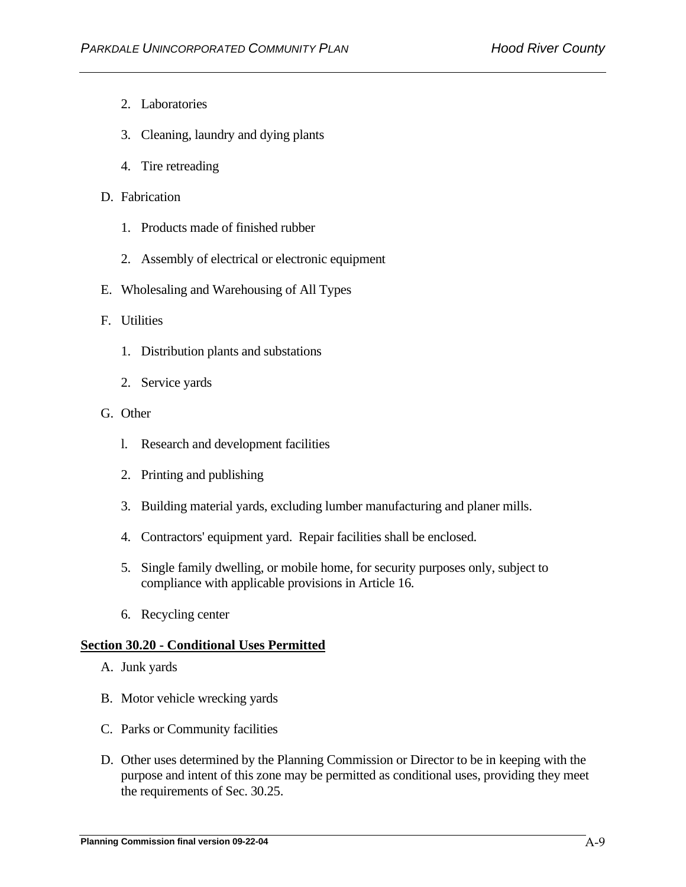2. Laboratories

3. Cleaning, laundry and dying plants

4. Tire retreading

D. Fabrication

1. Products made of finished rubber

2. Assembly of electrical or electronic equipment

E. Wholesaling and Warehousing of All Types

F. Utilities

1. Distribution plants and substations

2. Service yards

G. Other

l. Research and development facilities

2. Printing and publishing

3. Building material yards, excluding lumber manufacturing and planer mills.

4. Contractors' equipment yard. Repair facilities shall be enclosed.

5. Single family dwelling, or mobile home, for security purposes only, subject to compliance with applicable provisions in Article 16.

6. Recycling center

**Section 30.20 - Conditional Uses Permitted**

A. Junk yards

B. Motor vehicle wrecking yards

C. Parks or Community facilities

D. Other uses determined by the Planning Commission or Director to be in keeping with the purpose and intent of this zone may be permitted as conditional uses, providing they meet the requirements of Sec. 30.25.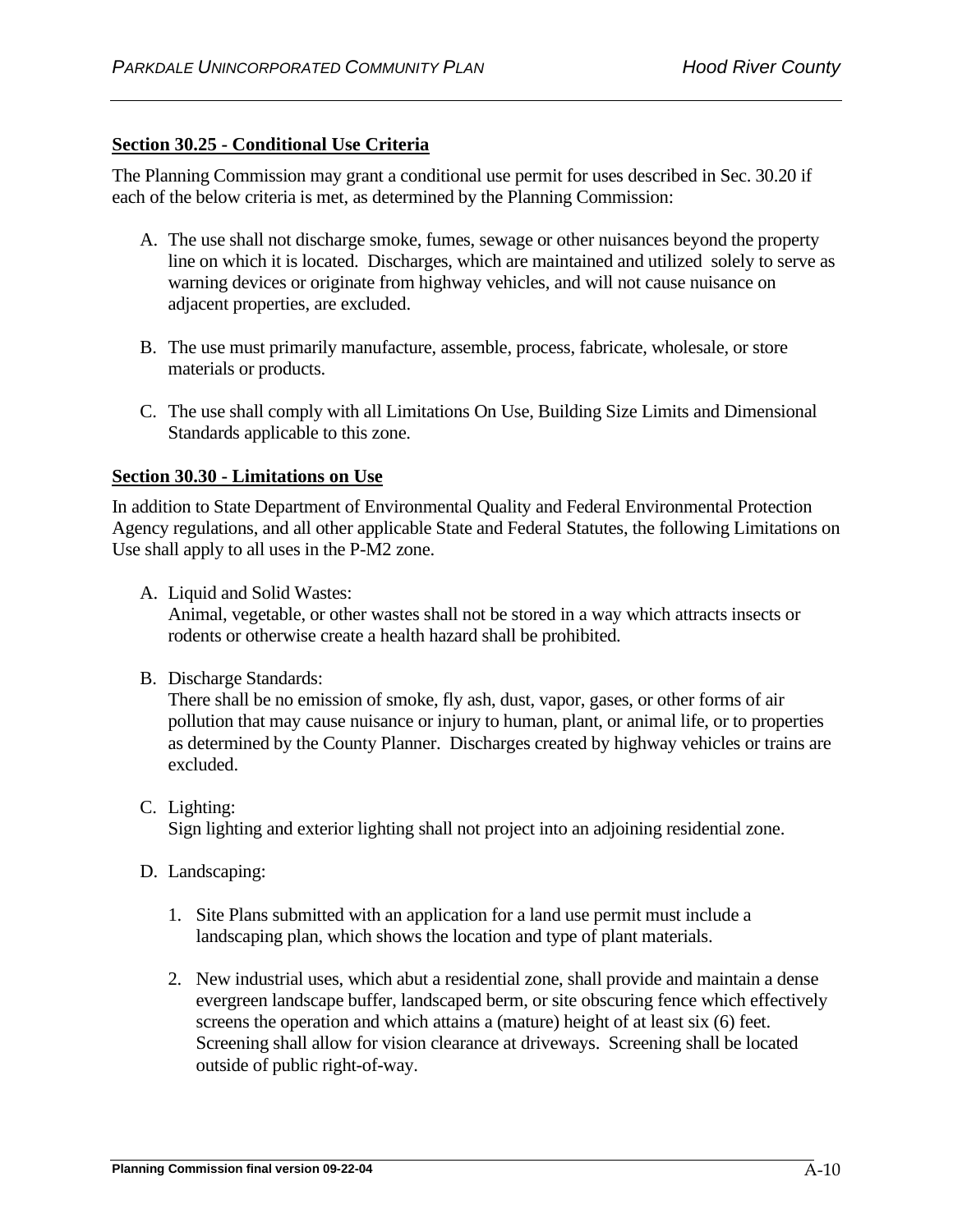**Section 30.25 - Conditional Use Criteria**

The Planning Commission may grant a conditional use permit for uses described in Sec. 30.20 if each of the below criteria is met, as determined by the Planning Commission:

A. The use shall not discharge smoke, fumes, sewage or other nuisances beyond the property line on which it is located. Discharges, which are maintained and utilized solely to serve as warning devices or originate from highway vehicles, and will not cause nuisance on adjacent properties, are excluded.

B. The use must primarily manufacture, assemble, process, fabricate, wholesale, or store materials or products.

C. The use shall comply with all Limitations On Use, Building Size Limits and Dimensional Standards applicable to this zone.

**Section 30.30 - Limitations on Use**

In addition to State Department of Environmental Quality and Federal Environmental Protection Agency regulations, and all other applicable State and Federal Statutes, the following Limitations on Use shall apply to all uses in the P-M2 zone.

A. Liquid and Solid Wastes:
   Animal, vegetable, or other wastes shall not be stored in a way which attracts insects or rodents or otherwise create a health hazard shall be prohibited.

B. Discharge Standards:
   There shall be no emission of smoke, fly ash, dust, vapor, gases, or other forms of air pollution that may cause nuisance or injury to human, plant, or animal life, or to properties as determined by the County Planner. Discharges created by highway vehicles or trains are excluded.

C. Lighting:
   Sign lighting and exterior lighting shall not project into an adjoining residential zone.

D. Landscaping:

   1. Site Plans submitted with an application for a land use permit must include a landscaping plan, which shows the location and type of plant materials.

   2. New industrial uses, which abut a residential zone, shall provide and maintain a dense evergreen landscape buffer, landscaped berm, or site obscuring fence which effectively screens the operation and which attains a (mature) height of at least six (6) feet. Screening shall allow for vision clearance at driveways. Screening shall be located outside of public right-of-way.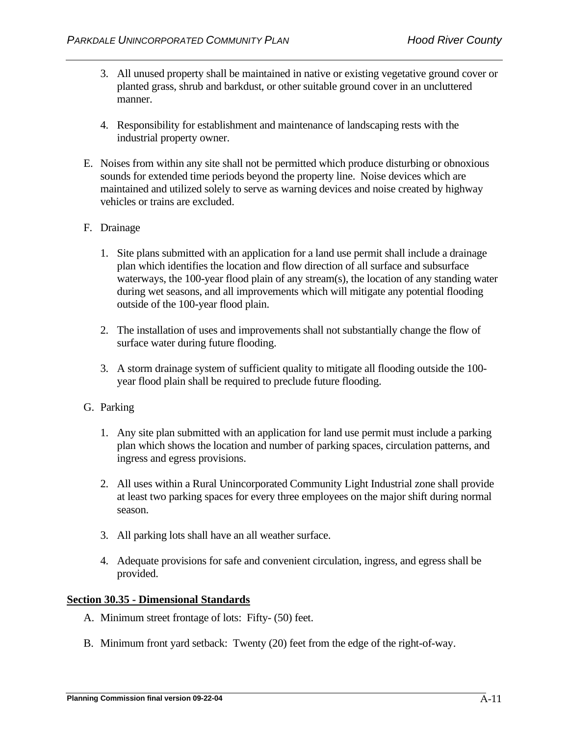3. All unused property shall be maintained in native or existing vegetative ground cover or planted grass, shrub and barkdust, or other suitable ground cover in an uncluttered manner.

4. Responsibility for establishment and maintenance of landscaping rests with the industrial property owner.

E. Noises from within any site shall not be permitted which produce disturbing or obnoxious sounds for extended time periods beyond the property line. Noise devices which are maintained and utilized solely to serve as warning devices and noise created by highway vehicles or trains are excluded.

F. Drainage

1. Site plans submitted with an application for a land use permit shall include a drainage plan which identifies the location and flow direction of all surface and subsurface waterways, the 100-year flood plain of any stream(s), the location of any standing water during wet seasons, and all improvements which will mitigate any potential flooding outside of the 100-year flood plain.

2. The installation of uses and improvements shall not substantially change the flow of surface water during future flooding.

3. A storm drainage system of sufficient quality to mitigate all flooding outside the 100-year flood plain shall be required to preclude future flooding.

G. Parking

1. Any site plan submitted with an application for land use permit must include a parking plan which shows the location and number of parking spaces, circulation patterns, and ingress and egress provisions.

2. All uses within a Rural Unincorporated Community Light Industrial zone shall provide at least two parking spaces for every three employees on the major shift during normal season.

3. All parking lots shall have an all weather surface.

4. Adequate provisions for safe and convenient circulation, ingress, and egress shall be provided.

**Section 30.35 - Dimensional Standards**

A. Minimum street frontage of lots: Fifty- (50) feet.

B. Minimum front yard setback: Twenty (20) feet from the edge of the right-of-way.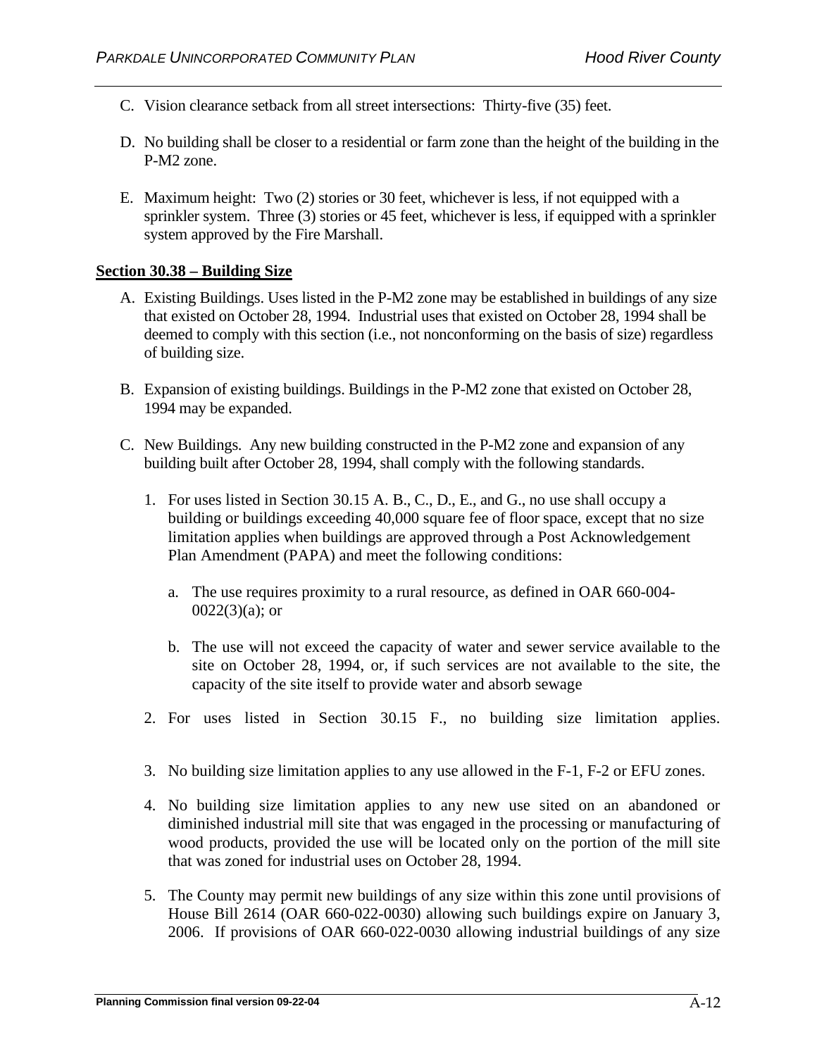C. Vision clearance setback from all street intersections: Thirty-five (35) feet.

D. No building shall be closer to a residential or farm zone than the height of the building in the P-M2 zone.

E. Maximum height: Two (2) stories or 30 feet, whichever is less, if not equipped with a sprinkler system. Three (3) stories or 45 feet, whichever is less, if equipped with a sprinkler system approved by the Fire Marshall.

**Section 30.38 – Building Size**

A. Existing Buildings. Uses listed in the P-M2 zone may be established in buildings of any size that existed on October 28, 1994. Industrial uses that existed on October 28, 1994 shall be deemed to comply with this section (i.e., not nonconforming on the basis of size) regardless of building size.

B. Expansion of existing buildings. Buildings in the P-M2 zone that existed on October 28, 1994 may be expanded.

C. New Buildings. Any new building constructed in the P-M2 zone and expansion of any building built after October 28, 1994, shall comply with the following standards.

   1. For uses listed in Section 30.15 A. B., C., D., E., and G., no use shall occupy a building or buildings exceeding 40,000 square fee of floor space, except that no size limitation applies when buildings are approved through a Post Acknowledgement Plan Amendment (PAPA) and meet the following conditions:

      a. The use requires proximity to a rural resource, as defined in OAR 660-004-0022(3)(a); or

      b. The use will not exceed the capacity of water and sewer service available to the site on October 28, 1994, or, if such services are not available to the site, the capacity of the site itself to provide water and absorb sewage

   2. For uses listed in Section 30.15 F., no building size limitation applies.

   3. No building size limitation applies to any use allowed in the F-1, F-2 or EFU zones.

   4. No building size limitation applies to any new use sited on an abandoned or diminished industrial mill site that was engaged in the processing or manufacturing of wood products, provided the use will be located only on the portion of the mill site that was zoned for industrial uses on October 28, 1994.

   5. The County may permit new buildings of any size within this zone until provisions of House Bill 2614 (OAR 660-022-0030) allowing such buildings expire on January 3, 2006. If provisions of OAR 660-022-0030 allowing industrial buildings of any size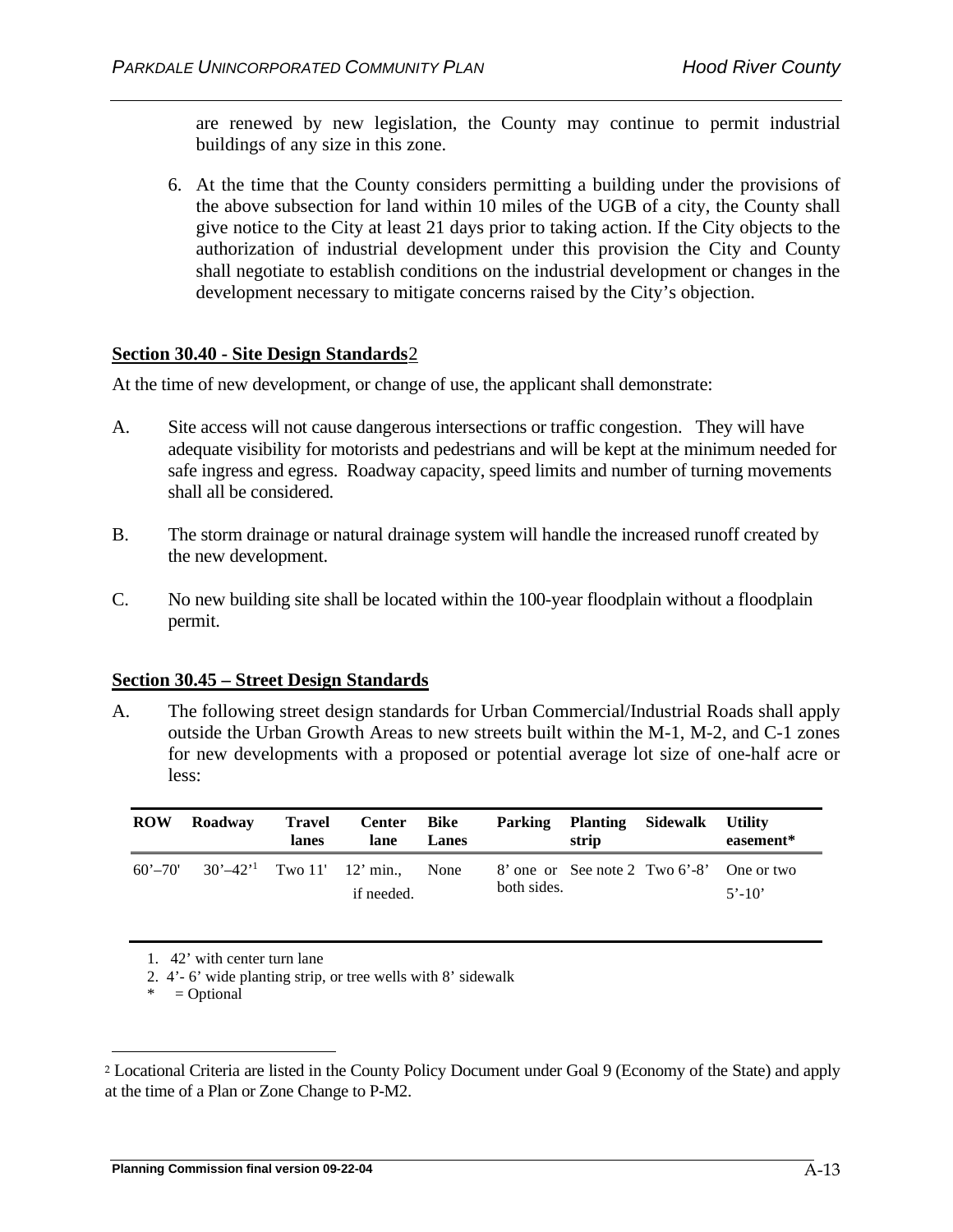are renewed by new legislation, the County may continue to permit industrial buildings of any size in this zone.

6. At the time that the County considers permitting a building under the provisions of the above subsection for land within 10 miles of the UGB of a city, the County shall give notice to the City at least 21 days prior to taking action. If the City objects to the authorization of industrial development under this provision the City and County shall negotiate to establish conditions on the industrial development or changes in the development necessary to mitigate concerns raised by the City's objection.

## Section 30.40 - Site Design Standards[2]

At the time of new development, or change of use, the applicant shall demonstrate:

A. Site access will not cause dangerous intersections or traffic congestion. They will have adequate visibility for motorists and pedestrians and will be kept at the minimum needed for safe ingress and egress. Roadway capacity, speed limits and number of turning movements shall all be considered.

B. The storm drainage or natural drainage system will handle the increased runoff created by the new development.

C. No new building site shall be located within the 100-year floodplain without a floodplain permit.

## Section 30.45 – Street Design Standards

A. The following street design standards for Urban Commercial/Industrial Roads shall apply outside the Urban Growth Areas to new streets built within the M-1, M-2, and C-1 zones for new developments with a proposed or potential average lot size of one-half acre or less:

| ROW | Roadway | Travel lanes | Center lane | Bike Lanes | Parking | Planting strip | Sidewalk | Utility easement* |
|---|---|---|---|---|---|---|---|---|
| 60'–70' | 30'–42'[1] | Two 11' | 12' min., if needed. | None | 8' one or both sides. | See note 2 | Two 6'-8' | One or two 5'-10' |

1. 42' with center turn lane
2. 4'- 6' wide planting strip, or tree wells with 8' sidewalk

\* = Optional

[2] Locational Criteria are listed in the County Policy Document under Goal 9 (Economy of the State) and apply at the time of a Plan or Zone Change to P-M2.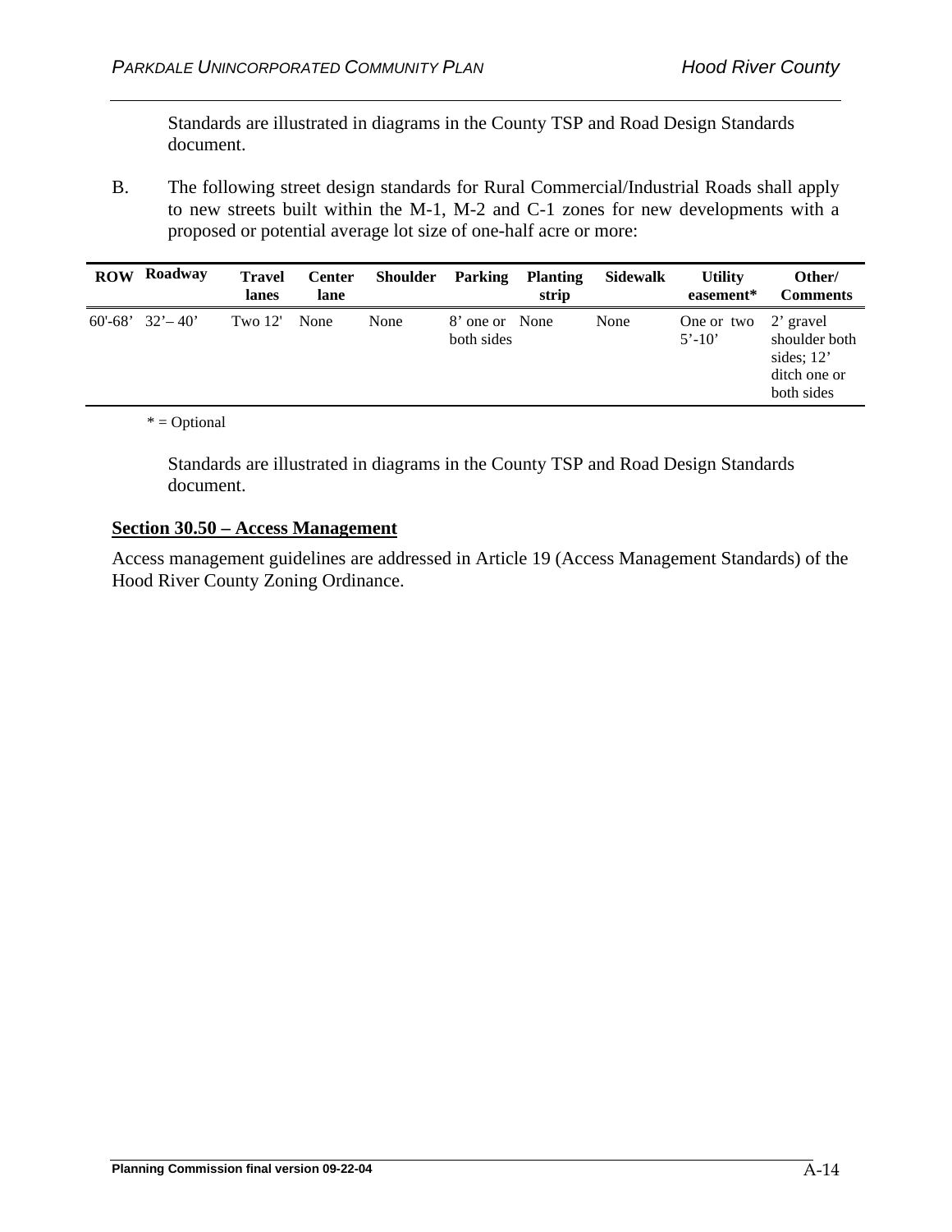Standards are illustrated in diagrams in the County TSP and Road Design Standards document.

B. The following street design standards for Rural Commercial/Industrial Roads shall apply to new streets built within the M-1, M-2 and C-1 zones for new developments with a proposed or potential average lot size of one-half acre or more:

| ROW | Roadway | Travel lanes | Center lane | Shoulder | Parking | Planting strip | Sidewalk | Utility easement* | Other/ Comments |
|---|---|---|---|---|---|---|---|---|---|
| 60'-68' | 32'– 40' | Two 12' | None | None | 8' one or both sides | None | None | One or two 5'-10' | 2' gravel shoulder both sides; 12' ditch one or both sides |

* = Optional

Standards are illustrated in diagrams in the County TSP and Road Design Standards document.

**Section 30.50 – Access Management**

Access management guidelines are addressed in Article 19 (Access Management Standards) of the Hood River County Zoning Ordinance.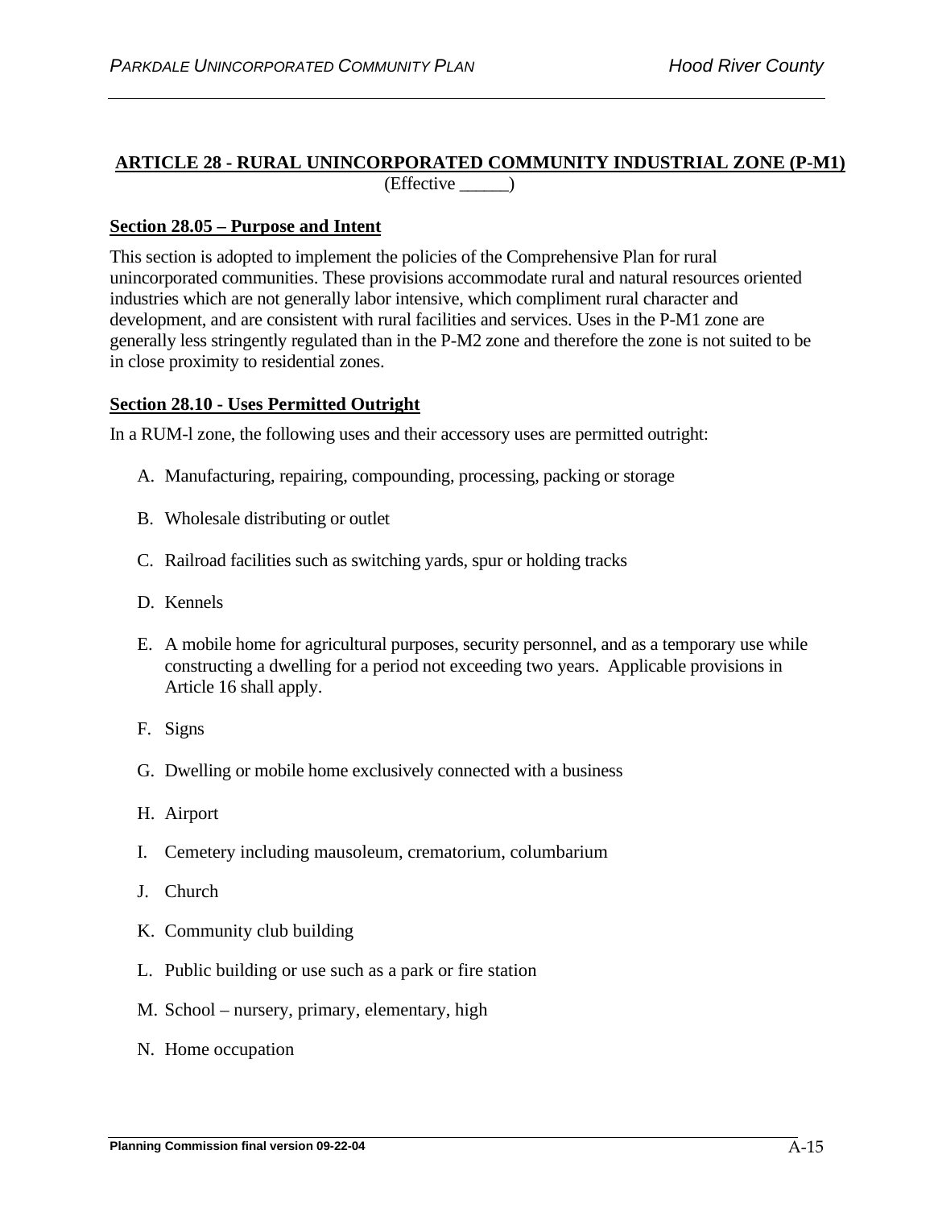## ARTICLE 28 - RURAL UNINCORPORATED COMMUNITY INDUSTRIAL ZONE (P-M1)

(Effective ______)

### Section 28.05 – Purpose and Intent

This section is adopted to implement the policies of the Comprehensive Plan for rural unincorporated communities. These provisions accommodate rural and natural resources oriented industries which are not generally labor intensive, which compliment rural character and development, and are consistent with rural facilities and services. Uses in the P-M1 zone are generally less stringently regulated than in the P-M2 zone and therefore the zone is not suited to be in close proximity to residential zones.

### Section 28.10 - Uses Permitted Outright

In a RUM-l zone, the following uses and their accessory uses are permitted outright:

A. Manufacturing, repairing, compounding, processing, packing or storage

B. Wholesale distributing or outlet

C. Railroad facilities such as switching yards, spur or holding tracks

D. Kennels

E. A mobile home for agricultural purposes, security personnel, and as a temporary use while constructing a dwelling for a period not exceeding two years. Applicable provisions in Article 16 shall apply.

F. Signs

G. Dwelling or mobile home exclusively connected with a business

H. Airport

I. Cemetery including mausoleum, crematorium, columbarium

J. Church

K. Community club building

L. Public building or use such as a park or fire station

M. School – nursery, primary, elementary, high

N. Home occupation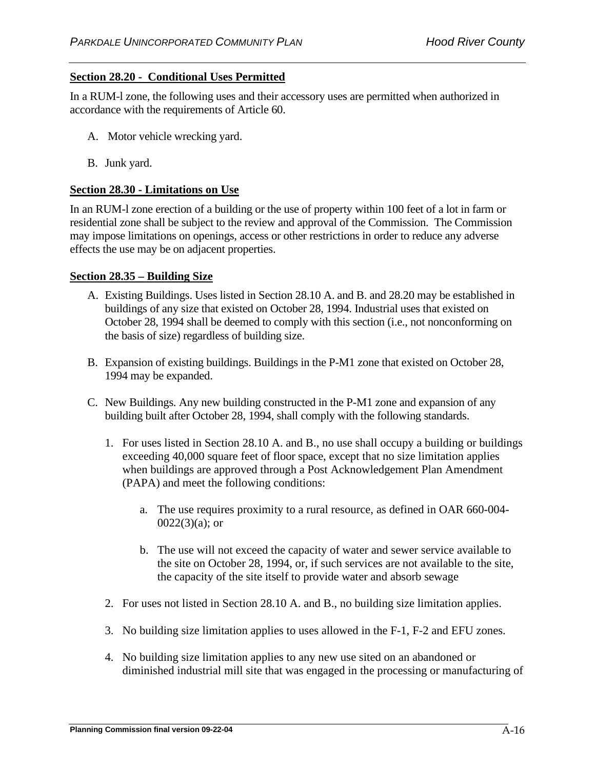**Section 28.20 - Conditional Uses Permitted**

In a RUM-l zone, the following uses and their accessory uses are permitted when authorized in accordance with the requirements of Article 60.

A. Motor vehicle wrecking yard.

B. Junk yard.

**Section 28.30 - Limitations on Use**

In an RUM-l zone erection of a building or the use of property within 100 feet of a lot in farm or residential zone shall be subject to the review and approval of the Commission. The Commission may impose limitations on openings, access or other restrictions in order to reduce any adverse effects the use may be on adjacent properties.

**Section 28.35 – Building Size**

A. Existing Buildings. Uses listed in Section 28.10 A. and B. and 28.20 may be established in buildings of any size that existed on October 28, 1994. Industrial uses that existed on October 28, 1994 shall be deemed to comply with this section (i.e., not nonconforming on the basis of size) regardless of building size.

B. Expansion of existing buildings. Buildings in the P-M1 zone that existed on October 28, 1994 may be expanded.

C. New Buildings. Any new building constructed in the P-M1 zone and expansion of any building built after October 28, 1994, shall comply with the following standards.

   1. For uses listed in Section 28.10 A. and B., no use shall occupy a building or buildings exceeding 40,000 square feet of floor space, except that no size limitation applies when buildings are approved through a Post Acknowledgement Plan Amendment (PAPA) and meet the following conditions:

      a. The use requires proximity to a rural resource, as defined in OAR 660-004-0022(3)(a); or

      b. The use will not exceed the capacity of water and sewer service available to the site on October 28, 1994, or, if such services are not available to the site, the capacity of the site itself to provide water and absorb sewage

   2. For uses not listed in Section 28.10 A. and B., no building size limitation applies.

   3. No building size limitation applies to uses allowed in the F-1, F-2 and EFU zones.

   4. No building size limitation applies to any new use sited on an abandoned or diminished industrial mill site that was engaged in the processing or manufacturing of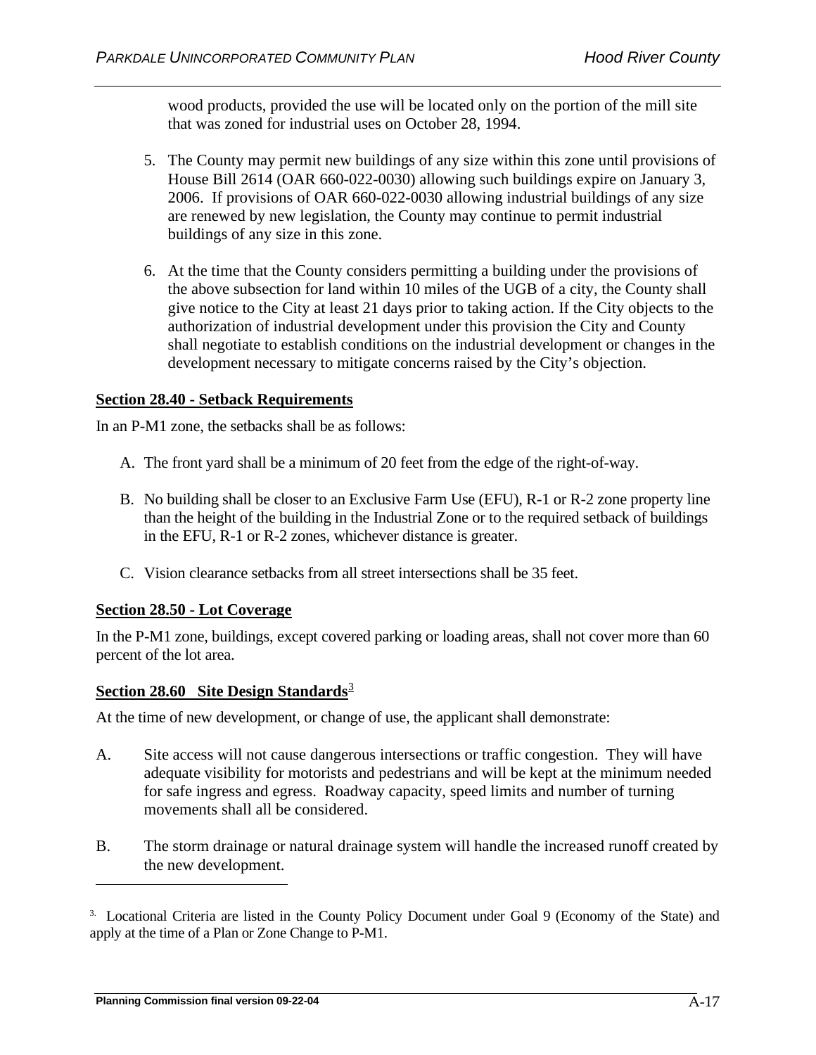wood products, provided the use will be located only on the portion of the mill site that was zoned for industrial uses on October 28, 1994.

5. The County may permit new buildings of any size within this zone until provisions of House Bill 2614 (OAR 660-022-0030) allowing such buildings expire on January 3, 2006. If provisions of OAR 660-022-0030 allowing industrial buildings of any size are renewed by new legislation, the County may continue to permit industrial buildings of any size in this zone.

6. At the time that the County considers permitting a building under the provisions of the above subsection for land within 10 miles of the UGB of a city, the County shall give notice to the City at least 21 days prior to taking action. If the City objects to the authorization of industrial development under this provision the City and County shall negotiate to establish conditions on the industrial development or changes in the development necessary to mitigate concerns raised by the City's objection.

**Section 28.40 - Setback Requirements**

In an P-M1 zone, the setbacks shall be as follows:

A. The front yard shall be a minimum of 20 feet from the edge of the right-of-way.

B. No building shall be closer to an Exclusive Farm Use (EFU), R-1 or R-2 zone property line than the height of the building in the Industrial Zone or to the required setback of buildings in the EFU, R-1 or R-2 zones, whichever distance is greater.

C. Vision clearance setbacks from all street intersections shall be 35 feet.

**Section 28.50 - Lot Coverage**

In the P-M1 zone, buildings, except covered parking or loading areas, shall not cover more than 60 percent of the lot area.

**Section 28.60 Site Design Standards**[3]

At the time of new development, or change of use, the applicant shall demonstrate:

A. Site access will not cause dangerous intersections or traffic congestion. They will have adequate visibility for motorists and pedestrians and will be kept at the minimum needed for safe ingress and egress. Roadway capacity, speed limits and number of turning movements shall all be considered.

B. The storm drainage or natural drainage system will handle the increased runoff created by the new development.

---

3. Locational Criteria are listed in the County Policy Document under Goal 9 (Economy of the State) and apply at the time of a Plan or Zone Change to P-M1.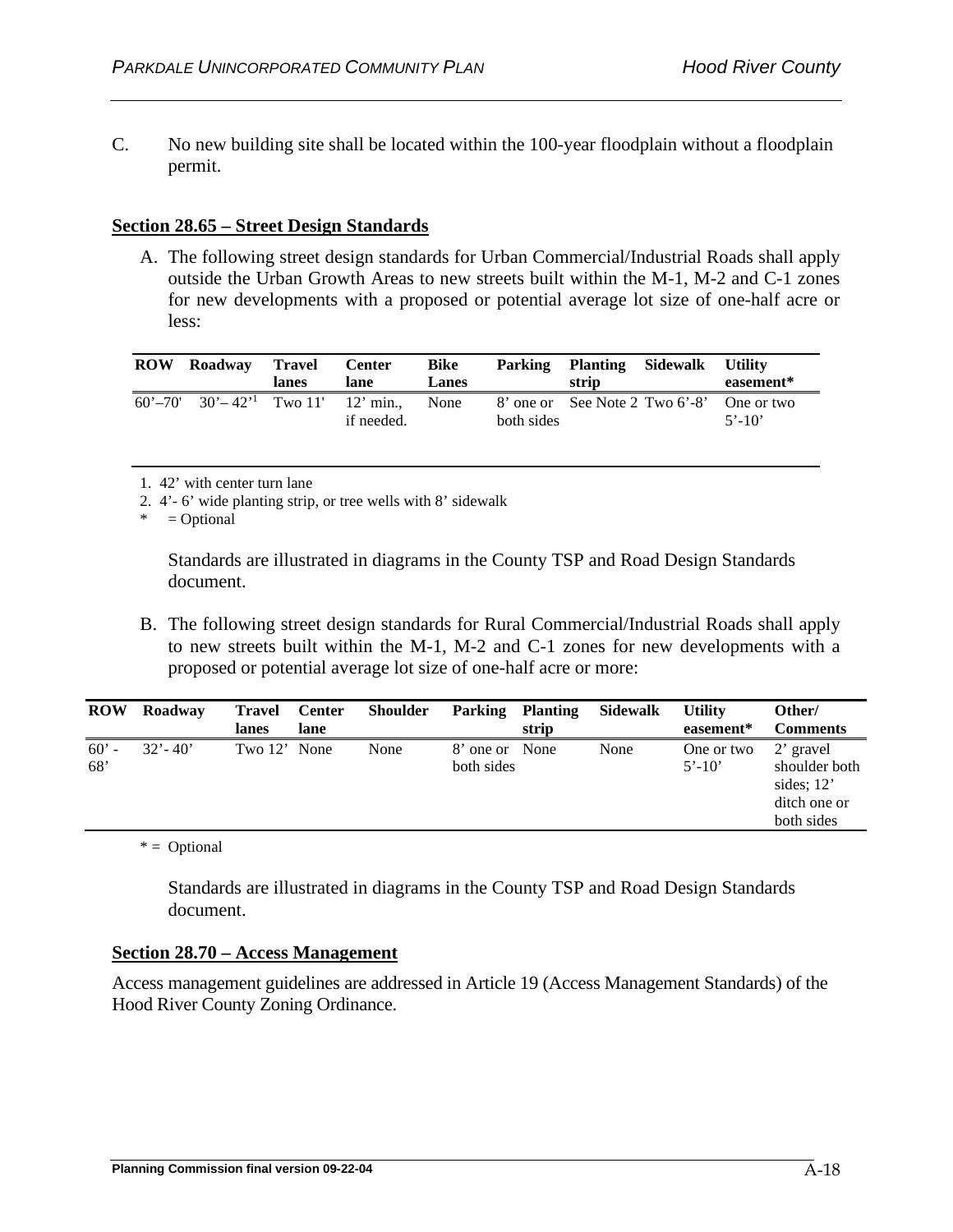C. No new building site shall be located within the 100-year floodplain without a floodplain permit.

## Section 28.65 – Street Design Standards

A. The following street design standards for Urban Commercial/Industrial Roads shall apply outside the Urban Growth Areas to new streets built within the M-1, M-2 and C-1 zones for new developments with a proposed or potential average lot size of one-half acre or less:

| ROW | Roadway | Travel lanes | Center lane | Bike Lanes | Parking | Planting strip | Sidewalk | Utility easement* |
|---|---|---|---|---|---|---|---|---|
| 60'–70' | 30'– 42'[1] | Two 11' | 12' min., if needed. | None | 8' one or both sides | See Note 2 | Two 6'-8' | One or two 5'-10' |

1. 42' with center turn lane
2. 4'- 6' wide planting strip, or tree wells with 8' sidewalk

\* = Optional

Standards are illustrated in diagrams in the County TSP and Road Design Standards document.

B. The following street design standards for Rural Commercial/Industrial Roads shall apply to new streets built within the M-1, M-2 and C-1 zones for new developments with a proposed or potential average lot size of one-half acre or more:

| ROW | Roadway | Travel lanes | Center lane | Shoulder | Parking | Planting strip | Sidewalk | Utility easement* | Other/ Comments |
|---|---|---|---|---|---|---|---|---|---|
| 60' - 68' | 32'- 40' | Two 12' | None | None | 8' one or both sides | None | None | One or two 5'-10' | 2' gravel shoulder both sides; 12' ditch one or both sides |

\* = Optional

Standards are illustrated in diagrams in the County TSP and Road Design Standards document.

## Section 28.70 – Access Management

Access management guidelines are addressed in Article 19 (Access Management Standards) of the Hood River County Zoning Ordinance.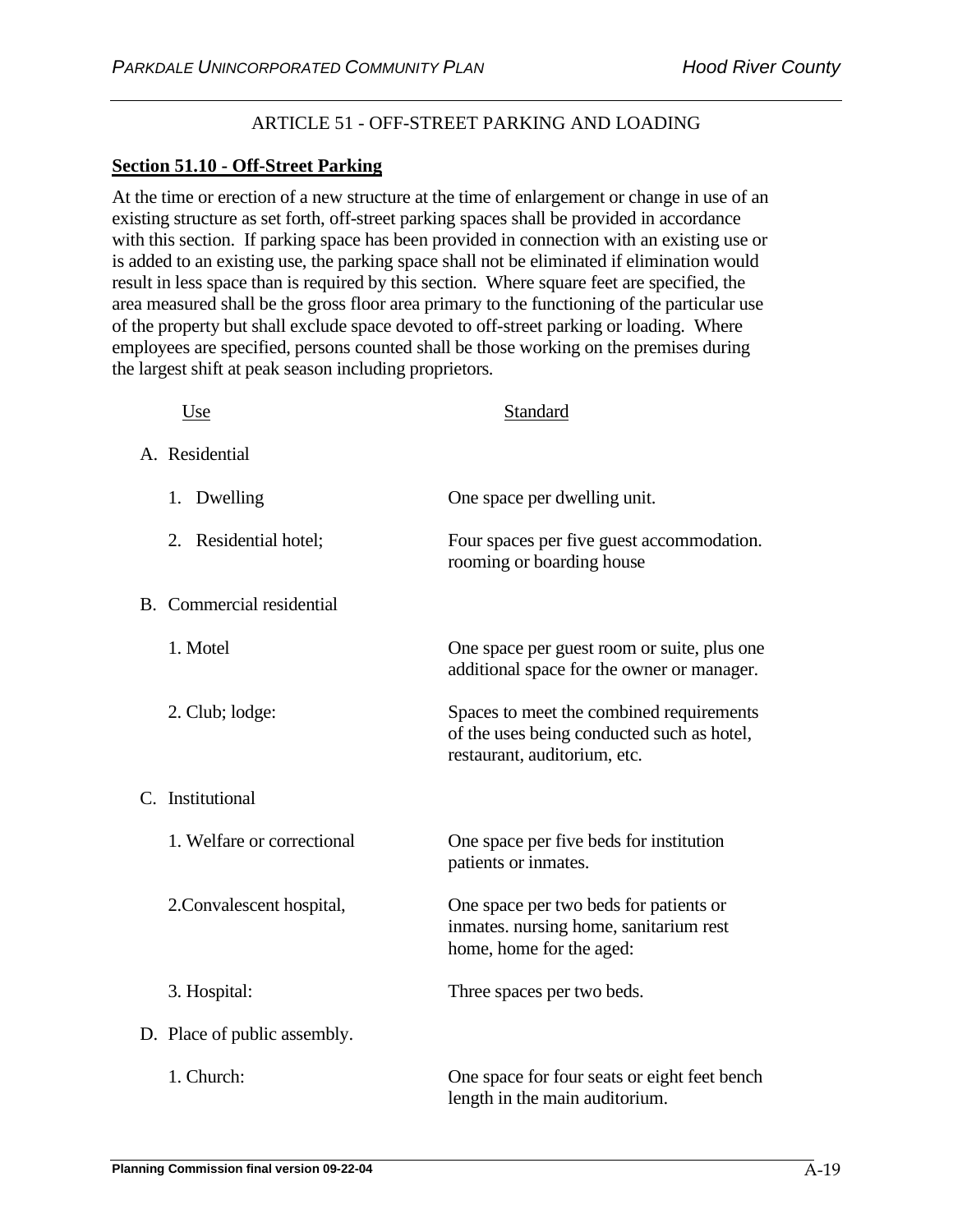## ARTICLE 51 - OFF-STREET PARKING AND LOADING

### Section 51.10 - Off-Street Parking

At the time or erection of a new structure at the time of enlargement or change in use of an existing structure as set forth, off-street parking spaces shall be provided in accordance with this section. If parking space has been provided in connection with an existing use or is added to an existing use, the parking space shall not be eliminated if elimination would result in less space than is required by this section. Where square feet are specified, the area measured shall be the gross floor area primary to the functioning of the particular use of the property but shall exclude space devoted to off-street parking or loading. Where employees are specified, persons counted shall be those working on the premises during the largest shift at peak season including proprietors.

| Use | Standard |
|---|---|
| A. Residential | |
| 1. Dwelling | One space per dwelling unit. |
| 2. Residential hotel; | Four spaces per five guest accommodation. rooming or boarding house |
| B. Commercial residential | |
| 1. Motel | One space per guest room or suite, plus one additional space for the owner or manager. |
| 2. Club; lodge: | Spaces to meet the combined requirements of the uses being conducted such as hotel, restaurant, auditorium, etc. |
| C. Institutional | |
| 1. Welfare or correctional | One space per five beds for institution patients or inmates. |
| 2.Convalescent hospital, | One space per two beds for patients or inmates. nursing home, sanitarium rest home, home for the aged: |
| 3. Hospital: | Three spaces per two beds. |
| D. Place of public assembly. | |
| 1. Church: | One space for four seats or eight feet bench length in the main auditorium. |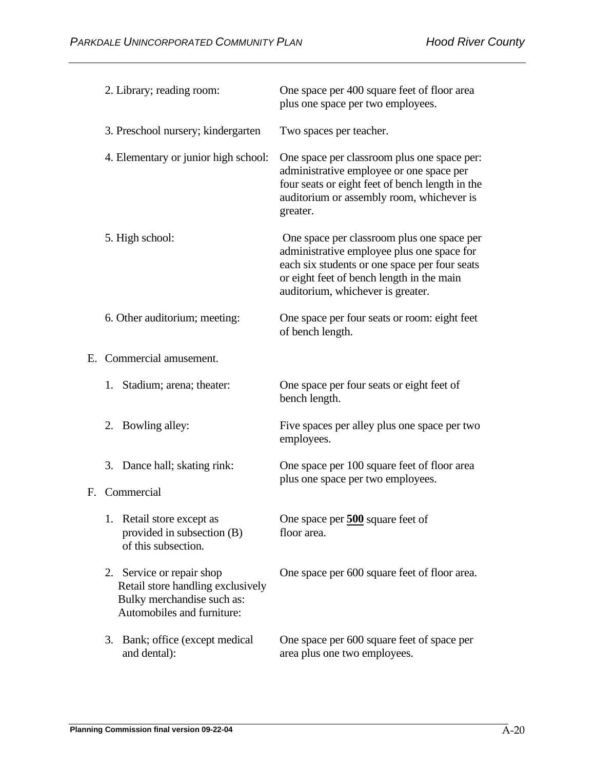| | |
|---|---|
| 2. Library; reading room: | One space per 400 square feet of floor area plus one space per two employees. |
| 3. Preschool nursery; kindergarten | Two spaces per teacher. |
| 4. Elementary or junior high school: | One space per classroom plus one space per: administrative employee or one space per four seats or eight feet of bench length in the auditorium or assembly room, whichever is greater. |
| 5. High school: | One space per classroom plus one space per administrative employee plus one space for each six students or one space per four seats or eight feet of bench length in the main auditorium, whichever is greater. |
| 6. Other auditorium; meeting: | One space per four seats or room: eight feet of bench length. |

E. Commercial amusement.

| | |
|---|---|
| 1. Stadium; arena; theater: | One space per four seats or eight feet of bench length. |
| 2. Bowling alley: | Five spaces per alley plus one space per two employees. |
| 3. Dance hall; skating rink: | One space per 100 square feet of floor area plus one space per two employees. |

F. Commercial

| | |
|---|---|
| 1. Retail store except as provided in subsection (B) of this subsection. | One space per **<u>500</u>** square feet of floor area. |
| 2. Service or repair shop Retail store handling exclusively Bulky merchandise such as: Automobiles and furniture: | One space per 600 square feet of floor area. |
| 3. Bank; office (except medical and dental): | One space per 600 square feet of space per area plus one two employees. |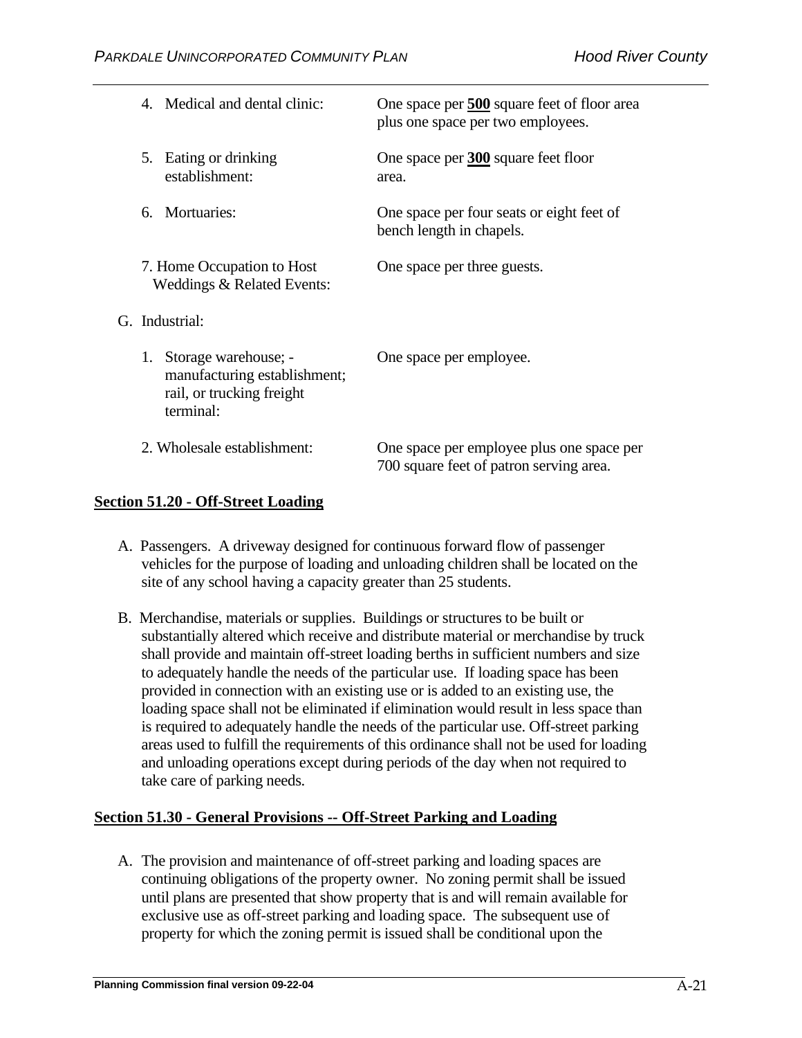4. Medical and dental clinic: One space per **500** square feet of floor area plus one space per two employees.

5. Eating or drinking establishment: One space per **300** square feet floor area.

6. Mortuaries: One space per four seats or eight feet of bench length in chapels.

7. Home Occupation to Host Weddings & Related Events: One space per three guests.

G. Industrial:

1. Storage warehouse; - manufacturing establishment; rail, or trucking freight terminal: One space per employee.

2. Wholesale establishment: One space per employee plus one space per 700 square feet of patron serving area.

## Section 51.20 - Off-Street Loading

A. Passengers. A driveway designed for continuous forward flow of passenger vehicles for the purpose of loading and unloading children shall be located on the site of any school having a capacity greater than 25 students.

B. Merchandise, materials or supplies. Buildings or structures to be built or substantially altered which receive and distribute material or merchandise by truck shall provide and maintain off-street loading berths in sufficient numbers and size to adequately handle the needs of the particular use. If loading space has been provided in connection with an existing use or is added to an existing use, the loading space shall not be eliminated if elimination would result in less space than is required to adequately handle the needs of the particular use. Off-street parking areas used to fulfill the requirements of this ordinance shall not be used for loading and unloading operations except during periods of the day when not required to take care of parking needs.

## Section 51.30 - General Provisions -- Off-Street Parking and Loading

A. The provision and maintenance of off-street parking and loading spaces are continuing obligations of the property owner. No zoning permit shall be issued until plans are presented that show property that is and will remain available for exclusive use as off-street parking and loading space. The subsequent use of property for which the zoning permit is issued shall be conditional upon the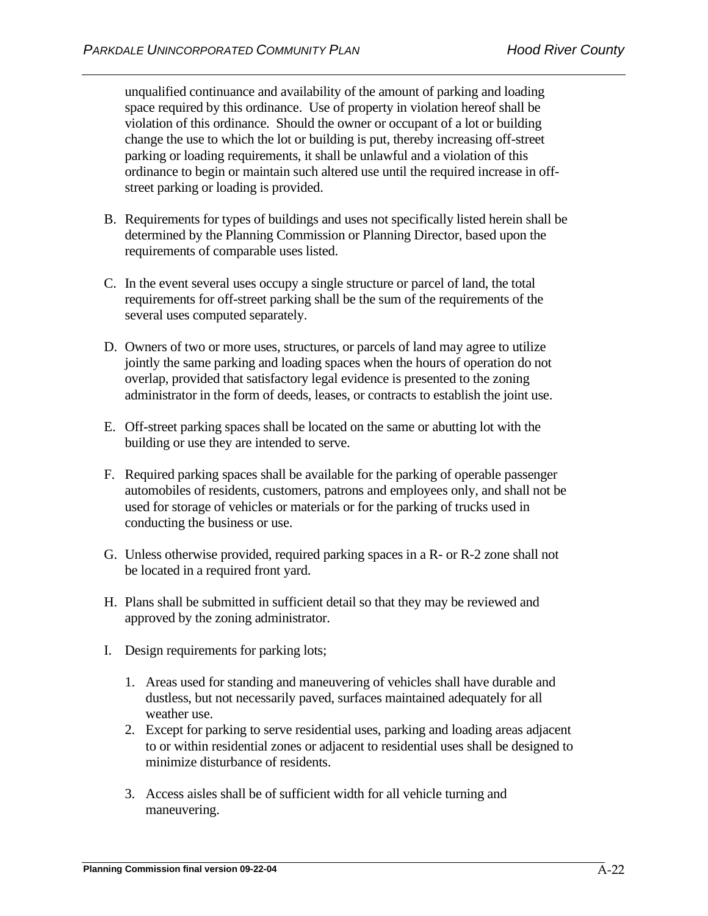unqualified continuance and availability of the amount of parking and loading space required by this ordinance. Use of property in violation hereof shall be violation of this ordinance. Should the owner or occupant of a lot or building change the use to which the lot or building is put, thereby increasing off-street parking or loading requirements, it shall be unlawful and a violation of this ordinance to begin or maintain such altered use until the required increase in off-street parking or loading is provided.

B. Requirements for types of buildings and uses not specifically listed herein shall be determined by the Planning Commission or Planning Director, based upon the requirements of comparable uses listed.

C. In the event several uses occupy a single structure or parcel of land, the total requirements for off-street parking shall be the sum of the requirements of the several uses computed separately.

D. Owners of two or more uses, structures, or parcels of land may agree to utilize jointly the same parking and loading spaces when the hours of operation do not overlap, provided that satisfactory legal evidence is presented to the zoning administrator in the form of deeds, leases, or contracts to establish the joint use.

E. Off-street parking spaces shall be located on the same or abutting lot with the building or use they are intended to serve.

F. Required parking spaces shall be available for the parking of operable passenger automobiles of residents, customers, patrons and employees only, and shall not be used for storage of vehicles or materials or for the parking of trucks used in conducting the business or use.

G. Unless otherwise provided, required parking spaces in a R- or R-2 zone shall not be located in a required front yard.

H. Plans shall be submitted in sufficient detail so that they may be reviewed and approved by the zoning administrator.

I. Design requirements for parking lots;

   1. Areas used for standing and maneuvering of vehicles shall have durable and dustless, but not necessarily paved, surfaces maintained adequately for all weather use.
   2. Except for parking to serve residential uses, parking and loading areas adjacent to or within residential zones or adjacent to residential uses shall be designed to minimize disturbance of residents.
   3. Access aisles shall be of sufficient width for all vehicle turning and maneuvering.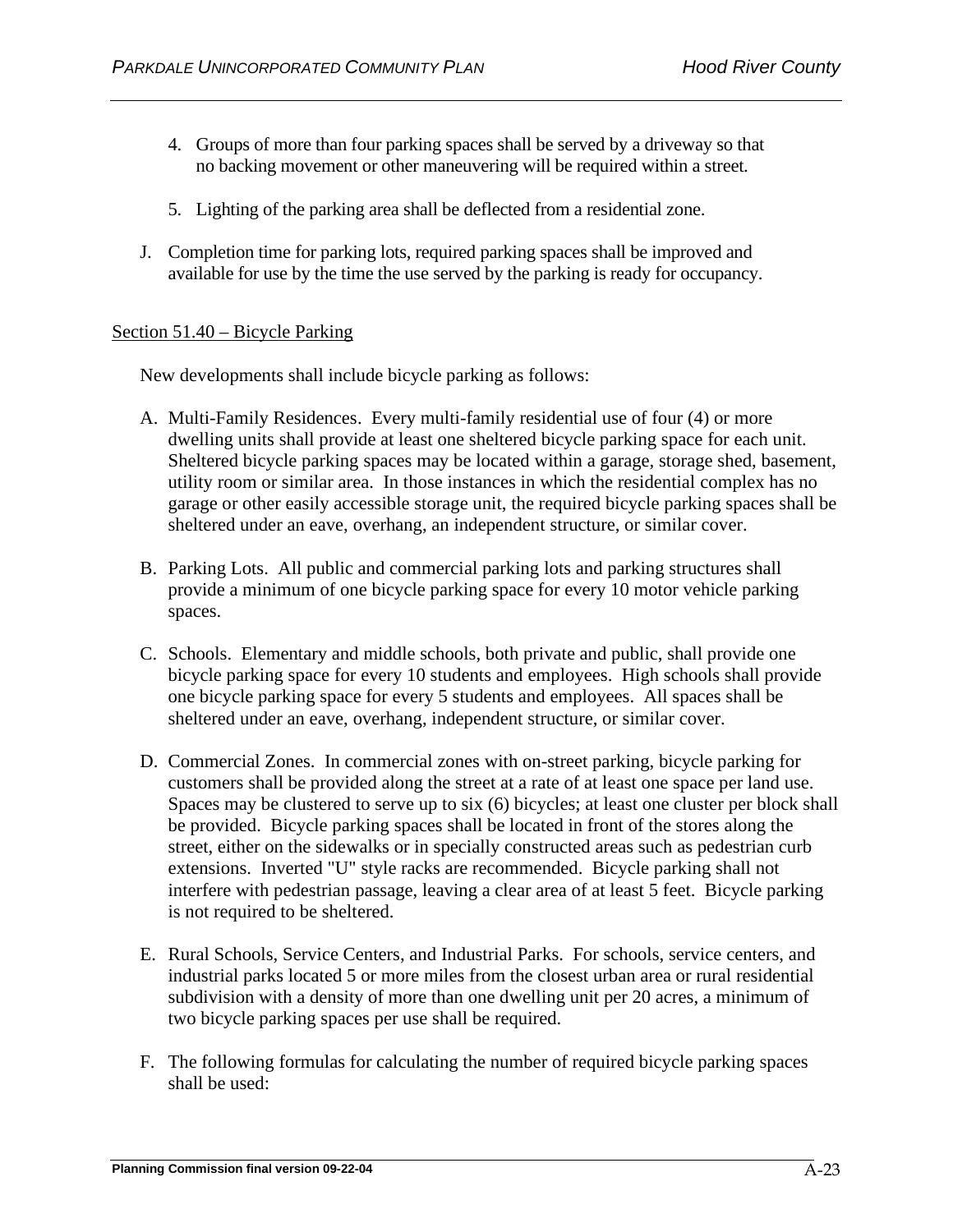4. Groups of more than four parking spaces shall be served by a driveway so that no backing movement or other maneuvering will be required within a street.

5. Lighting of the parking area shall be deflected from a residential zone.

J. Completion time for parking lots, required parking spaces shall be improved and available for use by the time the use served by the parking is ready for occupancy.

Section 51.40 – Bicycle Parking

New developments shall include bicycle parking as follows:

A. Multi-Family Residences. Every multi-family residential use of four (4) or more dwelling units shall provide at least one sheltered bicycle parking space for each unit. Sheltered bicycle parking spaces may be located within a garage, storage shed, basement, utility room or similar area. In those instances in which the residential complex has no garage or other easily accessible storage unit, the required bicycle parking spaces shall be sheltered under an eave, overhang, an independent structure, or similar cover.

B. Parking Lots. All public and commercial parking lots and parking structures shall provide a minimum of one bicycle parking space for every 10 motor vehicle parking spaces.

C. Schools. Elementary and middle schools, both private and public, shall provide one bicycle parking space for every 10 students and employees. High schools shall provide one bicycle parking space for every 5 students and employees. All spaces shall be sheltered under an eave, overhang, independent structure, or similar cover.

D. Commercial Zones. In commercial zones with on-street parking, bicycle parking for customers shall be provided along the street at a rate of at least one space per land use. Spaces may be clustered to serve up to six (6) bicycles; at least one cluster per block shall be provided. Bicycle parking spaces shall be located in front of the stores along the street, either on the sidewalks or in specially constructed areas such as pedestrian curb extensions. Inverted "U" style racks are recommended. Bicycle parking shall not interfere with pedestrian passage, leaving a clear area of at least 5 feet. Bicycle parking is not required to be sheltered.

E. Rural Schools, Service Centers, and Industrial Parks. For schools, service centers, and industrial parks located 5 or more miles from the closest urban area or rural residential subdivision with a density of more than one dwelling unit per 20 acres, a minimum of two bicycle parking spaces per use shall be required.

F. The following formulas for calculating the number of required bicycle parking spaces shall be used: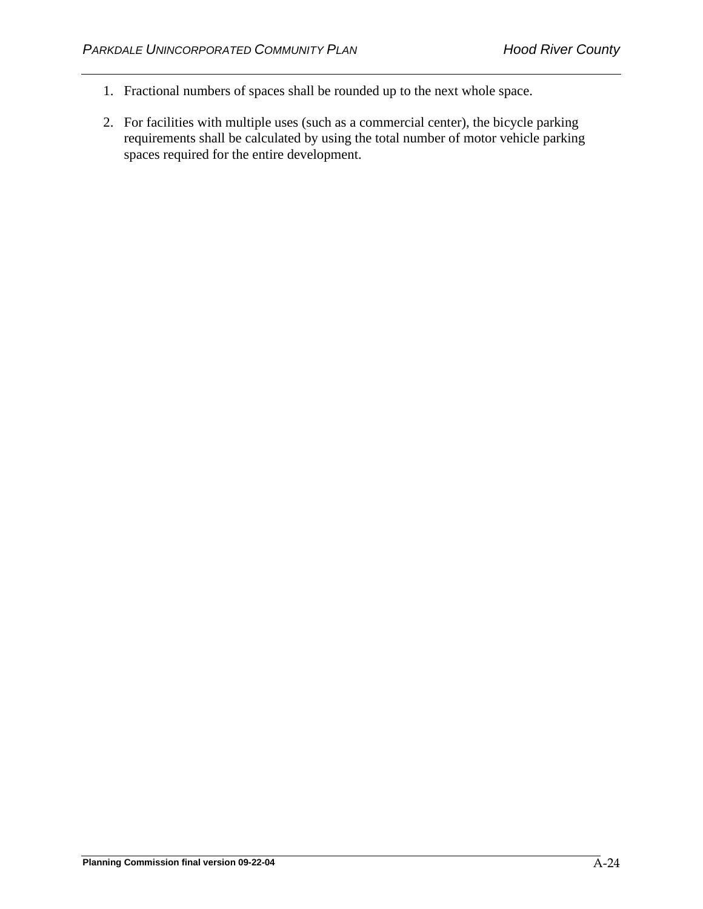1. Fractional numbers of spaces shall be rounded up to the next whole space.

2. For facilities with multiple uses (such as a commercial center), the bicycle parking requirements shall be calculated by using the total number of motor vehicle parking spaces required for the entire development.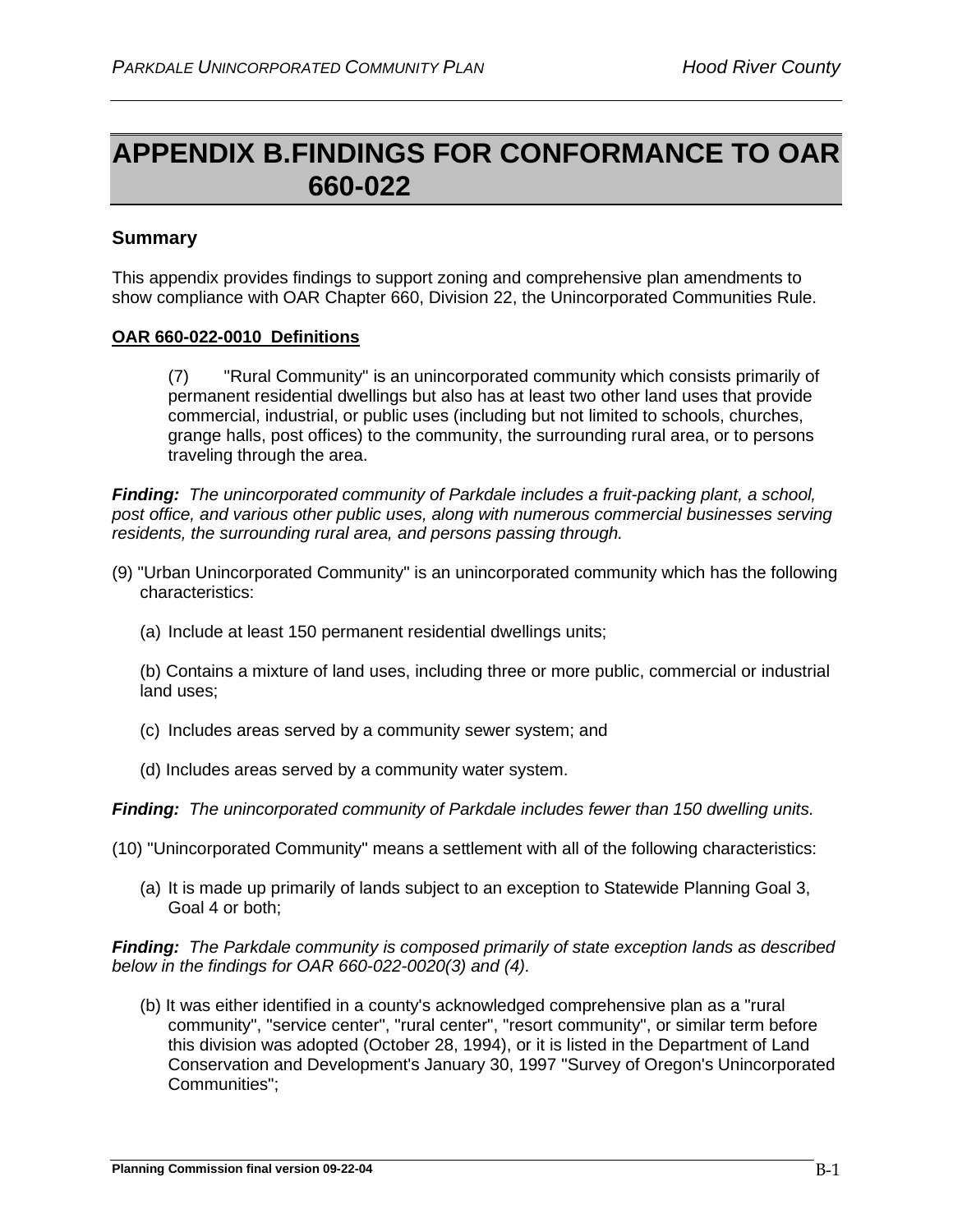# APPENDIX B. FINDINGS FOR CONFORMANCE TO OAR 660-022

### Summary

This appendix provides findings to support zoning and comprehensive plan amendments to show compliance with OAR Chapter 660, Division 22, the Unincorporated Communities Rule.

**<u>OAR 660-022-0010 Definitions</u>**

> (7) "Rural Community" is an unincorporated community which consists primarily of permanent residential dwellings but also has at least two other land uses that provide commercial, industrial, or public uses (including but not limited to schools, churches, grange halls, post offices) to the community, the surrounding rural area, or to persons traveling through the area.

***Finding:*** *The unincorporated community of Parkdale includes a fruit-packing plant, a school, post office, and various other public uses, along with numerous commercial businesses serving residents, the surrounding rural area, and persons passing through.*

(9) "Urban Unincorporated Community" is an unincorporated community which has the following characteristics:

(a) Include at least 150 permanent residential dwellings units;

(b) Contains a mixture of land uses, including three or more public, commercial or industrial land uses;

(c) Includes areas served by a community sewer system; and

(d) Includes areas served by a community water system.

***Finding:*** *The unincorporated community of Parkdale includes fewer than 150 dwelling units.*

(10) "Unincorporated Community" means a settlement with all of the following characteristics:

(a) It is made up primarily of lands subject to an exception to Statewide Planning Goal 3, Goal 4 or both;

***Finding:*** *The Parkdale community is composed primarily of state exception lands as described below in the findings for OAR 660-022-0020(3) and (4).*

(b) It was either identified in a county's acknowledged comprehensive plan as a "rural community", "service center", "rural center", "resort community", or similar term before this division was adopted (October 28, 1994), or it is listed in the Department of Land Conservation and Development's January 30, 1997 "Survey of Oregon's Unincorporated Communities";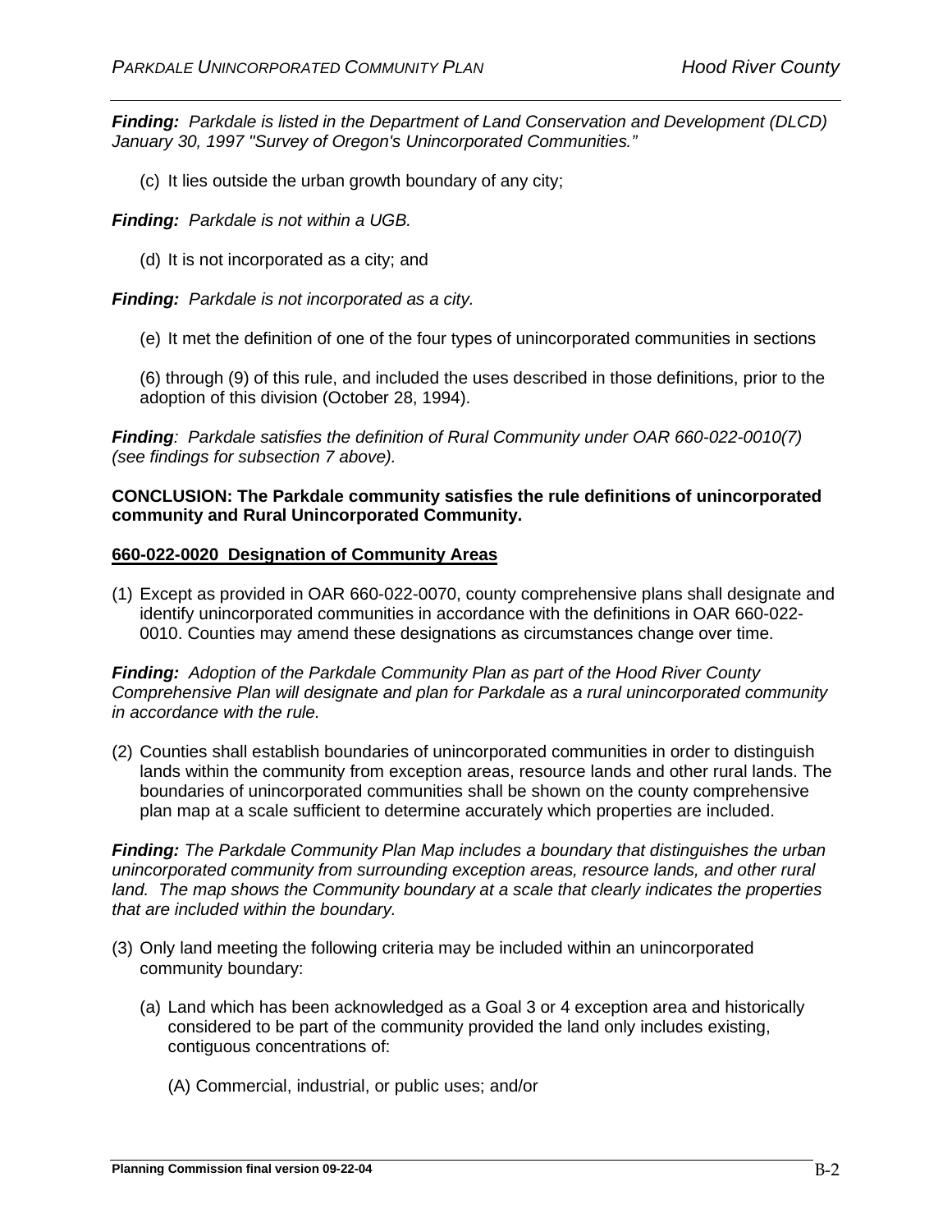***Finding:*** *Parkdale is listed in the Department of Land Conservation and Development (DLCD) January 30, 1997 "Survey of Oregon's Unincorporated Communities."*

(c) It lies outside the urban growth boundary of any city;

***Finding:*** *Parkdale is not within a UGB.*

(d) It is not incorporated as a city; and

***Finding:*** *Parkdale is not incorporated as a city.*

(e) It met the definition of one of the four types of unincorporated communities in sections

(6) through (9) of this rule, and included the uses described in those definitions, prior to the adoption of this division (October 28, 1994).

***Finding****: Parkdale satisfies the definition of Rural Community under OAR 660-022-0010(7) (see findings for subsection 7 above).*

**CONCLUSION: The Parkdale community satisfies the rule definitions of unincorporated community and Rural Unincorporated Community.**

**660-022-0020 Designation of Community Areas**

(1) Except as provided in OAR 660-022-0070, county comprehensive plans shall designate and identify unincorporated communities in accordance with the definitions in OAR 660-022-0010. Counties may amend these designations as circumstances change over time.

***Finding:*** *Adoption of the Parkdale Community Plan as part of the Hood River County Comprehensive Plan will designate and plan for Parkdale as a rural unincorporated community in accordance with the rule.*

(2) Counties shall establish boundaries of unincorporated communities in order to distinguish lands within the community from exception areas, resource lands and other rural lands. The boundaries of unincorporated communities shall be shown on the county comprehensive plan map at a scale sufficient to determine accurately which properties are included.

***Finding:*** *The Parkdale Community Plan Map includes a boundary that distinguishes the urban unincorporated community from surrounding exception areas, resource lands, and other rural land. The map shows the Community boundary at a scale that clearly indicates the properties that are included within the boundary.*

(3) Only land meeting the following criteria may be included within an unincorporated community boundary:

(a) Land which has been acknowledged as a Goal 3 or 4 exception area and historically considered to be part of the community provided the land only includes existing, contiguous concentrations of:

(A) Commercial, industrial, or public uses; and/or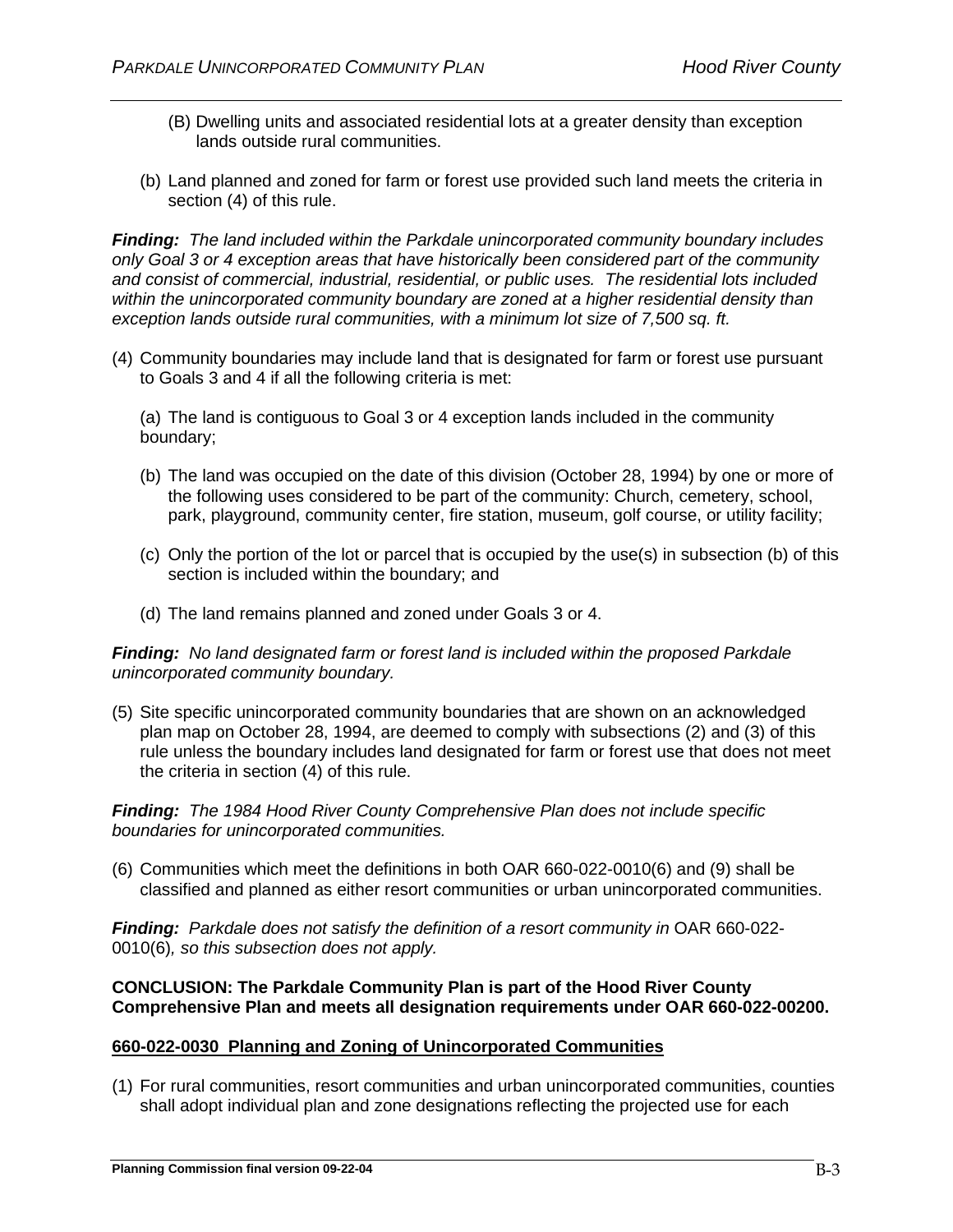(B) Dwelling units and associated residential lots at a greater density than exception lands outside rural communities.

(b) Land planned and zoned for farm or forest use provided such land meets the criteria in section (4) of this rule.

***Finding:*** *The land included within the Parkdale unincorporated community boundary includes only Goal 3 or 4 exception areas that have historically been considered part of the community and consist of commercial, industrial, residential, or public uses. The residential lots included within the unincorporated community boundary are zoned at a higher residential density than exception lands outside rural communities, with a minimum lot size of 7,500 sq. ft.*

(4) Community boundaries may include land that is designated for farm or forest use pursuant to Goals 3 and 4 if all the following criteria is met:

(a) The land is contiguous to Goal 3 or 4 exception lands included in the community boundary;

(b) The land was occupied on the date of this division (October 28, 1994) by one or more of the following uses considered to be part of the community: Church, cemetery, school, park, playground, community center, fire station, museum, golf course, or utility facility;

(c) Only the portion of the lot or parcel that is occupied by the use(s) in subsection (b) of this section is included within the boundary; and

(d) The land remains planned and zoned under Goals 3 or 4.

***Finding:*** *No land designated farm or forest land is included within the proposed Parkdale unincorporated community boundary.*

(5) Site specific unincorporated community boundaries that are shown on an acknowledged plan map on October 28, 1994, are deemed to comply with subsections (2) and (3) of this rule unless the boundary includes land designated for farm or forest use that does not meet the criteria in section (4) of this rule.

***Finding:*** *The 1984 Hood River County Comprehensive Plan does not include specific boundaries for unincorporated communities.*

(6) Communities which meet the definitions in both OAR 660-022-0010(6) and (9) shall be classified and planned as either resort communities or urban unincorporated communities.

***Finding:*** *Parkdale does not satisfy the definition of a resort community in* OAR 660-022-0010(6)*, so this subsection does not apply.*

**CONCLUSION: The Parkdale Community Plan is part of the Hood River County Comprehensive Plan and meets all designation requirements under OAR 660-022-00200.**

<u>**660-022-0030 Planning and Zoning of Unincorporated Communities**</u>

(1) For rural communities, resort communities and urban unincorporated communities, counties shall adopt individual plan and zone designations reflecting the projected use for each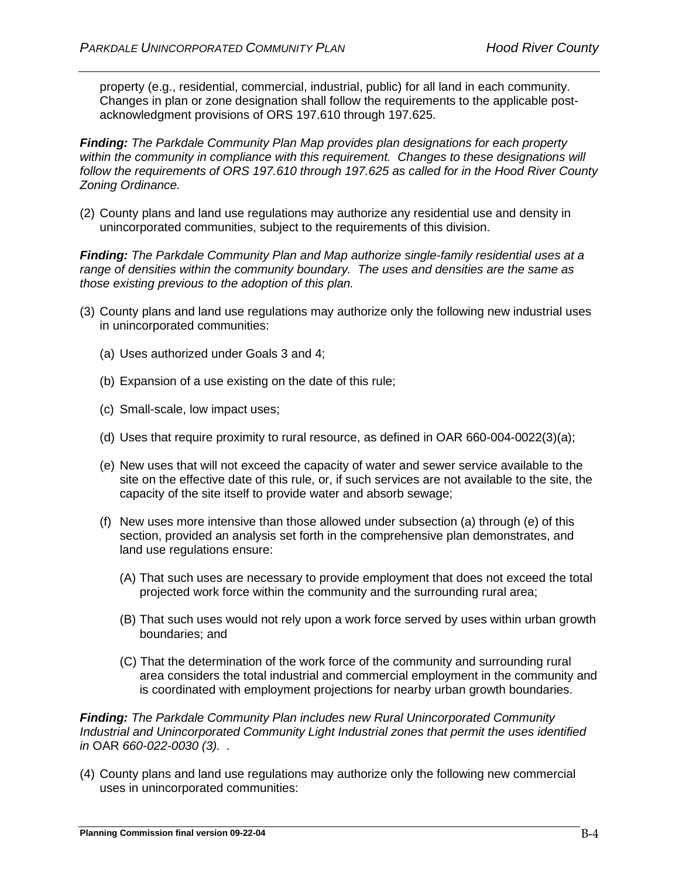property (e.g., residential, commercial, industrial, public) for all land in each community. Changes in plan or zone designation shall follow the requirements to the applicable post-acknowledgment provisions of ORS 197.610 through 197.625.

***Finding:*** *The Parkdale Community Plan Map provides plan designations for each property within the community in compliance with this requirement. Changes to these designations will follow the requirements of ORS 197.610 through 197.625 as called for in the Hood River County Zoning Ordinance.*

(2) County plans and land use regulations may authorize any residential use and density in unincorporated communities, subject to the requirements of this division.

***Finding:*** *The Parkdale Community Plan and Map authorize single-family residential uses at a range of densities within the community boundary. The uses and densities are the same as those existing previous to the adoption of this plan.*

(3) County plans and land use regulations may authorize only the following new industrial uses in unincorporated communities:

(a) Uses authorized under Goals 3 and 4;

(b) Expansion of a use existing on the date of this rule;

(c) Small-scale, low impact uses;

(d) Uses that require proximity to rural resource, as defined in OAR 660-004-0022(3)(a);

(e) New uses that will not exceed the capacity of water and sewer service available to the site on the effective date of this rule, or, if such services are not available to the site, the capacity of the site itself to provide water and absorb sewage;

(f) New uses more intensive than those allowed under subsection (a) through (e) of this section, provided an analysis set forth in the comprehensive plan demonstrates, and land use regulations ensure:

(A) That such uses are necessary to provide employment that does not exceed the total projected work force within the community and the surrounding rural area;

(B) That such uses would not rely upon a work force served by uses within urban growth boundaries; and

(C) That the determination of the work force of the community and surrounding rural area considers the total industrial and commercial employment in the community and is coordinated with employment projections for nearby urban growth boundaries.

***Finding:*** *The Parkdale Community Plan includes new Rural Unincorporated Community Industrial and Unincorporated Community Light Industrial zones that permit the uses identified in* OAR *660-022-0030 (3). .*

(4) County plans and land use regulations may authorize only the following new commercial uses in unincorporated communities: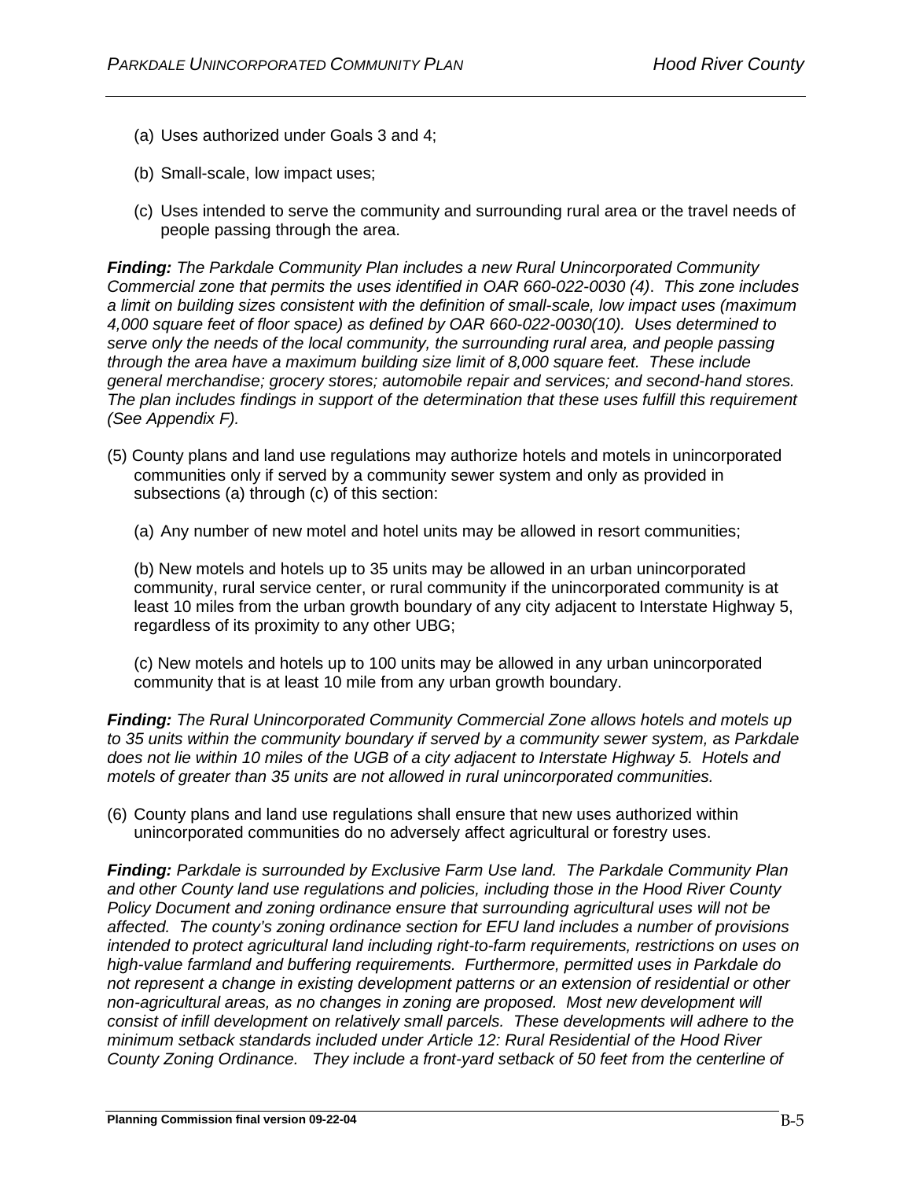(a) Uses authorized under Goals 3 and 4;

(b) Small-scale, low impact uses;

(c) Uses intended to serve the community and surrounding rural area or the travel needs of people passing through the area.

***Finding:*** *The Parkdale Community Plan includes a new Rural Unincorporated Community Commercial zone that permits the uses identified in OAR 660-022-0030 (4). This zone includes a limit on building sizes consistent with the definition of small-scale, low impact uses (maximum 4,000 square feet of floor space) as defined by OAR 660-022-0030(10). Uses determined to serve only the needs of the local community, the surrounding rural area, and people passing through the area have a maximum building size limit of 8,000 square feet. These include general merchandise; grocery stores; automobile repair and services; and second-hand stores. The plan includes findings in support of the determination that these uses fulfill this requirement (See Appendix F).*

(5) County plans and land use regulations may authorize hotels and motels in unincorporated communities only if served by a community sewer system and only as provided in subsections (a) through (c) of this section:

(a) Any number of new motel and hotel units may be allowed in resort communities;

(b) New motels and hotels up to 35 units may be allowed in an urban unincorporated community, rural service center, or rural community if the unincorporated community is at least 10 miles from the urban growth boundary of any city adjacent to Interstate Highway 5, regardless of its proximity to any other UBG;

(c) New motels and hotels up to 100 units may be allowed in any urban unincorporated community that is at least 10 mile from any urban growth boundary.

***Finding:*** *The Rural Unincorporated Community Commercial Zone allows hotels and motels up to 35 units within the community boundary if served by a community sewer system, as Parkdale does not lie within 10 miles of the UGB of a city adjacent to Interstate Highway 5. Hotels and motels of greater than 35 units are not allowed in rural unincorporated communities.*

(6) County plans and land use regulations shall ensure that new uses authorized within unincorporated communities do no adversely affect agricultural or forestry uses.

***Finding:*** *Parkdale is surrounded by Exclusive Farm Use land. The Parkdale Community Plan and other County land use regulations and policies, including those in the Hood River County Policy Document and zoning ordinance ensure that surrounding agricultural uses will not be affected. The county's zoning ordinance section for EFU land includes a number of provisions intended to protect agricultural land including right-to-farm requirements, restrictions on uses on high-value farmland and buffering requirements. Furthermore, permitted uses in Parkdale do not represent a change in existing development patterns or an extension of residential or other non-agricultural areas, as no changes in zoning are proposed. Most new development will consist of infill development on relatively small parcels. These developments will adhere to the minimum setback standards included under Article 12: Rural Residential of the Hood River County Zoning Ordinance. They include a front-yard setback of 50 feet from the centerline of*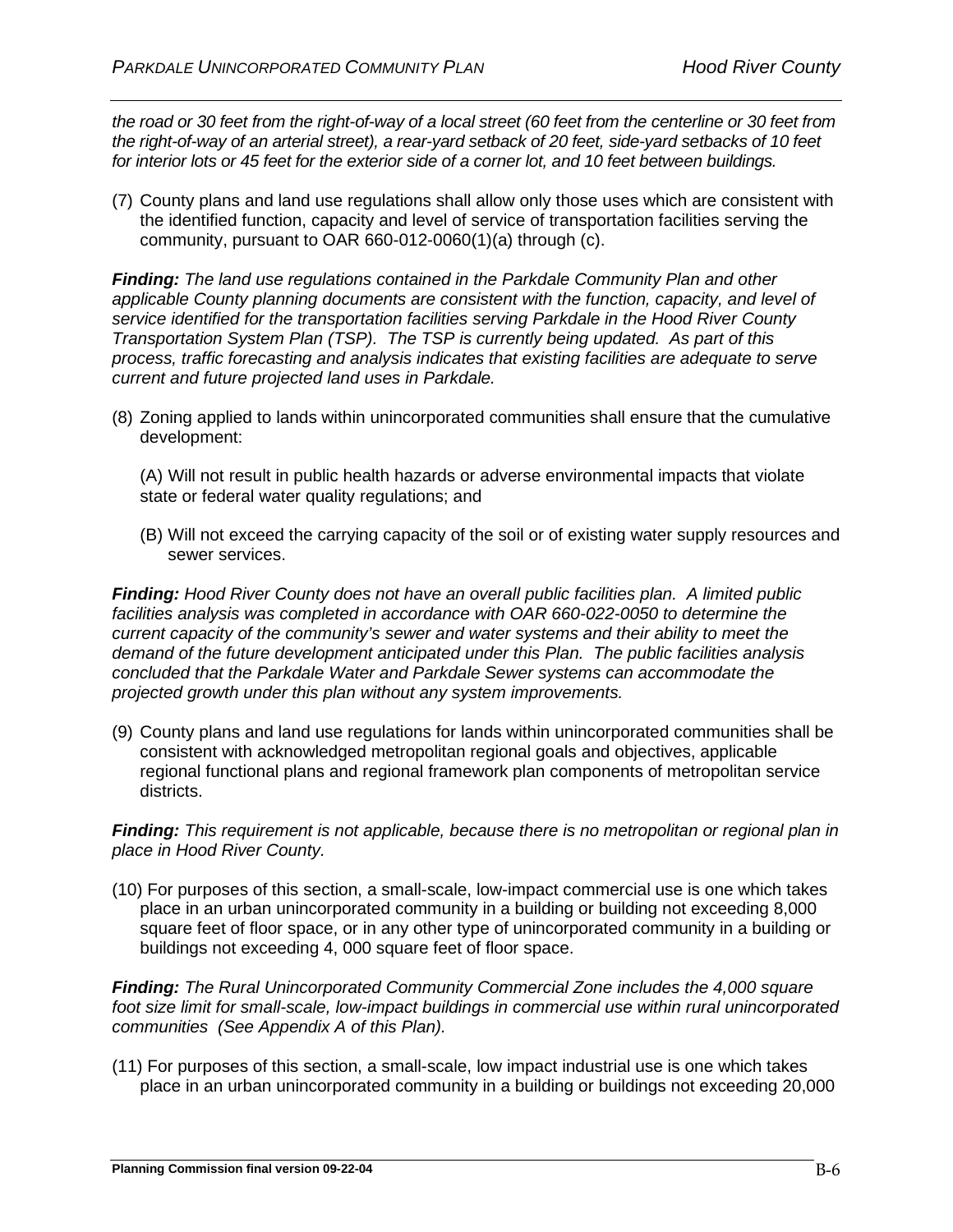*the road or 30 feet from the right-of-way of a local street (60 feet from the centerline or 30 feet from the right-of-way of an arterial street), a rear-yard setback of 20 feet, side-yard setbacks of 10 feet for interior lots or 45 feet for the exterior side of a corner lot, and 10 feet between buildings.*

(7) County plans and land use regulations shall allow only those uses which are consistent with the identified function, capacity and level of service of transportation facilities serving the community, pursuant to OAR 660-012-0060(1)(a) through (c).

***Finding:*** *The land use regulations contained in the Parkdale Community Plan and other applicable County planning documents are consistent with the function, capacity, and level of service identified for the transportation facilities serving Parkdale in the Hood River County Transportation System Plan (TSP). The TSP is currently being updated. As part of this process, traffic forecasting and analysis indicates that existing facilities are adequate to serve current and future projected land uses in Parkdale.*

(8) Zoning applied to lands within unincorporated communities shall ensure that the cumulative development:

(A) Will not result in public health hazards or adverse environmental impacts that violate state or federal water quality regulations; and

(B) Will not exceed the carrying capacity of the soil or of existing water supply resources and sewer services.

***Finding:*** *Hood River County does not have an overall public facilities plan. A limited public facilities analysis was completed in accordance with OAR 660-022-0050 to determine the current capacity of the community's sewer and water systems and their ability to meet the demand of the future development anticipated under this Plan. The public facilities analysis concluded that the Parkdale Water and Parkdale Sewer systems can accommodate the projected growth under this plan without any system improvements.*

(9) County plans and land use regulations for lands within unincorporated communities shall be consistent with acknowledged metropolitan regional goals and objectives, applicable regional functional plans and regional framework plan components of metropolitan service districts.

***Finding:*** *This requirement is not applicable, because there is no metropolitan or regional plan in place in Hood River County.*

(10) For purposes of this section, a small-scale, low-impact commercial use is one which takes place in an urban unincorporated community in a building or building not exceeding 8,000 square feet of floor space, or in any other type of unincorporated community in a building or buildings not exceeding 4, 000 square feet of floor space.

***Finding:*** *The Rural Unincorporated Community Commercial Zone includes the 4,000 square foot size limit for small-scale, low-impact buildings in commercial use within rural unincorporated communities (See Appendix A of this Plan).*

(11) For purposes of this section, a small-scale, low impact industrial use is one which takes place in an urban unincorporated community in a building or buildings not exceeding 20,000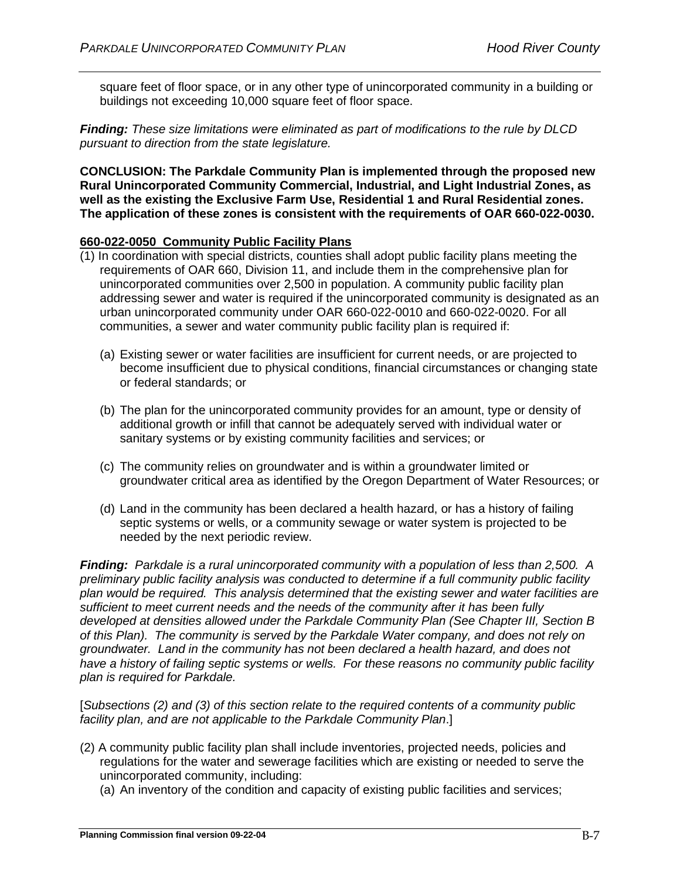square feet of floor space, or in any other type of unincorporated community in a building or buildings not exceeding 10,000 square feet of floor space.

***Finding:*** *These size limitations were eliminated as part of modifications to the rule by DLCD pursuant to direction from the state legislature.*

**CONCLUSION: The Parkdale Community Plan is implemented through the proposed new Rural Unincorporated Community Commercial, Industrial, and Light Industrial Zones, as well as the existing the Exclusive Farm Use, Residential 1 and Rural Residential zones. The application of these zones is consistent with the requirements of OAR 660-022-0030.**

**660-022-0050 Community Public Facility Plans**

(1) In coordination with special districts, counties shall adopt public facility plans meeting the requirements of OAR 660, Division 11, and include them in the comprehensive plan for unincorporated communities over 2,500 in population. A community public facility plan addressing sewer and water is required if the unincorporated community is designated as an urban unincorporated community under OAR 660-022-0010 and 660-022-0020. For all communities, a sewer and water community public facility plan is required if:

   (a) Existing sewer or water facilities are insufficient for current needs, or are projected to become insufficient due to physical conditions, financial circumstances or changing state or federal standards; or

   (b) The plan for the unincorporated community provides for an amount, type or density of additional growth or infill that cannot be adequately served with individual water or sanitary systems or by existing community facilities and services; or

   (c) The community relies on groundwater and is within a groundwater limited or groundwater critical area as identified by the Oregon Department of Water Resources; or

   (d) Land in the community has been declared a health hazard, or has a history of failing septic systems or wells, or a community sewage or water system is projected to be needed by the next periodic review.

***Finding:*** *Parkdale is a rural unincorporated community with a population of less than 2,500. A preliminary public facility analysis was conducted to determine if a full community public facility plan would be required. This analysis determined that the existing sewer and water facilities are sufficient to meet current needs and the needs of the community after it has been fully developed at densities allowed under the Parkdale Community Plan (See Chapter III, Section B of this Plan). The community is served by the Parkdale Water company, and does not rely on groundwater. Land in the community has not been declared a health hazard, and does not have a history of failing septic systems or wells. For these reasons no community public facility plan is required for Parkdale.*

[*Subsections (2) and (3) of this section relate to the required contents of a community public facility plan, and are not applicable to the Parkdale Community Plan*.]

(2) A community public facility plan shall include inventories, projected needs, policies and regulations for the water and sewerage facilities which are existing or needed to serve the unincorporated community, including:

   (a) An inventory of the condition and capacity of existing public facilities and services;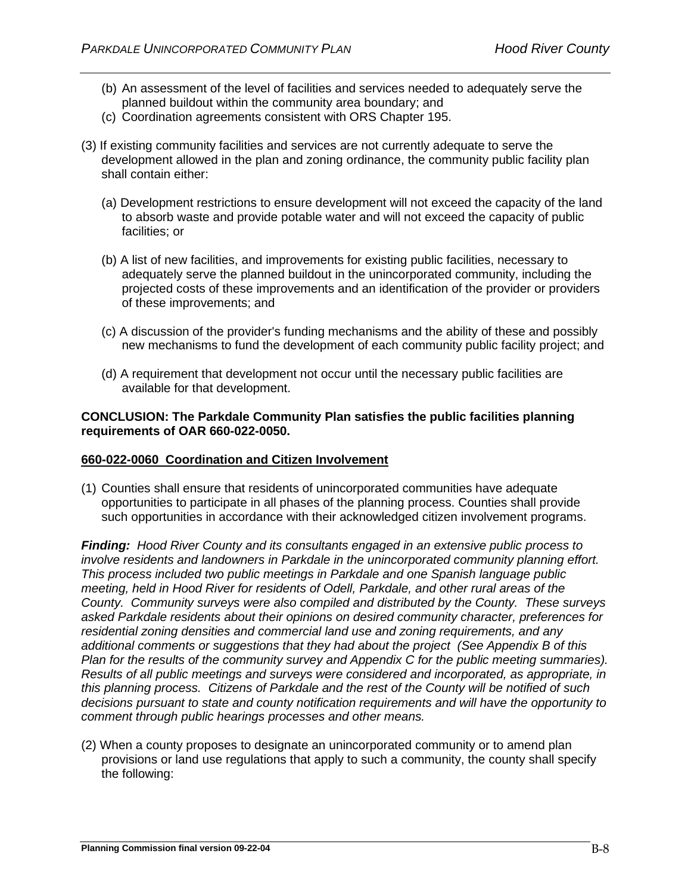(b) An assessment of the level of facilities and services needed to adequately serve the planned buildout within the community area boundary; and

(c) Coordination agreements consistent with ORS Chapter 195.

(3) If existing community facilities and services are not currently adequate to serve the development allowed in the plan and zoning ordinance, the community public facility plan shall contain either:

(a) Development restrictions to ensure development will not exceed the capacity of the land to absorb waste and provide potable water and will not exceed the capacity of public facilities; or

(b) A list of new facilities, and improvements for existing public facilities, necessary to adequately serve the planned buildout in the unincorporated community, including the projected costs of these improvements and an identification of the provider or providers of these improvements; and

(c) A discussion of the provider's funding mechanisms and the ability of these and possibly new mechanisms to fund the development of each community public facility project; and

(d) A requirement that development not occur until the necessary public facilities are available for that development.

**CONCLUSION: The Parkdale Community Plan satisfies the public facilities planning requirements of OAR 660-022-0050.**

**660-022-0060 Coordination and Citizen Involvement**

(1) Counties shall ensure that residents of unincorporated communities have adequate opportunities to participate in all phases of the planning process. Counties shall provide such opportunities in accordance with their acknowledged citizen involvement programs.

***Finding:*** *Hood River County and its consultants engaged in an extensive public process to involve residents and landowners in Parkdale in the unincorporated community planning effort. This process included two public meetings in Parkdale and one Spanish language public meeting, held in Hood River for residents of Odell, Parkdale, and other rural areas of the County. Community surveys were also compiled and distributed by the County. These surveys asked Parkdale residents about their opinions on desired community character, preferences for residential zoning densities and commercial land use and zoning requirements, and any additional comments or suggestions that they had about the project (See Appendix B of this Plan for the results of the community survey and Appendix C for the public meeting summaries). Results of all public meetings and surveys were considered and incorporated, as appropriate, in this planning process. Citizens of Parkdale and the rest of the County will be notified of such decisions pursuant to state and county notification requirements and will have the opportunity to comment through public hearings processes and other means.*

(2) When a county proposes to designate an unincorporated community or to amend plan provisions or land use regulations that apply to such a community, the county shall specify the following: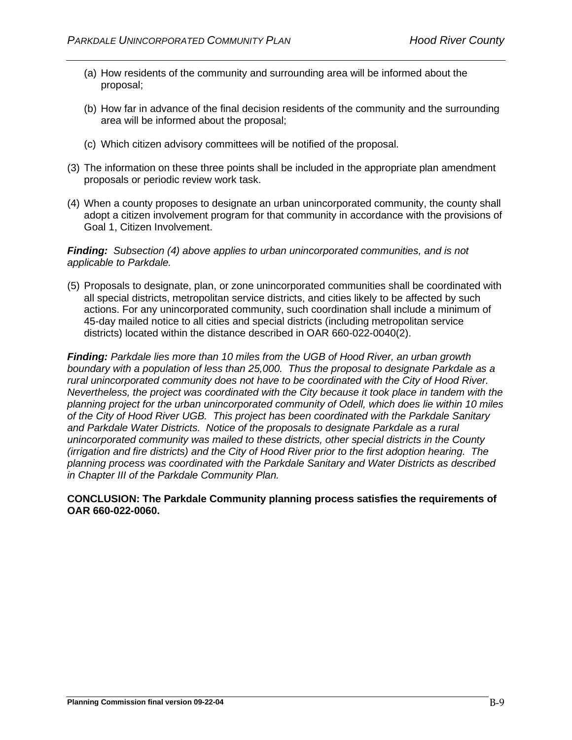(a) How residents of the community and surrounding area will be informed about the proposal;

(b) How far in advance of the final decision residents of the community and the surrounding area will be informed about the proposal;

(c) Which citizen advisory committees will be notified of the proposal.

(3) The information on these three points shall be included in the appropriate plan amendment proposals or periodic review work task.

(4) When a county proposes to designate an urban unincorporated community, the county shall adopt a citizen involvement program for that community in accordance with the provisions of Goal 1, Citizen Involvement.

***Finding:*** *Subsection (4) above applies to urban unincorporated communities, and is not applicable to Parkdale.*

(5) Proposals to designate, plan, or zone unincorporated communities shall be coordinated with all special districts, metropolitan service districts, and cities likely to be affected by such actions. For any unincorporated community, such coordination shall include a minimum of 45-day mailed notice to all cities and special districts (including metropolitan service districts) located within the distance described in OAR 660-022-0040(2).

***Finding:*** *Parkdale lies more than 10 miles from the UGB of Hood River, an urban growth boundary with a population of less than 25,000. Thus the proposal to designate Parkdale as a rural unincorporated community does not have to be coordinated with the City of Hood River. Nevertheless, the project was coordinated with the City because it took place in tandem with the planning project for the urban unincorporated community of Odell, which does lie within 10 miles of the City of Hood River UGB. This project has been coordinated with the Parkdale Sanitary and Parkdale Water Districts. Notice of the proposals to designate Parkdale as a rural unincorporated community was mailed to these districts, other special districts in the County (irrigation and fire districts) and the City of Hood River prior to the first adoption hearing. The planning process was coordinated with the Parkdale Sanitary and Water Districts as described in Chapter III of the Parkdale Community Plan.*

**CONCLUSION: The Parkdale Community planning process satisfies the requirements of OAR 660-022-0060.**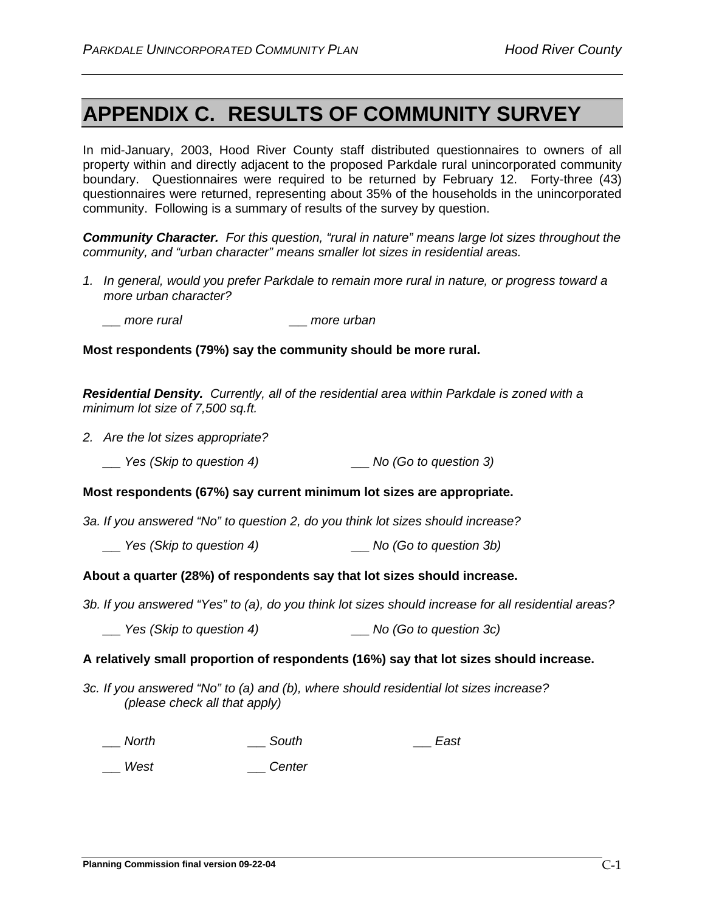# APPENDIX C. RESULTS OF COMMUNITY SURVEY

In mid-January, 2003, Hood River County staff distributed questionnaires to owners of all property within and directly adjacent to the proposed Parkdale rural unincorporated community boundary. Questionnaires were required to be returned by February 12. Forty-three (43) questionnaires were returned, representing about 35% of the households in the unincorporated community. Following is a summary of results of the survey by question.

***Community Character.*** *For this question, "rural in nature" means large lot sizes throughout the community, and "urban character" means smaller lot sizes in residential areas.*

1. *In general, would you prefer Parkdale to remain more rural in nature, or progress toward a more urban character?*

   *\_\_ more rural* *\_\_ more urban*

**Most respondents (79%) say the community should be more rural.**

***Residential Density.*** *Currently, all of the residential area within Parkdale is zoned with a minimum lot size of 7,500 sq.ft.*

2. *Are the lot sizes appropriate?*

   *\_\_ Yes (Skip to question 4)* *\_\_ No (Go to question 3)*

**Most respondents (67%) say current minimum lot sizes are appropriate.**

*3a. If you answered "No" to question 2, do you think lot sizes should increase?*

*\_\_ Yes (Skip to question 4)* *\_\_ No (Go to question 3b)*

**About a quarter (28%) of respondents say that lot sizes should increase.**

*3b. If you answered "Yes" to (a), do you think lot sizes should increase for all residential areas?*

*\_\_ Yes (Skip to question 4)* *\_\_ No (Go to question 3c)*

**A relatively small proportion of respondents (16%) say that lot sizes should increase.**

*3c. If you answered "No" to (a) and (b), where should residential lot sizes increase? (please check all that apply)*

*\_\_ North* *\_\_ South* *\_\_ East*

*\_\_ West* *\_\_ Center*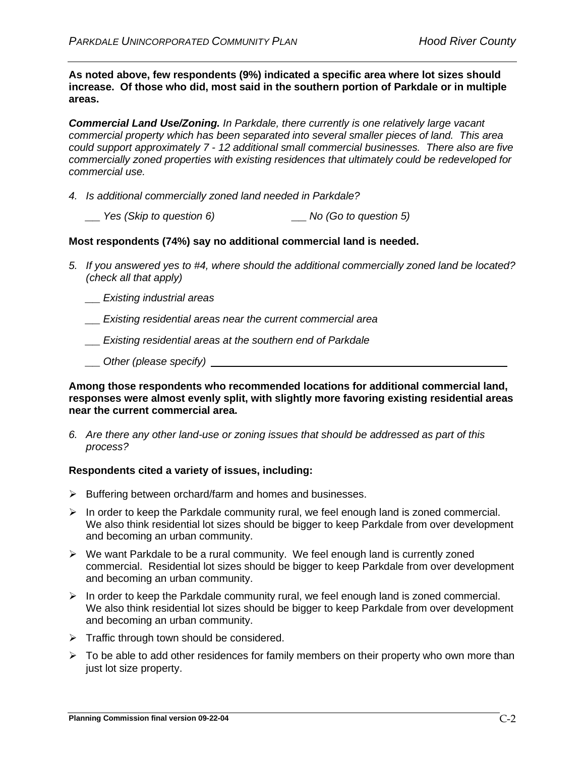**As noted above, few respondents (9%) indicated a specific area where lot sizes should increase. Of those who did, most said in the southern portion of Parkdale or in multiple areas.**

***Commercial Land Use/Zoning.*** *In Parkdale, there currently is one relatively large vacant commercial property which has been separated into several smaller pieces of land. This area could support approximately 7 - 12 additional small commercial businesses. There also are five commercially zoned properties with existing residences that ultimately could be redeveloped for commercial use.*

*4. Is additional commercially zoned land needed in Parkdale?*

*__ Yes (Skip to question 6)        __ No (Go to question 5)*

**Most respondents (74%) say no additional commercial land is needed.**

*5. If you answered yes to #4, where should the additional commercially zoned land be located? (check all that apply)*

*__ Existing industrial areas*

*__ Existing residential areas near the current commercial area*

*__ Existing residential areas at the southern end of Parkdale*

*__ Other (please specify) ______________________________*

**Among those respondents who recommended locations for additional commercial land, responses were almost evenly split, with slightly more favoring existing residential areas near the current commercial area.**

*6. Are there any other land-use or zoning issues that should be addressed as part of this process?*

**Respondents cited a variety of issues, including:**

- Buffering between orchard/farm and homes and businesses.
- In order to keep the Parkdale community rural, we feel enough land is zoned commercial. We also think residential lot sizes should be bigger to keep Parkdale from over development and becoming an urban community.
- We want Parkdale to be a rural community. We feel enough land is currently zoned commercial. Residential lot sizes should be bigger to keep Parkdale from over development and becoming an urban community.
- In order to keep the Parkdale community rural, we feel enough land is zoned commercial. We also think residential lot sizes should be bigger to keep Parkdale from over development and becoming an urban community.
- Traffic through town should be considered.
- To be able to add other residences for family members on their property who own more than just lot size property.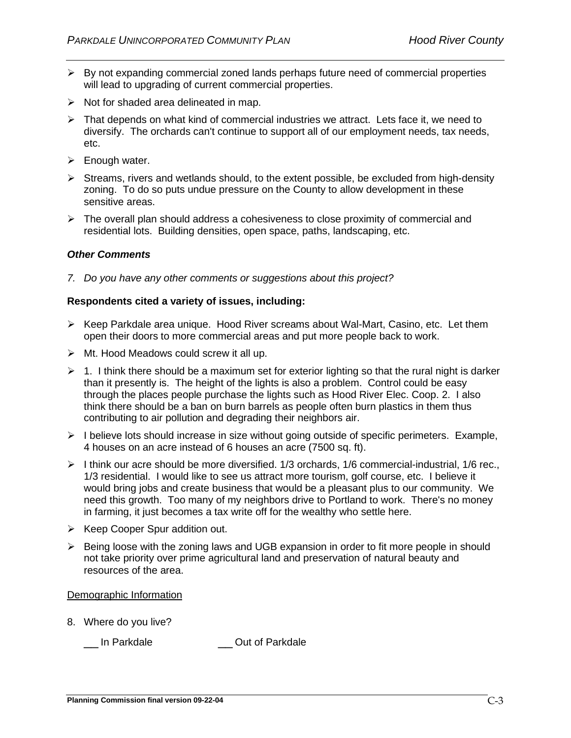- By not expanding commercial zoned lands perhaps future need of commercial properties will lead to upgrading of current commercial properties.
- Not for shaded area delineated in map.
- That depends on what kind of commercial industries we attract. Lets face it, we need to diversify. The orchards can't continue to support all of our employment needs, tax needs, etc.
- Enough water.
- Streams, rivers and wetlands should, to the extent possible, be excluded from high-density zoning. To do so puts undue pressure on the County to allow development in these sensitive areas.
- The overall plan should address a cohesiveness to close proximity of commercial and residential lots. Building densities, open space, paths, landscaping, etc.

***Other Comments***

*7. Do you have any other comments or suggestions about this project?*

**Respondents cited a variety of issues, including:**

- Keep Parkdale area unique. Hood River screams about Wal-Mart, Casino, etc. Let them open their doors to more commercial areas and put more people back to work.
- Mt. Hood Meadows could screw it all up.
- 1. I think there should be a maximum set for exterior lighting so that the rural night is darker than it presently is. The height of the lights is also a problem. Control could be easy through the places people purchase the lights such as Hood River Elec. Coop. 2. I also think there should be a ban on burn barrels as people often burn plastics in them thus contributing to air pollution and degrading their neighbors air.
- I believe lots should increase in size without going outside of specific perimeters. Example, 4 houses on an acre instead of 6 houses an acre (7500 sq. ft).
- I think our acre should be more diversified. 1/3 orchards, 1/6 commercial-industrial, 1/6 rec., 1/3 residential. I would like to see us attract more tourism, golf course, etc. I believe it would bring jobs and create business that would be a pleasant plus to our community. We need this growth. Too many of my neighbors drive to Portland to work. There's no money in farming, it just becomes a tax write off for the wealthy who settle here.
- Keep Cooper Spur addition out.
- Being loose with the zoning laws and UGB expansion in order to fit more people in should not take priority over prime agricultural land and preservation of natural beauty and resources of the area.

<u>Demographic Information</u>

8. Where do you live?

   \_\_ In Parkdale　　　　\_\_ Out of Parkdale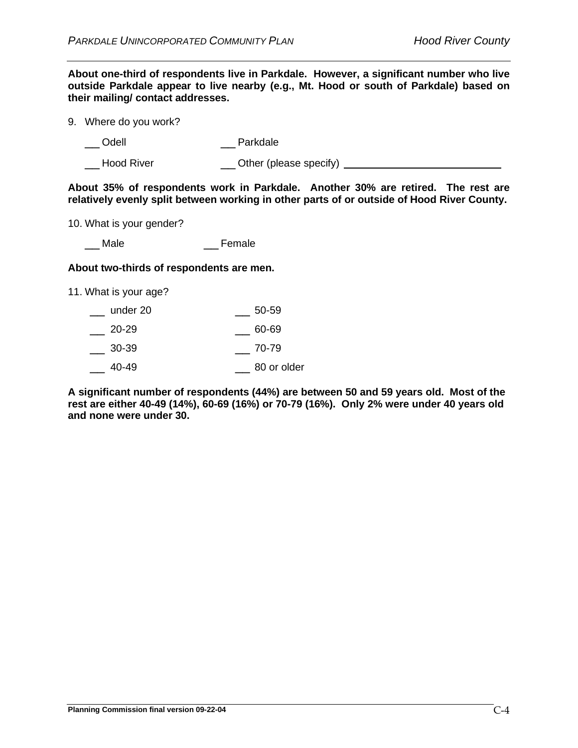**About one-third of respondents live in Parkdale. However, a significant number who live outside Parkdale appear to live nearby (e.g., Mt. Hood or south of Parkdale) based on their mailing/ contact addresses.**

9. Where do you work?

   \_\_ Odell &nbsp;&nbsp;&nbsp;&nbsp;&nbsp;&nbsp;&nbsp;&nbsp;&nbsp;&nbsp; \_\_ Parkdale

   \_\_ Hood River &nbsp;&nbsp;&nbsp;&nbsp;&nbsp; \_\_ Other (please specify) \_\_\_\_\_\_\_\_\_\_\_\_\_\_\_\_\_\_\_\_\_\_\_\_\_\_\_\_

**About 35% of respondents work in Parkdale. Another 30% are retired. The rest are relatively evenly split between working in other parts of or outside of Hood River County.**

10. What is your gender?

   \_\_ Male &nbsp;&nbsp;&nbsp;&nbsp;&nbsp;&nbsp;&nbsp;&nbsp;&nbsp;&nbsp; \_\_ Female

**About two-thirds of respondents are men.**

11. What is your age?

   \_\_ under 20 &nbsp;&nbsp;&nbsp;&nbsp;&nbsp;&nbsp;&nbsp;&nbsp;&nbsp;&nbsp; \_\_ 50-59

   \_\_ 20-29 &nbsp;&nbsp;&nbsp;&nbsp;&nbsp;&nbsp;&nbsp;&nbsp;&nbsp;&nbsp;&nbsp;&nbsp; \_\_ 60-69

   \_\_ 30-39 &nbsp;&nbsp;&nbsp;&nbsp;&nbsp;&nbsp;&nbsp;&nbsp;&nbsp;&nbsp;&nbsp;&nbsp; \_\_ 70-79

   \_\_ 40-49 &nbsp;&nbsp;&nbsp;&nbsp;&nbsp;&nbsp;&nbsp;&nbsp;&nbsp;&nbsp;&nbsp;&nbsp; \_\_ 80 or older

**A significant number of respondents (44%) are between 50 and 59 years old. Most of the rest are either 40-49 (14%), 60-69 (16%) or 70-79 (16%). Only 2% were under 40 years old and none were under 30.**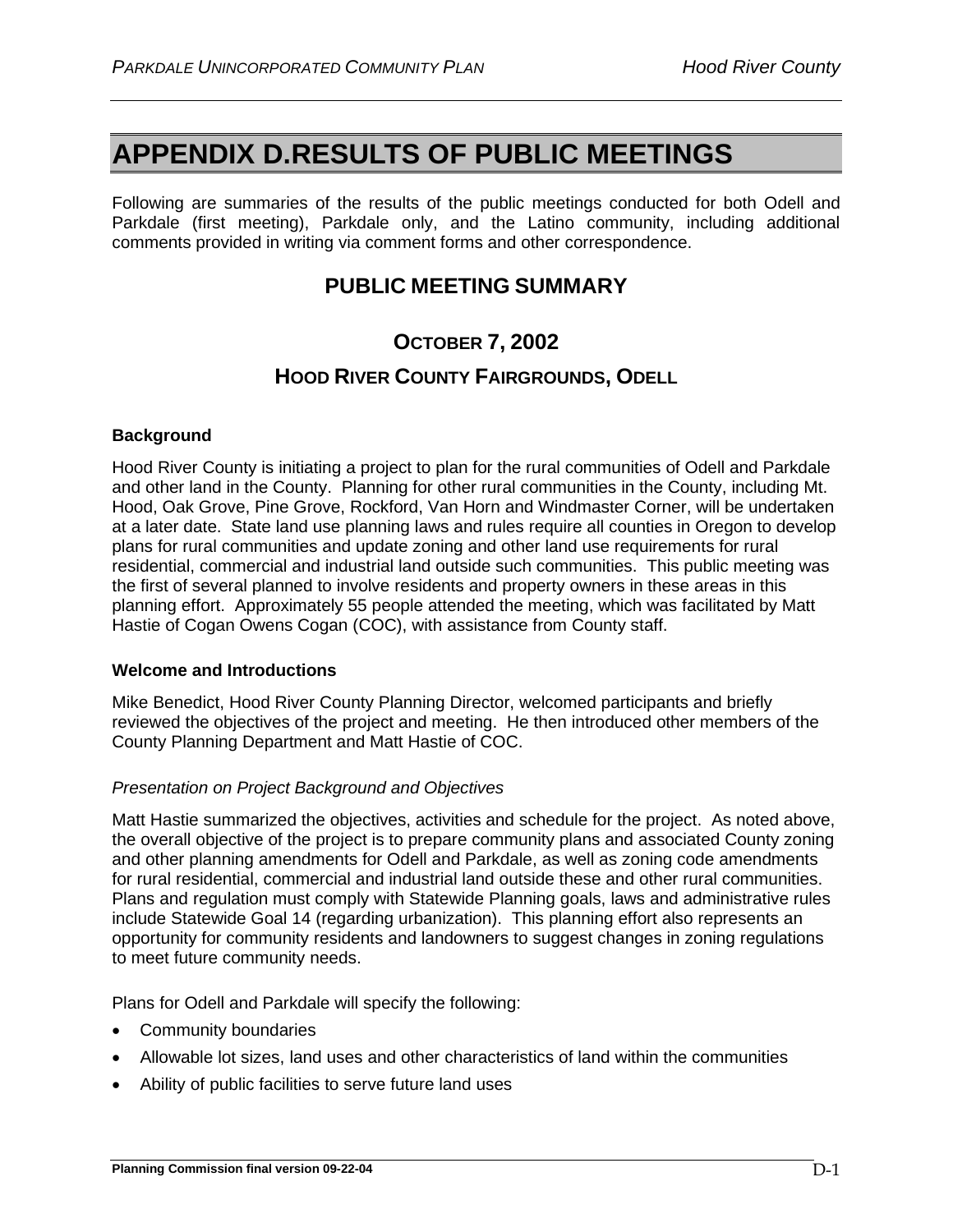# APPENDIX D.RESULTS OF PUBLIC MEETINGS

Following are summaries of the results of the public meetings conducted for both Odell and Parkdale (first meeting), Parkdale only, and the Latino community, including additional comments provided in writing via comment forms and other correspondence.

## PUBLIC MEETING SUMMARY

### OCTOBER 7, 2002

### HOOD RIVER COUNTY FAIRGROUNDS, ODELL

**Background**

Hood River County is initiating a project to plan for the rural communities of Odell and Parkdale and other land in the County. Planning for other rural communities in the County, including Mt. Hood, Oak Grove, Pine Grove, Rockford, Van Horn and Windmaster Corner, will be undertaken at a later date. State land use planning laws and rules require all counties in Oregon to develop plans for rural communities and update zoning and other land use requirements for rural residential, commercial and industrial land outside such communities. This public meeting was the first of several planned to involve residents and property owners in these areas in this planning effort. Approximately 55 people attended the meeting, which was facilitated by Matt Hastie of Cogan Owens Cogan (COC), with assistance from County staff.

**Welcome and Introductions**

Mike Benedict, Hood River County Planning Director, welcomed participants and briefly reviewed the objectives of the project and meeting. He then introduced other members of the County Planning Department and Matt Hastie of COC.

*Presentation on Project Background and Objectives*

Matt Hastie summarized the objectives, activities and schedule for the project. As noted above, the overall objective of the project is to prepare community plans and associated County zoning and other planning amendments for Odell and Parkdale, as well as zoning code amendments for rural residential, commercial and industrial land outside these and other rural communities. Plans and regulation must comply with Statewide Planning goals, laws and administrative rules include Statewide Goal 14 (regarding urbanization). This planning effort also represents an opportunity for community residents and landowners to suggest changes in zoning regulations to meet future community needs.

Plans for Odell and Parkdale will specify the following:

- Community boundaries
- Allowable lot sizes, land uses and other characteristics of land within the communities
- Ability of public facilities to serve future land uses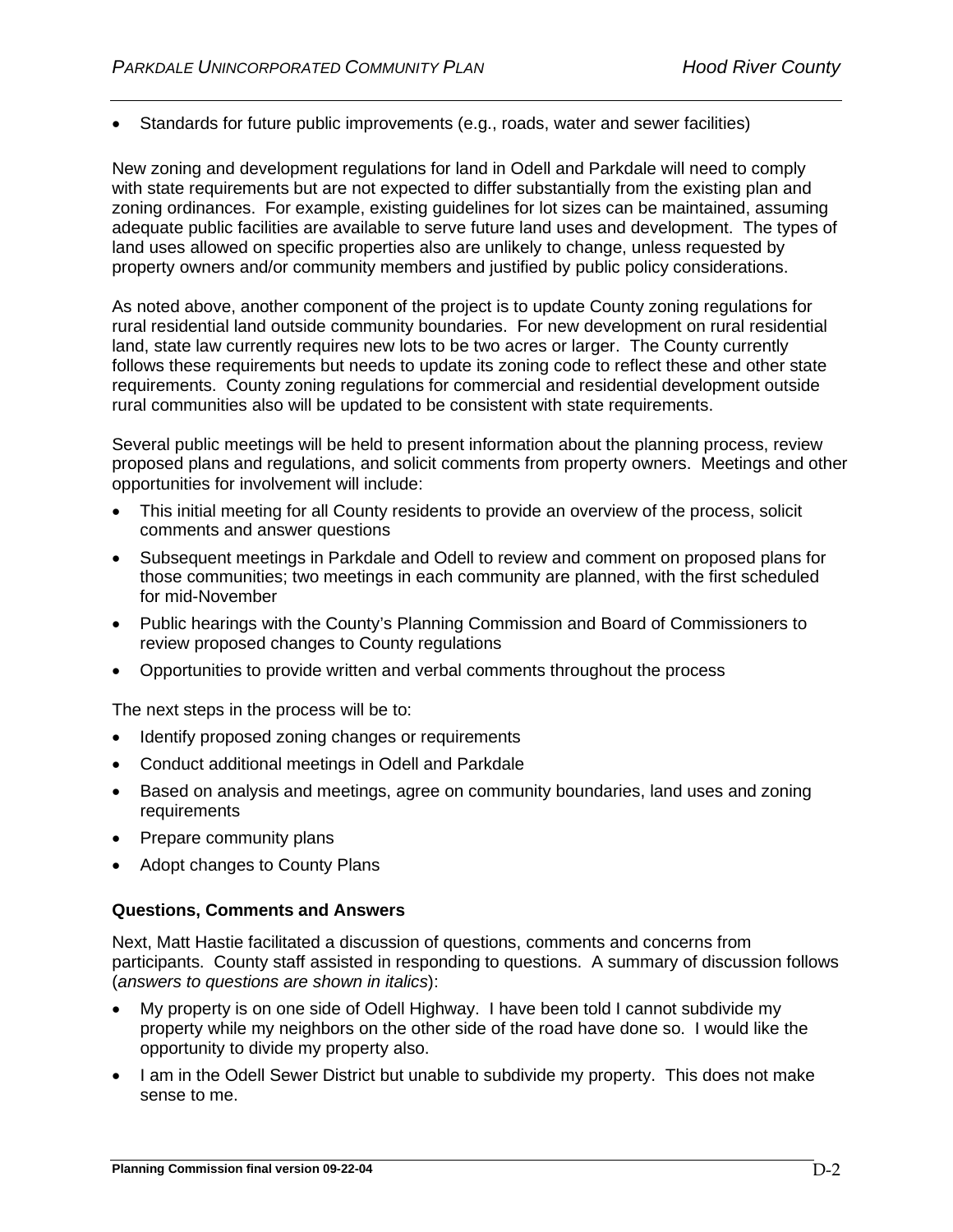- Standards for future public improvements (e.g., roads, water and sewer facilities)

New zoning and development regulations for land in Odell and Parkdale will need to comply with state requirements but are not expected to differ substantially from the existing plan and zoning ordinances. For example, existing guidelines for lot sizes can be maintained, assuming adequate public facilities are available to serve future land uses and development. The types of land uses allowed on specific properties also are unlikely to change, unless requested by property owners and/or community members and justified by public policy considerations.

As noted above, another component of the project is to update County zoning regulations for rural residential land outside community boundaries. For new development on rural residential land, state law currently requires new lots to be two acres or larger. The County currently follows these requirements but needs to update its zoning code to reflect these and other state requirements. County zoning regulations for commercial and residential development outside rural communities also will be updated to be consistent with state requirements.

Several public meetings will be held to present information about the planning process, review proposed plans and regulations, and solicit comments from property owners. Meetings and other opportunities for involvement will include:

- This initial meeting for all County residents to provide an overview of the process, solicit comments and answer questions
- Subsequent meetings in Parkdale and Odell to review and comment on proposed plans for those communities; two meetings in each community are planned, with the first scheduled for mid-November
- Public hearings with the County's Planning Commission and Board of Commissioners to review proposed changes to County regulations
- Opportunities to provide written and verbal comments throughout the process

The next steps in the process will be to:

- Identify proposed zoning changes or requirements
- Conduct additional meetings in Odell and Parkdale
- Based on analysis and meetings, agree on community boundaries, land uses and zoning requirements
- Prepare community plans
- Adopt changes to County Plans

**Questions, Comments and Answers**

Next, Matt Hastie facilitated a discussion of questions, comments and concerns from participants. County staff assisted in responding to questions. A summary of discussion follows (*answers to questions are shown in italics*):

- My property is on one side of Odell Highway. I have been told I cannot subdivide my property while my neighbors on the other side of the road have done so. I would like the opportunity to divide my property also.
- I am in the Odell Sewer District but unable to subdivide my property. This does not make sense to me.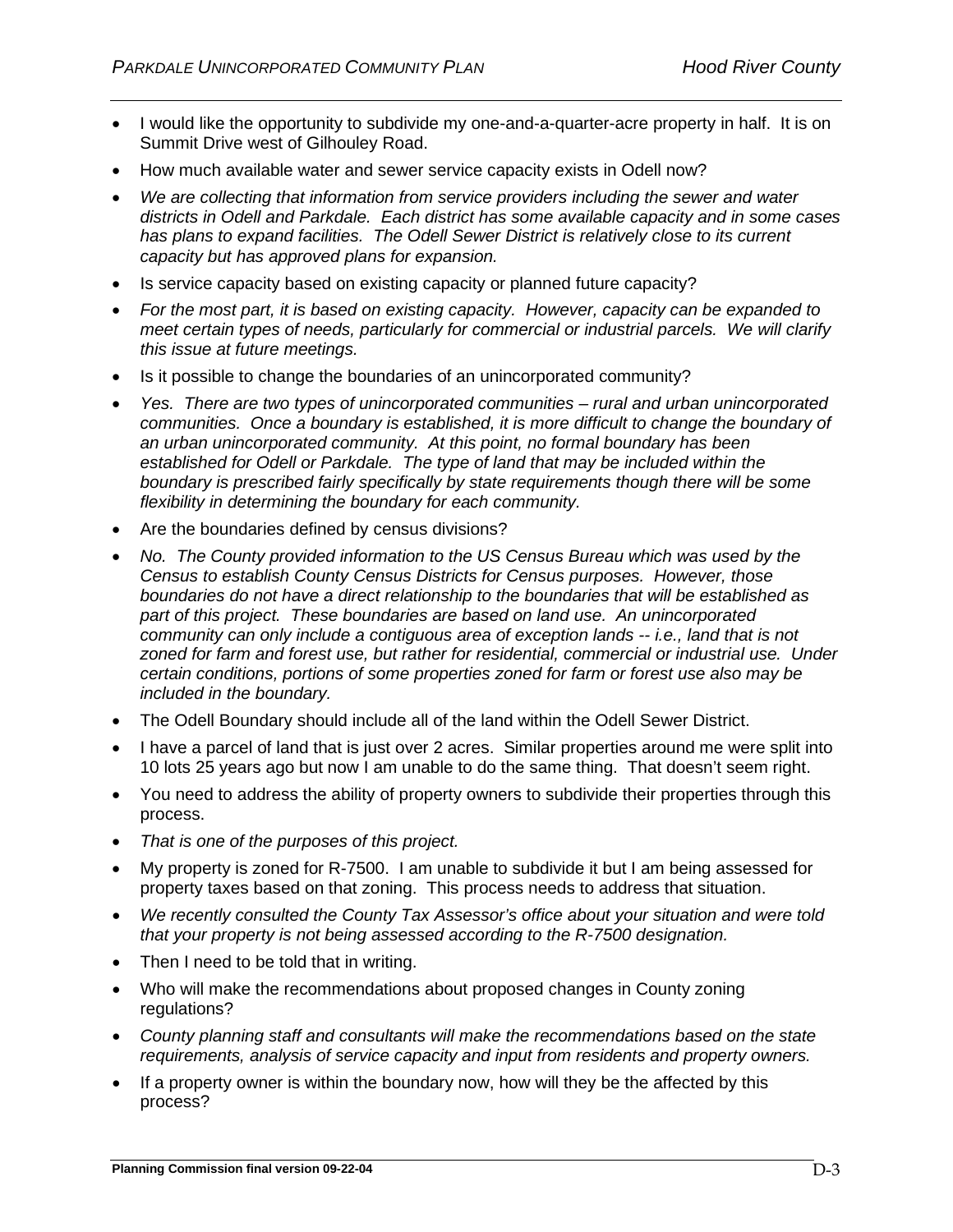- I would like the opportunity to subdivide my one-and-a-quarter-acre property in half. It is on Summit Drive west of Gilhouley Road.
- How much available water and sewer service capacity exists in Odell now?
- *We are collecting that information from service providers including the sewer and water districts in Odell and Parkdale. Each district has some available capacity and in some cases has plans to expand facilities. The Odell Sewer District is relatively close to its current capacity but has approved plans for expansion.*
- Is service capacity based on existing capacity or planned future capacity?
- *For the most part, it is based on existing capacity. However, capacity can be expanded to meet certain types of needs, particularly for commercial or industrial parcels. We will clarify this issue at future meetings.*
- Is it possible to change the boundaries of an unincorporated community?
- *Yes. There are two types of unincorporated communities – rural and urban unincorporated communities. Once a boundary is established, it is more difficult to change the boundary of an urban unincorporated community. At this point, no formal boundary has been established for Odell or Parkdale. The type of land that may be included within the boundary is prescribed fairly specifically by state requirements though there will be some flexibility in determining the boundary for each community.*
- Are the boundaries defined by census divisions?
- *No. The County provided information to the US Census Bureau which was used by the Census to establish County Census Districts for Census purposes. However, those boundaries do not have a direct relationship to the boundaries that will be established as part of this project. These boundaries are based on land use. An unincorporated community can only include a contiguous area of exception lands -- i.e., land that is not zoned for farm and forest use, but rather for residential, commercial or industrial use. Under certain conditions, portions of some properties zoned for farm or forest use also may be included in the boundary.*
- The Odell Boundary should include all of the land within the Odell Sewer District.
- I have a parcel of land that is just over 2 acres. Similar properties around me were split into 10 lots 25 years ago but now I am unable to do the same thing. That doesn't seem right.
- You need to address the ability of property owners to subdivide their properties through this process.
- *That is one of the purposes of this project.*
- My property is zoned for R-7500. I am unable to subdivide it but I am being assessed for property taxes based on that zoning. This process needs to address that situation.
- *We recently consulted the County Tax Assessor's office about your situation and were told that your property is not being assessed according to the R-7500 designation.*
- Then I need to be told that in writing.
- Who will make the recommendations about proposed changes in County zoning regulations?
- *County planning staff and consultants will make the recommendations based on the state requirements, analysis of service capacity and input from residents and property owners.*
- If a property owner is within the boundary now, how will they be the affected by this process?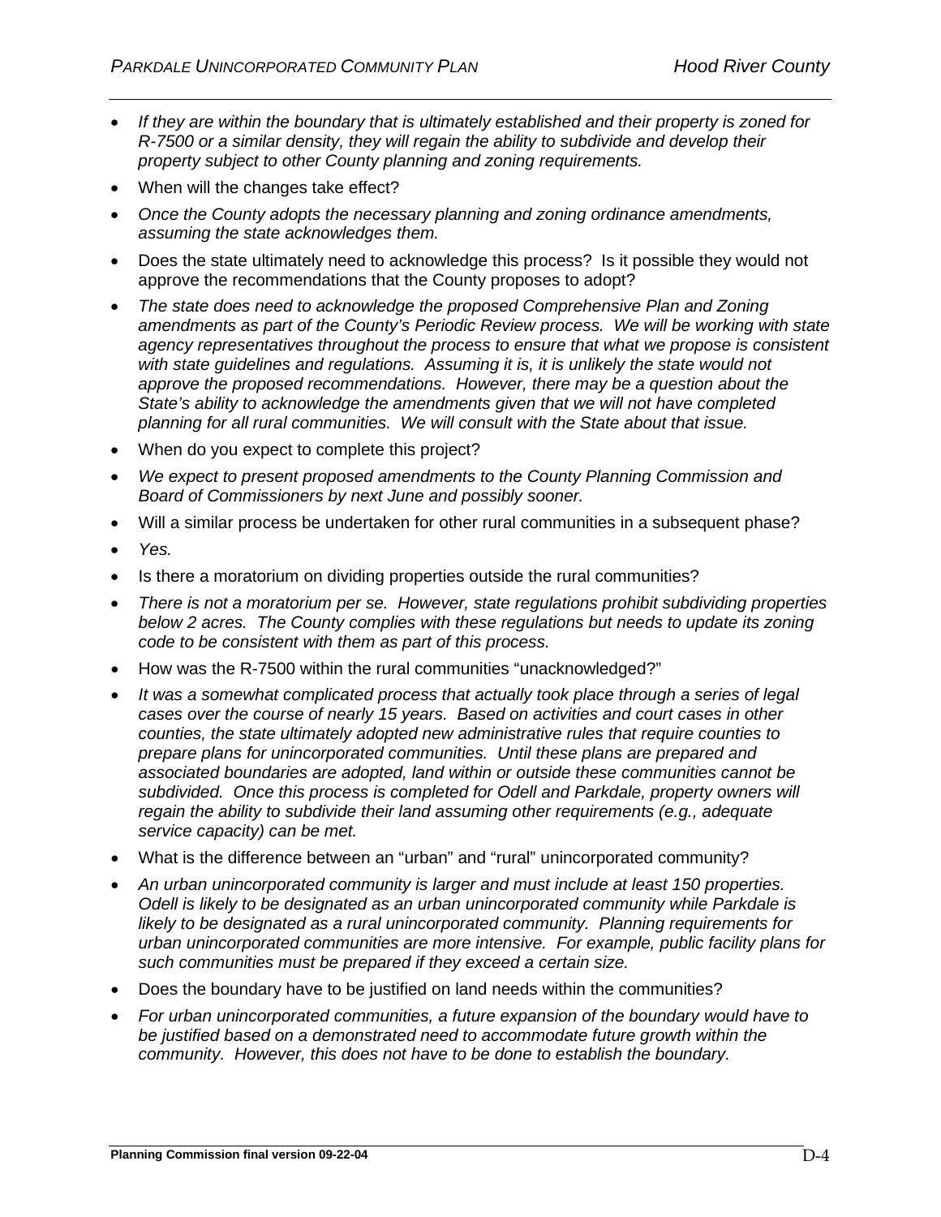- *If they are within the boundary that is ultimately established and their property is zoned for R-7500 or a similar density, they will regain the ability to subdivide and develop their property subject to other County planning and zoning requirements.*
- When will the changes take effect?
- *Once the County adopts the necessary planning and zoning ordinance amendments, assuming the state acknowledges them.*
- Does the state ultimately need to acknowledge this process? Is it possible they would not approve the recommendations that the County proposes to adopt?
- *The state does need to acknowledge the proposed Comprehensive Plan and Zoning amendments as part of the County's Periodic Review process. We will be working with state agency representatives throughout the process to ensure that what we propose is consistent with state guidelines and regulations. Assuming it is, it is unlikely the state would not approve the proposed recommendations. However, there may be a question about the State's ability to acknowledge the amendments given that we will not have completed planning for all rural communities. We will consult with the State about that issue.*
- When do you expect to complete this project?
- *We expect to present proposed amendments to the County Planning Commission and Board of Commissioners by next June and possibly sooner.*
- Will a similar process be undertaken for other rural communities in a subsequent phase?
- *Yes.*
- Is there a moratorium on dividing properties outside the rural communities?
- *There is not a moratorium per se. However, state regulations prohibit subdividing properties below 2 acres. The County complies with these regulations but needs to update its zoning code to be consistent with them as part of this process.*
- How was the R-7500 within the rural communities "unacknowledged?"
- *It was a somewhat complicated process that actually took place through a series of legal cases over the course of nearly 15 years. Based on activities and court cases in other counties, the state ultimately adopted new administrative rules that require counties to prepare plans for unincorporated communities. Until these plans are prepared and associated boundaries are adopted, land within or outside these communities cannot be subdivided. Once this process is completed for Odell and Parkdale, property owners will regain the ability to subdivide their land assuming other requirements (e.g., adequate service capacity) can be met.*
- What is the difference between an "urban" and "rural" unincorporated community?
- *An urban unincorporated community is larger and must include at least 150 properties. Odell is likely to be designated as an urban unincorporated community while Parkdale is likely to be designated as a rural unincorporated community. Planning requirements for urban unincorporated communities are more intensive. For example, public facility plans for such communities must be prepared if they exceed a certain size.*
- Does the boundary have to be justified on land needs within the communities?
- *For urban unincorporated communities, a future expansion of the boundary would have to be justified based on a demonstrated need to accommodate future growth within the community. However, this does not have to be done to establish the boundary.*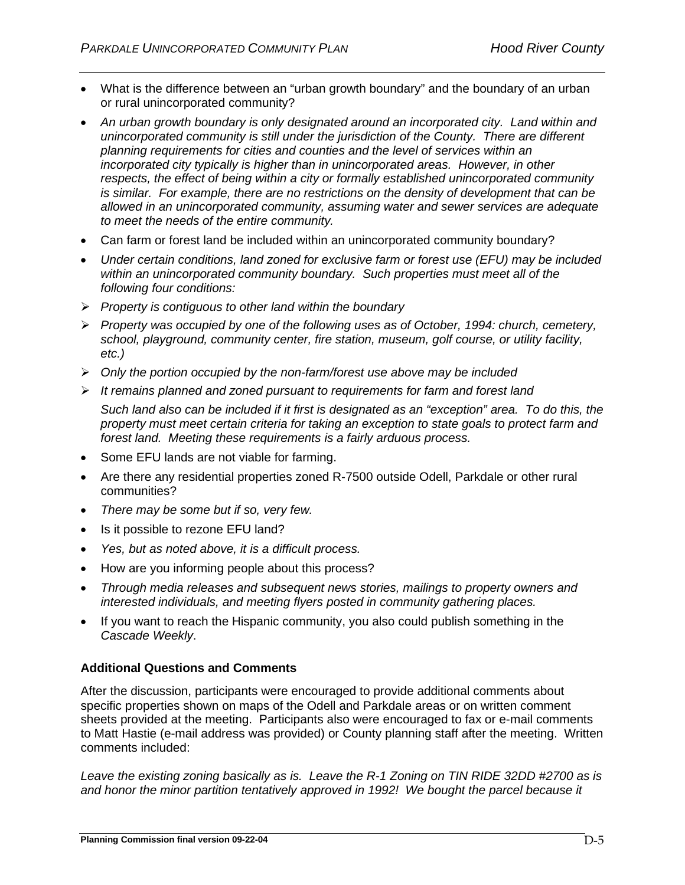- What is the difference between an "urban growth boundary" and the boundary of an urban or rural unincorporated community?
- *An urban growth boundary is only designated around an incorporated city. Land within and unincorporated community is still under the jurisdiction of the County. There are different planning requirements for cities and counties and the level of services within an incorporated city typically is higher than in unincorporated areas. However, in other respects, the effect of being within a city or formally established unincorporated community is similar. For example, there are no restrictions on the density of development that can be allowed in an unincorporated community, assuming water and sewer services are adequate to meet the needs of the entire community.*
- Can farm or forest land be included within an unincorporated community boundary?
- *Under certain conditions, land zoned for exclusive farm or forest use (EFU) may be included within an unincorporated community boundary. Such properties must meet all of the following four conditions:*
  - *Property is contiguous to other land within the boundary*
  - *Property was occupied by one of the following uses as of October, 1994: church, cemetery, school, playground, community center, fire station, museum, golf course, or utility facility, etc.)*
  - *Only the portion occupied by the non-farm/forest use above may be included*
  - *It remains planned and zoned pursuant to requirements for farm and forest land*

  *Such land also can be included if it first is designated as an "exception" area. To do this, the property must meet certain criteria for taking an exception to state goals to protect farm and forest land. Meeting these requirements is a fairly arduous process.*
- Some EFU lands are not viable for farming.
- Are there any residential properties zoned R-7500 outside Odell, Parkdale or other rural communities?
- *There may be some but if so, very few.*
- Is it possible to rezone EFU land?
- *Yes, but as noted above, it is a difficult process.*
- How are you informing people about this process?
- *Through media releases and subsequent news stories, mailings to property owners and interested individuals, and meeting flyers posted in community gathering places.*
- If you want to reach the Hispanic community, you also could publish something in the *Cascade Weekly*.

### Additional Questions and Comments

After the discussion, participants were encouraged to provide additional comments about specific properties shown on maps of the Odell and Parkdale areas or on written comment sheets provided at the meeting. Participants also were encouraged to fax or e-mail comments to Matt Hastie (e-mail address was provided) or County planning staff after the meeting. Written comments included:

*Leave the existing zoning basically as is. Leave the R-1 Zoning on TIN RIDE 32DD #2700 as is and honor the minor partition tentatively approved in 1992! We bought the parcel because it*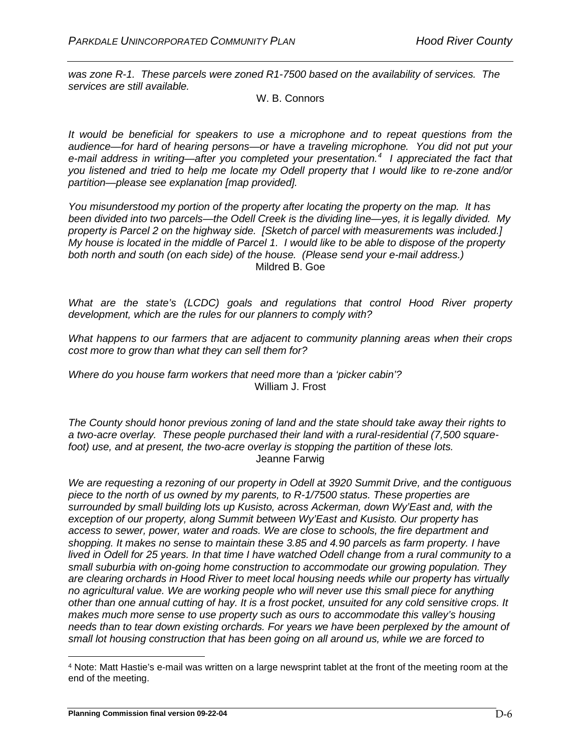*was zone R-1. These parcels were zoned R1-7500 based on the availability of services. The services are still available.*

W. B. Connors

*It would be beneficial for speakers to use a microphone and to repeat questions from the audience—for hard of hearing persons—or have a traveling microphone. You did not put your e-mail address in writing—after you completed your presentation.*[4] *I appreciated the fact that you listened and tried to help me locate my Odell property that I would like to re-zone and/or partition—please see explanation [map provided].*

*You misunderstood my portion of the property after locating the property on the map. It has been divided into two parcels—the Odell Creek is the dividing line—yes, it is legally divided. My property is Parcel 2 on the highway side. [Sketch of parcel with measurements was included.] My house is located in the middle of Parcel 1. I would like to be able to dispose of the property both north and south (on each side) of the house. (Please send your e-mail address.)*

Mildred B. Goe

*What are the state's (LCDC) goals and regulations that control Hood River property development, which are the rules for our planners to comply with?*

*What happens to our farmers that are adjacent to community planning areas when their crops cost more to grow than what they can sell them for?*

*Where do you house farm workers that need more than a 'picker cabin'?*

William J. Frost

*The County should honor previous zoning of land and the state should take away their rights to a two-acre overlay. These people purchased their land with a rural-residential (7,500 square-foot) use, and at present, the two-acre overlay is stopping the partition of these lots.*

Jeanne Farwig

*We are requesting a rezoning of our property in Odell at 3920 Summit Drive, and the contiguous piece to the north of us owned by my parents, to R-1/7500 status. These properties are surrounded by small building lots up Kusisto, across Ackerman, down Wy'East and, with the exception of our property, along Summit between Wy'East and Kusisto. Our property has access to sewer, power, water and roads. We are close to schools, the fire department and shopping. It makes no sense to maintain these 3.85 and 4.90 parcels as farm property. I have lived in Odell for 25 years. In that time I have watched Odell change from a rural community to a small suburbia with on-going home construction to accommodate our growing population. They are clearing orchards in Hood River to meet local housing needs while our property has virtually no agricultural value. We are working people who will never use this small piece for anything other than one annual cutting of hay. It is a frost pocket, unsuited for any cold sensitive crops. It makes much more sense to use property such as ours to accommodate this valley's housing needs than to tear down existing orchards. For years we have been perplexed by the amount of small lot housing construction that has been going on all around us, while we are forced to*

[4] Note: Matt Hastie's e-mail was written on a large newsprint tablet at the front of the meeting room at the end of the meeting.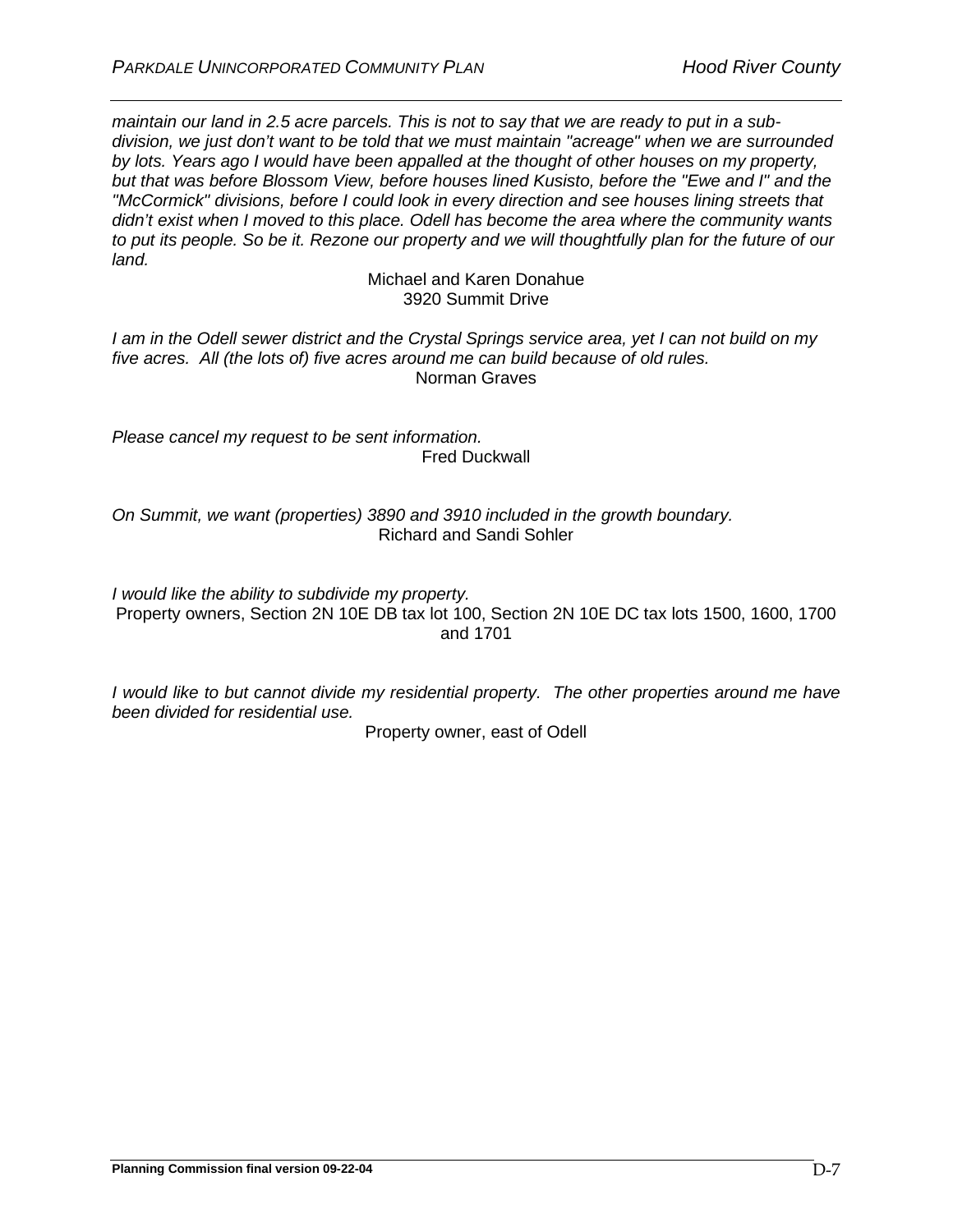*maintain our land in 2.5 acre parcels. This is not to say that we are ready to put in a sub-division, we just don't want to be told that we must maintain "acreage" when we are surrounded by lots. Years ago I would have been appalled at the thought of other houses on my property, but that was before Blossom View, before houses lined Kusisto, before the "Ewe and I" and the "McCormick" divisions, before I could look in every direction and see houses lining streets that didn't exist when I moved to this place. Odell has become the area where the community wants to put its people. So be it. Rezone our property and we will thoughtfully plan for the future of our land.*

Michael and Karen Donahue
3920 Summit Drive

*I am in the Odell sewer district and the Crystal Springs service area, yet I can not build on my five acres. All (the lots of) five acres around me can build because of old rules.*

Norman Graves

*Please cancel my request to be sent information.*

Fred Duckwall

*On Summit, we want (properties) 3890 and 3910 included in the growth boundary.*

Richard and Sandi Sohler

*I would like the ability to subdivide my property.*

Property owners, Section 2N 10E DB tax lot 100, Section 2N 10E DC tax lots 1500, 1600, 1700 and 1701

*I would like to but cannot divide my residential property. The other properties around me have been divided for residential use.*

Property owner, east of Odell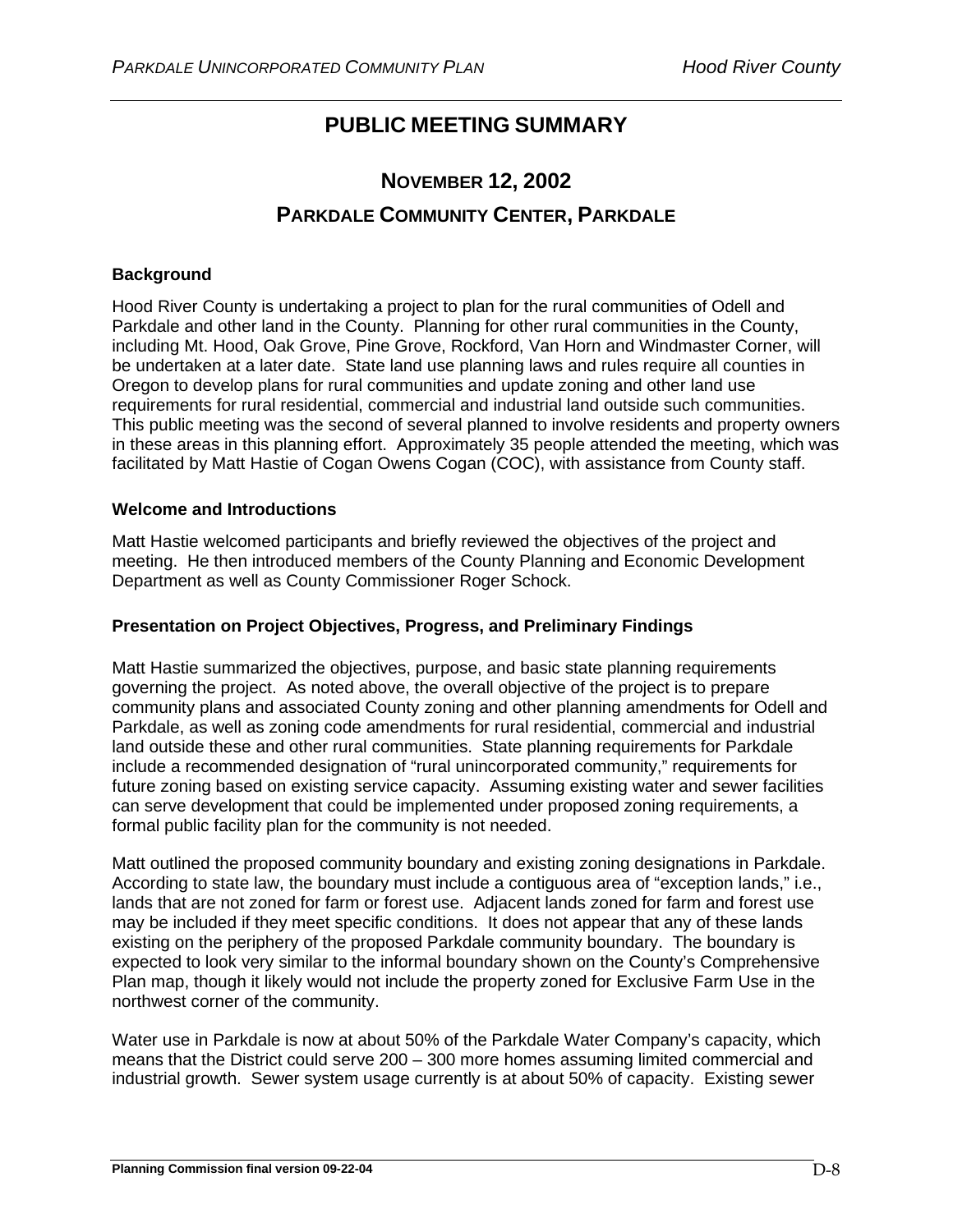# PUBLIC MEETING SUMMARY

## November 12, 2002

## Parkdale Community Center, Parkdale

### Background

Hood River County is undertaking a project to plan for the rural communities of Odell and Parkdale and other land in the County. Planning for other rural communities in the County, including Mt. Hood, Oak Grove, Pine Grove, Rockford, Van Horn and Windmaster Corner, will be undertaken at a later date. State land use planning laws and rules require all counties in Oregon to develop plans for rural communities and update zoning and other land use requirements for rural residential, commercial and industrial land outside such communities. This public meeting was the second of several planned to involve residents and property owners in these areas in this planning effort. Approximately 35 people attended the meeting, which was facilitated by Matt Hastie of Cogan Owens Cogan (COC), with assistance from County staff.

### Welcome and Introductions

Matt Hastie welcomed participants and briefly reviewed the objectives of the project and meeting. He then introduced members of the County Planning and Economic Development Department as well as County Commissioner Roger Schock.

### Presentation on Project Objectives, Progress, and Preliminary Findings

Matt Hastie summarized the objectives, purpose, and basic state planning requirements governing the project. As noted above, the overall objective of the project is to prepare community plans and associated County zoning and other planning amendments for Odell and Parkdale, as well as zoning code amendments for rural residential, commercial and industrial land outside these and other rural communities. State planning requirements for Parkdale include a recommended designation of "rural unincorporated community," requirements for future zoning based on existing service capacity. Assuming existing water and sewer facilities can serve development that could be implemented under proposed zoning requirements, a formal public facility plan for the community is not needed.

Matt outlined the proposed community boundary and existing zoning designations in Parkdale. According to state law, the boundary must include a contiguous area of "exception lands," i.e., lands that are not zoned for farm or forest use. Adjacent lands zoned for farm and forest use may be included if they meet specific conditions. It does not appear that any of these lands existing on the periphery of the proposed Parkdale community boundary. The boundary is expected to look very similar to the informal boundary shown on the County's Comprehensive Plan map, though it likely would not include the property zoned for Exclusive Farm Use in the northwest corner of the community.

Water use in Parkdale is now at about 50% of the Parkdale Water Company's capacity, which means that the District could serve 200 – 300 more homes assuming limited commercial and industrial growth. Sewer system usage currently is at about 50% of capacity. Existing sewer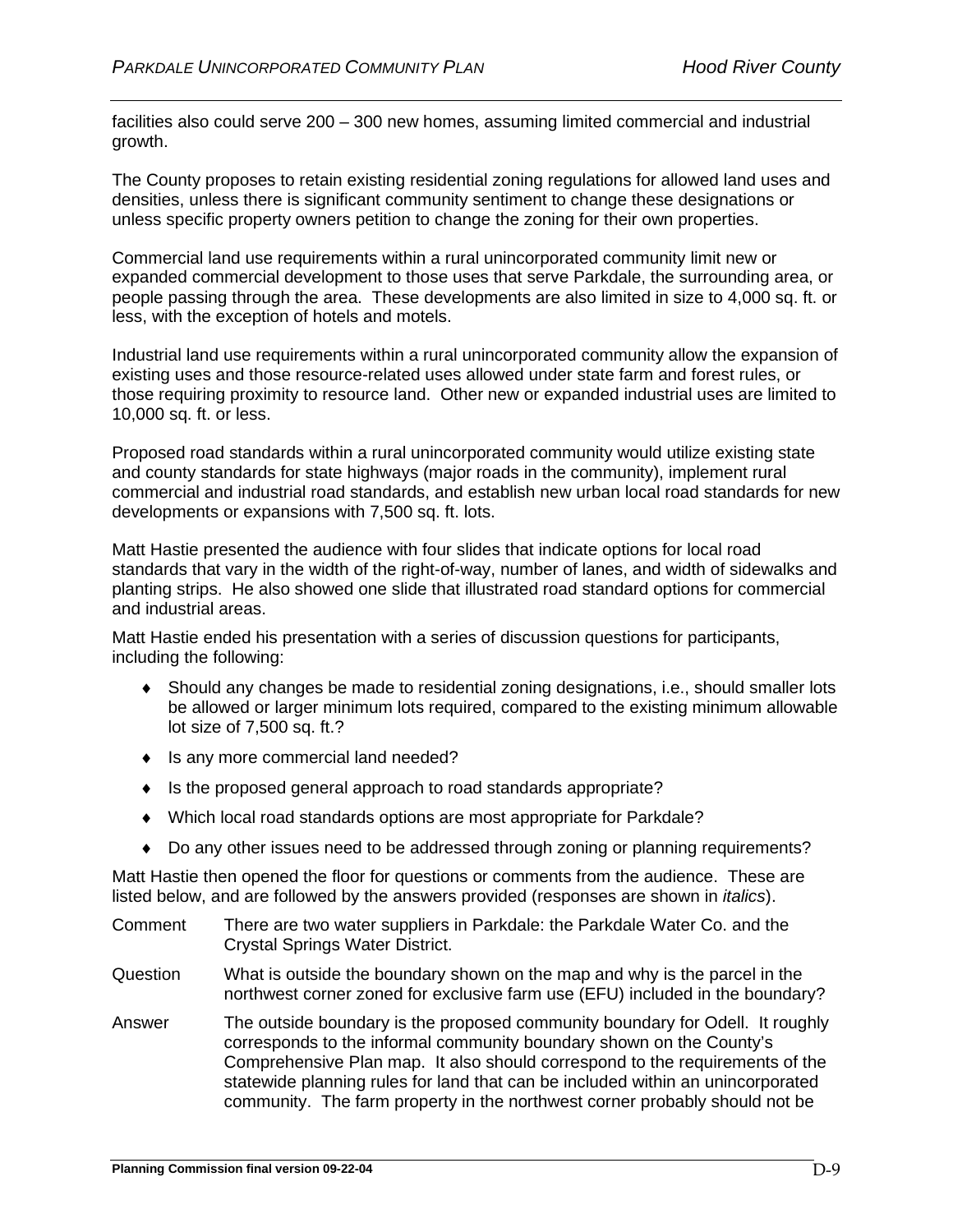facilities also could serve 200 – 300 new homes, assuming limited commercial and industrial growth.

The County proposes to retain existing residential zoning regulations for allowed land uses and densities, unless there is significant community sentiment to change these designations or unless specific property owners petition to change the zoning for their own properties.

Commercial land use requirements within a rural unincorporated community limit new or expanded commercial development to those uses that serve Parkdale, the surrounding area, or people passing through the area. These developments are also limited in size to 4,000 sq. ft. or less, with the exception of hotels and motels.

Industrial land use requirements within a rural unincorporated community allow the expansion of existing uses and those resource-related uses allowed under state farm and forest rules, or those requiring proximity to resource land. Other new or expanded industrial uses are limited to 10,000 sq. ft. or less.

Proposed road standards within a rural unincorporated community would utilize existing state and county standards for state highways (major roads in the community), implement rural commercial and industrial road standards, and establish new urban local road standards for new developments or expansions with 7,500 sq. ft. lots.

Matt Hastie presented the audience with four slides that indicate options for local road standards that vary in the width of the right-of-way, number of lanes, and width of sidewalks and planting strips. He also showed one slide that illustrated road standard options for commercial and industrial areas.

Matt Hastie ended his presentation with a series of discussion questions for participants, including the following:

- Should any changes be made to residential zoning designations, i.e., should smaller lots be allowed or larger minimum lots required, compared to the existing minimum allowable lot size of 7,500 sq. ft.?
- Is any more commercial land needed?
- Is the proposed general approach to road standards appropriate?
- Which local road standards options are most appropriate for Parkdale?
- Do any other issues need to be addressed through zoning or planning requirements?

Matt Hastie then opened the floor for questions or comments from the audience. These are listed below, and are followed by the answers provided (responses are shown in *italics*).

Comment — There are two water suppliers in Parkdale: the Parkdale Water Co. and the Crystal Springs Water District.

Question — What is outside the boundary shown on the map and why is the parcel in the northwest corner zoned for exclusive farm use (EFU) included in the boundary?

Answer — The outside boundary is the proposed community boundary for Odell. It roughly corresponds to the informal community boundary shown on the County's Comprehensive Plan map. It also should correspond to the requirements of the statewide planning rules for land that can be included within an unincorporated community. The farm property in the northwest corner probably should not be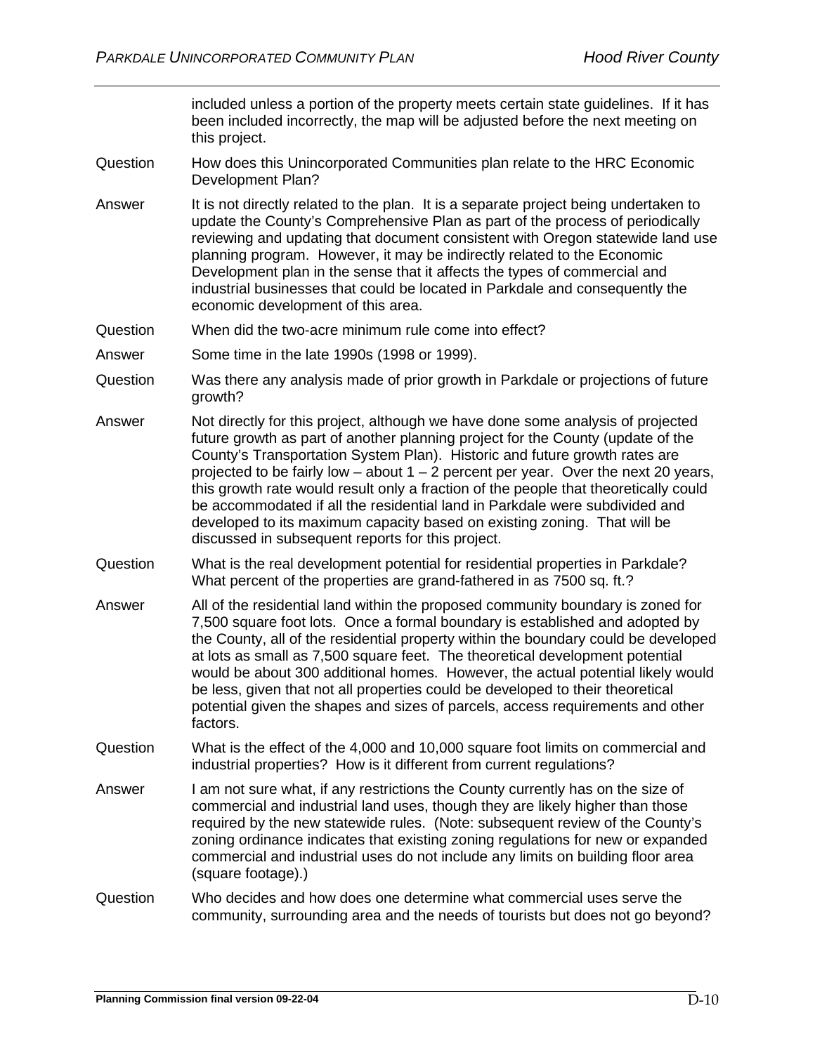included unless a portion of the property meets certain state guidelines. If it has been included incorrectly, the map will be adjusted before the next meeting on this project.

Question How does this Unincorporated Communities plan relate to the HRC Economic Development Plan?

Answer It is not directly related to the plan. It is a separate project being undertaken to update the County's Comprehensive Plan as part of the process of periodically reviewing and updating that document consistent with Oregon statewide land use planning program. However, it may be indirectly related to the Economic Development plan in the sense that it affects the types of commercial and industrial businesses that could be located in Parkdale and consequently the economic development of this area.

Question When did the two-acre minimum rule come into effect?

Answer Some time in the late 1990s (1998 or 1999).

Question Was there any analysis made of prior growth in Parkdale or projections of future growth?

Answer Not directly for this project, although we have done some analysis of projected future growth as part of another planning project for the County (update of the County's Transportation System Plan). Historic and future growth rates are projected to be fairly low – about 1 – 2 percent per year. Over the next 20 years, this growth rate would result only a fraction of the people that theoretically could be accommodated if all the residential land in Parkdale were subdivided and developed to its maximum capacity based on existing zoning. That will be discussed in subsequent reports for this project.

Question What is the real development potential for residential properties in Parkdale? What percent of the properties are grand-fathered in as 7500 sq. ft.?

Answer All of the residential land within the proposed community boundary is zoned for 7,500 square foot lots. Once a formal boundary is established and adopted by the County, all of the residential property within the boundary could be developed at lots as small as 7,500 square feet. The theoretical development potential would be about 300 additional homes. However, the actual potential likely would be less, given that not all properties could be developed to their theoretical potential given the shapes and sizes of parcels, access requirements and other factors.

Question What is the effect of the 4,000 and 10,000 square foot limits on commercial and industrial properties? How is it different from current regulations?

Answer I am not sure what, if any restrictions the County currently has on the size of commercial and industrial land uses, though they are likely higher than those required by the new statewide rules. (Note: subsequent review of the County's zoning ordinance indicates that existing zoning regulations for new or expanded commercial and industrial uses do not include any limits on building floor area (square footage).)

Question Who decides and how does one determine what commercial uses serve the community, surrounding area and the needs of tourists but does not go beyond?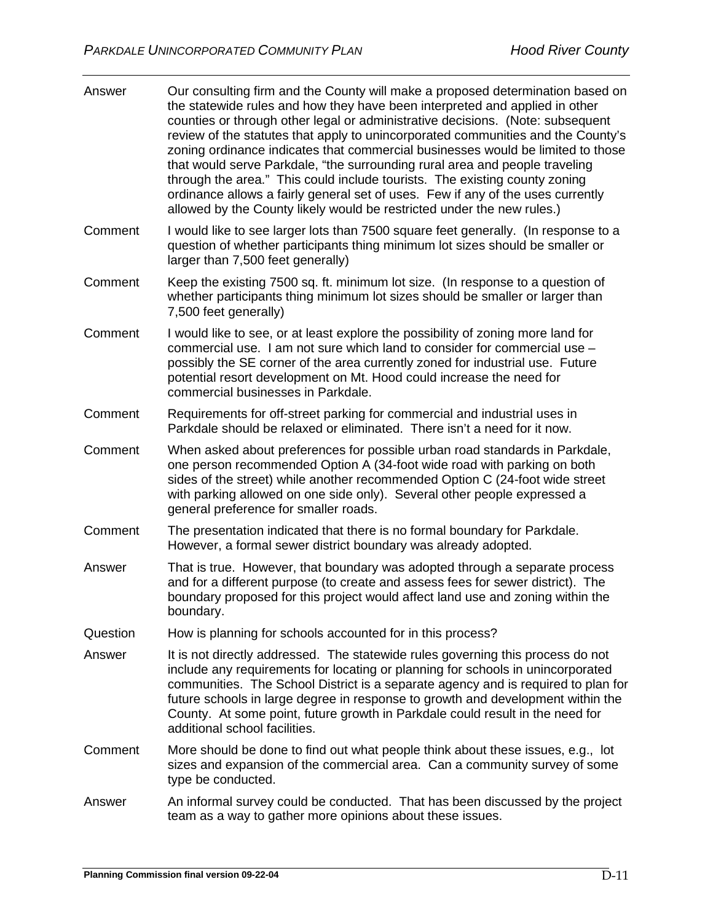| | |
|---|---|
| Answer | Our consulting firm and the County will make a proposed determination based on the statewide rules and how they have been interpreted and applied in other counties or through other legal or administrative decisions. (Note: subsequent review of the statutes that apply to unincorporated communities and the County's zoning ordinance indicates that commercial businesses would be limited to those that would serve Parkdale, "the surrounding rural area and people traveling through the area." This could include tourists. The existing county zoning ordinance allows a fairly general set of uses. Few if any of the uses currently allowed by the County likely would be restricted under the new rules.) |
| Comment | I would like to see larger lots than 7500 square feet generally. (In response to a question of whether participants thing minimum lot sizes should be smaller or larger than 7,500 feet generally) |
| Comment | Keep the existing 7500 sq. ft. minimum lot size. (In response to a question of whether participants thing minimum lot sizes should be smaller or larger than 7,500 feet generally) |
| Comment | I would like to see, or at least explore the possibility of zoning more land for commercial use. I am not sure which land to consider for commercial use – possibly the SE corner of the area currently zoned for industrial use. Future potential resort development on Mt. Hood could increase the need for commercial businesses in Parkdale. |
| Comment | Requirements for off-street parking for commercial and industrial uses in Parkdale should be relaxed or eliminated. There isn't a need for it now. |
| Comment | When asked about preferences for possible urban road standards in Parkdale, one person recommended Option A (34-foot wide road with parking on both sides of the street) while another recommended Option C (24-foot wide street with parking allowed on one side only). Several other people expressed a general preference for smaller roads. |
| Comment | The presentation indicated that there is no formal boundary for Parkdale. However, a formal sewer district boundary was already adopted. |
| Answer | That is true. However, that boundary was adopted through a separate process and for a different purpose (to create and assess fees for sewer district). The boundary proposed for this project would affect land use and zoning within the boundary. |
| Question | How is planning for schools accounted for in this process? |
| Answer | It is not directly addressed. The statewide rules governing this process do not include any requirements for locating or planning for schools in unincorporated communities. The School District is a separate agency and is required to plan for future schools in large degree in response to growth and development within the County. At some point, future growth in Parkdale could result in the need for additional school facilities. |
| Comment | More should be done to find out what people think about these issues, e.g., lot sizes and expansion of the commercial area. Can a community survey of some type be conducted. |
| Answer | An informal survey could be conducted. That has been discussed by the project team as a way to gather more opinions about these issues. |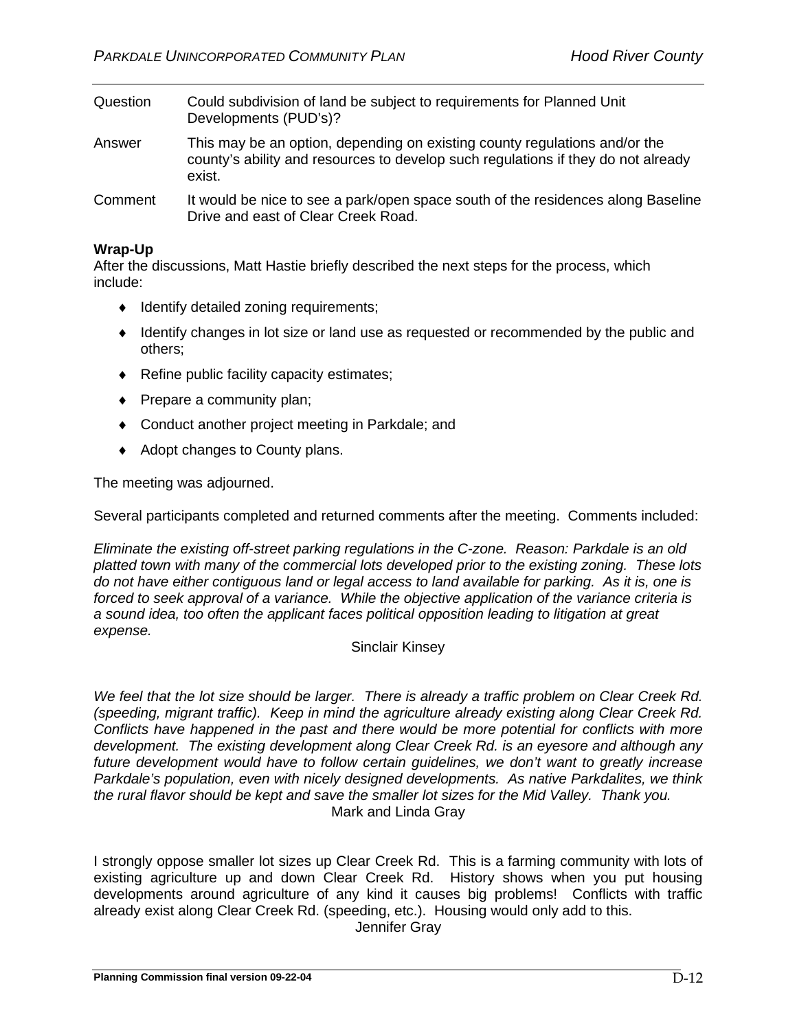| | |
|---|---|
| Question | Could subdivision of land be subject to requirements for Planned Unit Developments (PUD's)? |
| Answer | This may be an option, depending on existing county regulations and/or the county's ability and resources to develop such regulations if they do not already exist. |
| Comment | It would be nice to see a park/open space south of the residences along Baseline Drive and east of Clear Creek Road. |

**Wrap-Up**

After the discussions, Matt Hastie briefly described the next steps for the process, which include:

- Identify detailed zoning requirements;
- Identify changes in lot size or land use as requested or recommended by the public and others;
- Refine public facility capacity estimates;
- Prepare a community plan;
- Conduct another project meeting in Parkdale; and
- Adopt changes to County plans.

The meeting was adjourned.

Several participants completed and returned comments after the meeting. Comments included:

*Eliminate the existing off-street parking regulations in the C-zone. Reason: Parkdale is an old platted town with many of the commercial lots developed prior to the existing zoning. These lots do not have either contiguous land or legal access to land available for parking. As it is, one is forced to seek approval of a variance. While the objective application of the variance criteria is a sound idea, too often the applicant faces political opposition leading to litigation at great expense.*

Sinclair Kinsey

*We feel that the lot size should be larger. There is already a traffic problem on Clear Creek Rd. (speeding, migrant traffic). Keep in mind the agriculture already existing along Clear Creek Rd. Conflicts have happened in the past and there would be more potential for conflicts with more development. The existing development along Clear Creek Rd. is an eyesore and although any future development would have to follow certain guidelines, we don't want to greatly increase Parkdale's population, even with nicely designed developments. As native Parkdalites, we think the rural flavor should be kept and save the smaller lot sizes for the Mid Valley. Thank you.*

Mark and Linda Gray

I strongly oppose smaller lot sizes up Clear Creek Rd. This is a farming community with lots of existing agriculture up and down Clear Creek Rd. History shows when you put housing developments around agriculture of any kind it causes big problems! Conflicts with traffic already exist along Clear Creek Rd. (speeding, etc.). Housing would only add to this.

Jennifer Gray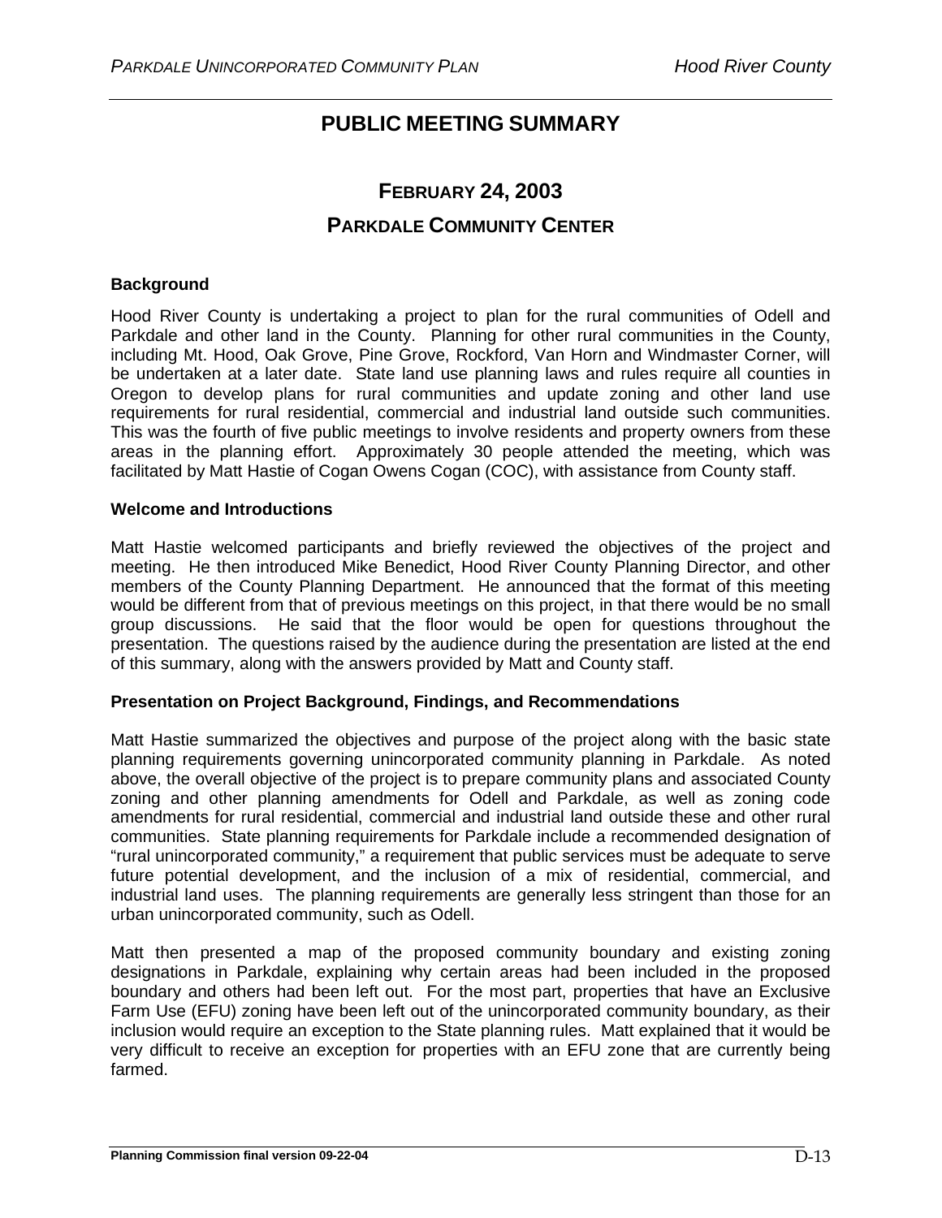# PUBLIC MEETING SUMMARY

## FEBRUARY 24, 2003

## PARKDALE COMMUNITY CENTER

**Background**

Hood River County is undertaking a project to plan for the rural communities of Odell and Parkdale and other land in the County. Planning for other rural communities in the County, including Mt. Hood, Oak Grove, Pine Grove, Rockford, Van Horn and Windmaster Corner, will be undertaken at a later date. State land use planning laws and rules require all counties in Oregon to develop plans for rural communities and update zoning and other land use requirements for rural residential, commercial and industrial land outside such communities. This was the fourth of five public meetings to involve residents and property owners from these areas in the planning effort. Approximately 30 people attended the meeting, which was facilitated by Matt Hastie of Cogan Owens Cogan (COC), with assistance from County staff.

**Welcome and Introductions**

Matt Hastie welcomed participants and briefly reviewed the objectives of the project and meeting. He then introduced Mike Benedict, Hood River County Planning Director, and other members of the County Planning Department. He announced that the format of this meeting would be different from that of previous meetings on this project, in that there would be no small group discussions. He said that the floor would be open for questions throughout the presentation. The questions raised by the audience during the presentation are listed at the end of this summary, along with the answers provided by Matt and County staff.

**Presentation on Project Background, Findings, and Recommendations**

Matt Hastie summarized the objectives and purpose of the project along with the basic state planning requirements governing unincorporated community planning in Parkdale. As noted above, the overall objective of the project is to prepare community plans and associated County zoning and other planning amendments for Odell and Parkdale, as well as zoning code amendments for rural residential, commercial and industrial land outside these and other rural communities. State planning requirements for Parkdale include a recommended designation of "rural unincorporated community," a requirement that public services must be adequate to serve future potential development, and the inclusion of a mix of residential, commercial, and industrial land uses. The planning requirements are generally less stringent than those for an urban unincorporated community, such as Odell.

Matt then presented a map of the proposed community boundary and existing zoning designations in Parkdale, explaining why certain areas had been included in the proposed boundary and others had been left out. For the most part, properties that have an Exclusive Farm Use (EFU) zoning have been left out of the unincorporated community boundary, as their inclusion would require an exception to the State planning rules. Matt explained that it would be very difficult to receive an exception for properties with an EFU zone that are currently being farmed.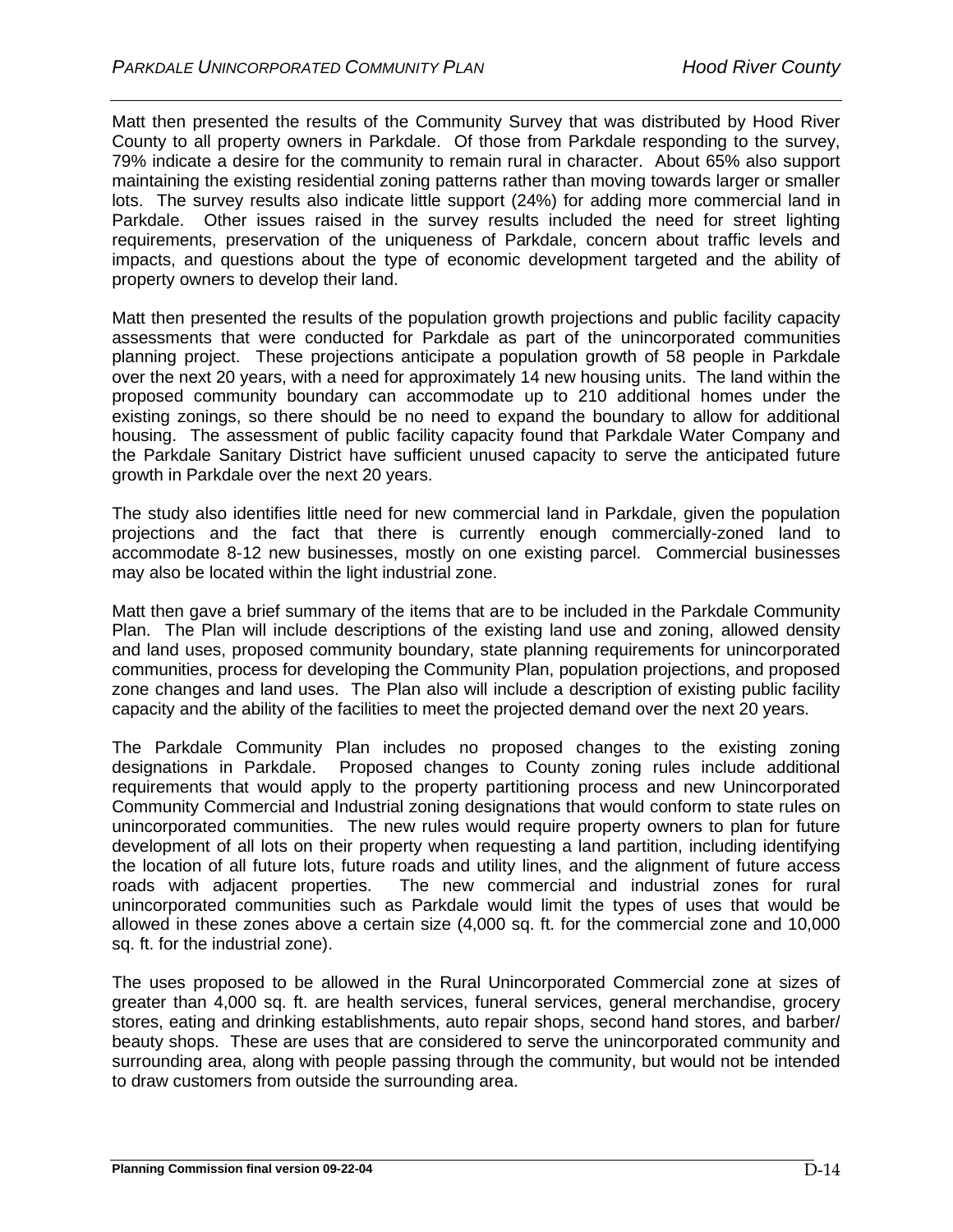Matt then presented the results of the Community Survey that was distributed by Hood River County to all property owners in Parkdale. Of those from Parkdale responding to the survey, 79% indicate a desire for the community to remain rural in character. About 65% also support maintaining the existing residential zoning patterns rather than moving towards larger or smaller lots. The survey results also indicate little support (24%) for adding more commercial land in Parkdale. Other issues raised in the survey results included the need for street lighting requirements, preservation of the uniqueness of Parkdale, concern about traffic levels and impacts, and questions about the type of economic development targeted and the ability of property owners to develop their land.

Matt then presented the results of the population growth projections and public facility capacity assessments that were conducted for Parkdale as part of the unincorporated communities planning project. These projections anticipate a population growth of 58 people in Parkdale over the next 20 years, with a need for approximately 14 new housing units. The land within the proposed community boundary can accommodate up to 210 additional homes under the existing zonings, so there should be no need to expand the boundary to allow for additional housing. The assessment of public facility capacity found that Parkdale Water Company and the Parkdale Sanitary District have sufficient unused capacity to serve the anticipated future growth in Parkdale over the next 20 years.

The study also identifies little need for new commercial land in Parkdale, given the population projections and the fact that there is currently enough commercially-zoned land to accommodate 8-12 new businesses, mostly on one existing parcel. Commercial businesses may also be located within the light industrial zone.

Matt then gave a brief summary of the items that are to be included in the Parkdale Community Plan. The Plan will include descriptions of the existing land use and zoning, allowed density and land uses, proposed community boundary, state planning requirements for unincorporated communities, process for developing the Community Plan, population projections, and proposed zone changes and land uses. The Plan also will include a description of existing public facility capacity and the ability of the facilities to meet the projected demand over the next 20 years.

The Parkdale Community Plan includes no proposed changes to the existing zoning designations in Parkdale. Proposed changes to County zoning rules include additional requirements that would apply to the property partitioning process and new Unincorporated Community Commercial and Industrial zoning designations that would conform to state rules on unincorporated communities. The new rules would require property owners to plan for future development of all lots on their property when requesting a land partition, including identifying the location of all future lots, future roads and utility lines, and the alignment of future access roads with adjacent properties. The new commercial and industrial zones for rural unincorporated communities such as Parkdale would limit the types of uses that would be allowed in these zones above a certain size (4,000 sq. ft. for the commercial zone and 10,000 sq. ft. for the industrial zone).

The uses proposed to be allowed in the Rural Unincorporated Commercial zone at sizes of greater than 4,000 sq. ft. are health services, funeral services, general merchandise, grocery stores, eating and drinking establishments, auto repair shops, second hand stores, and barber/ beauty shops. These are uses that are considered to serve the unincorporated community and surrounding area, along with people passing through the community, but would not be intended to draw customers from outside the surrounding area.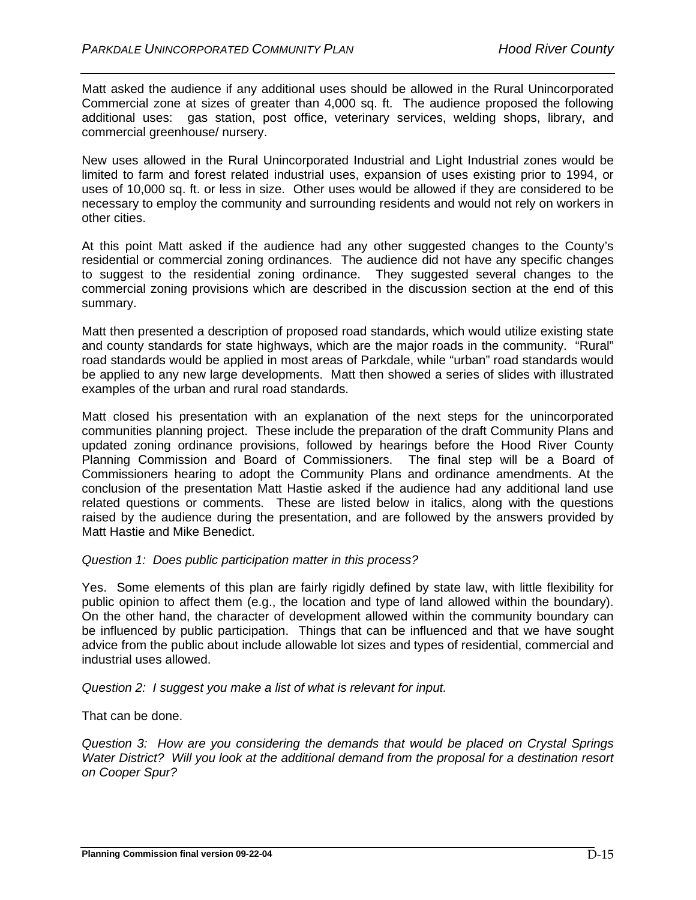Matt asked the audience if any additional uses should be allowed in the Rural Unincorporated Commercial zone at sizes of greater than 4,000 sq. ft. The audience proposed the following additional uses: gas station, post office, veterinary services, welding shops, library, and commercial greenhouse/ nursery.

New uses allowed in the Rural Unincorporated Industrial and Light Industrial zones would be limited to farm and forest related industrial uses, expansion of uses existing prior to 1994, or uses of 10,000 sq. ft. or less in size. Other uses would be allowed if they are considered to be necessary to employ the community and surrounding residents and would not rely on workers in other cities.

At this point Matt asked if the audience had any other suggested changes to the County's residential or commercial zoning ordinances. The audience did not have any specific changes to suggest to the residential zoning ordinance. They suggested several changes to the commercial zoning provisions which are described in the discussion section at the end of this summary.

Matt then presented a description of proposed road standards, which would utilize existing state and county standards for state highways, which are the major roads in the community. "Rural" road standards would be applied in most areas of Parkdale, while "urban" road standards would be applied to any new large developments. Matt then showed a series of slides with illustrated examples of the urban and rural road standards.

Matt closed his presentation with an explanation of the next steps for the unincorporated communities planning project. These include the preparation of the draft Community Plans and updated zoning ordinance provisions, followed by hearings before the Hood River County Planning Commission and Board of Commissioners. The final step will be a Board of Commissioners hearing to adopt the Community Plans and ordinance amendments. At the conclusion of the presentation Matt Hastie asked if the audience had any additional land use related questions or comments. These are listed below in italics, along with the questions raised by the audience during the presentation, and are followed by the answers provided by Matt Hastie and Mike Benedict.

*Question 1: Does public participation matter in this process?*

Yes. Some elements of this plan are fairly rigidly defined by state law, with little flexibility for public opinion to affect them (e.g., the location and type of land allowed within the boundary). On the other hand, the character of development allowed within the community boundary can be influenced by public participation. Things that can be influenced and that we have sought advice from the public about include allowable lot sizes and types of residential, commercial and industrial uses allowed.

*Question 2: I suggest you make a list of what is relevant for input.*

That can be done.

*Question 3: How are you considering the demands that would be placed on Crystal Springs Water District? Will you look at the additional demand from the proposal for a destination resort on Cooper Spur?*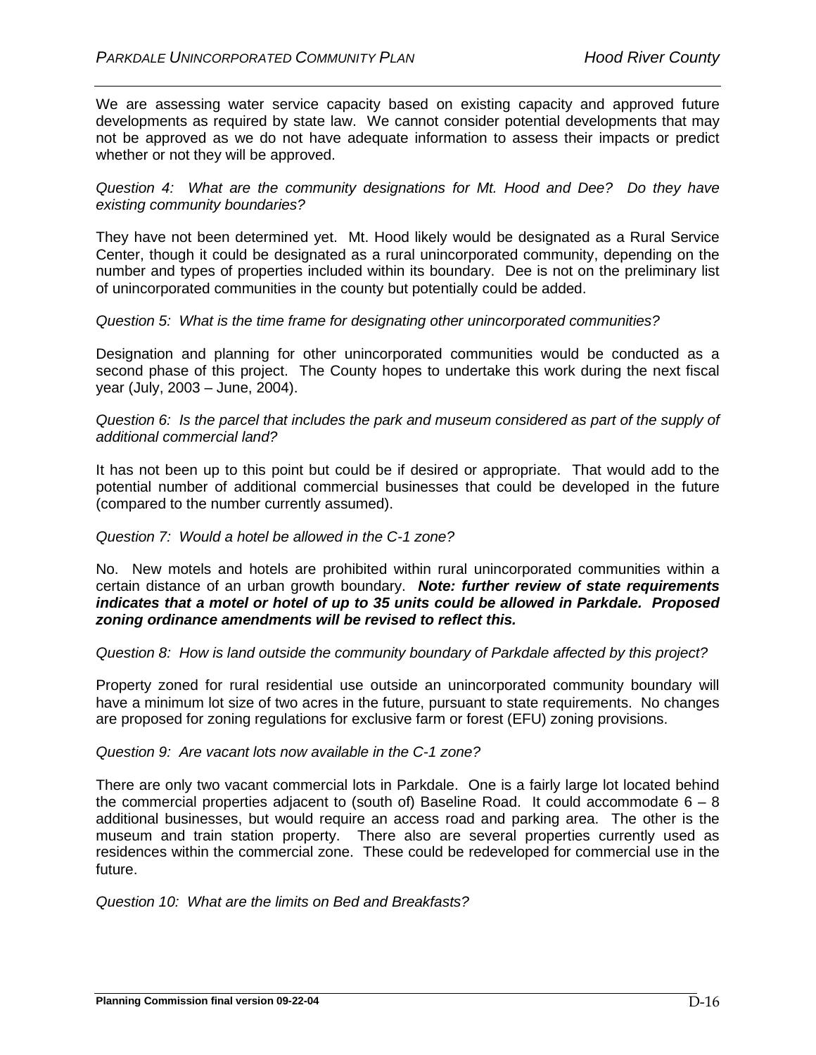We are assessing water service capacity based on existing capacity and approved future developments as required by state law. We cannot consider potential developments that may not be approved as we do not have adequate information to assess their impacts or predict whether or not they will be approved.

*Question 4: What are the community designations for Mt. Hood and Dee? Do they have existing community boundaries?*

They have not been determined yet. Mt. Hood likely would be designated as a Rural Service Center, though it could be designated as a rural unincorporated community, depending on the number and types of properties included within its boundary. Dee is not on the preliminary list of unincorporated communities in the county but potentially could be added.

*Question 5: What is the time frame for designating other unincorporated communities?*

Designation and planning for other unincorporated communities would be conducted as a second phase of this project. The County hopes to undertake this work during the next fiscal year (July, 2003 – June, 2004).

*Question 6: Is the parcel that includes the park and museum considered as part of the supply of additional commercial land?*

It has not been up to this point but could be if desired or appropriate. That would add to the potential number of additional commercial businesses that could be developed in the future (compared to the number currently assumed).

*Question 7: Would a hotel be allowed in the C-1 zone?*

No. New motels and hotels are prohibited within rural unincorporated communities within a certain distance of an urban growth boundary. ***Note: further review of state requirements indicates that a motel or hotel of up to 35 units could be allowed in Parkdale. Proposed zoning ordinance amendments will be revised to reflect this.***

*Question 8: How is land outside the community boundary of Parkdale affected by this project?*

Property zoned for rural residential use outside an unincorporated community boundary will have a minimum lot size of two acres in the future, pursuant to state requirements. No changes are proposed for zoning regulations for exclusive farm or forest (EFU) zoning provisions.

*Question 9: Are vacant lots now available in the C-1 zone?*

There are only two vacant commercial lots in Parkdale. One is a fairly large lot located behind the commercial properties adjacent to (south of) Baseline Road. It could accommodate 6 – 8 additional businesses, but would require an access road and parking area. The other is the museum and train station property. There also are several properties currently used as residences within the commercial zone. These could be redeveloped for commercial use in the future.

*Question 10: What are the limits on Bed and Breakfasts?*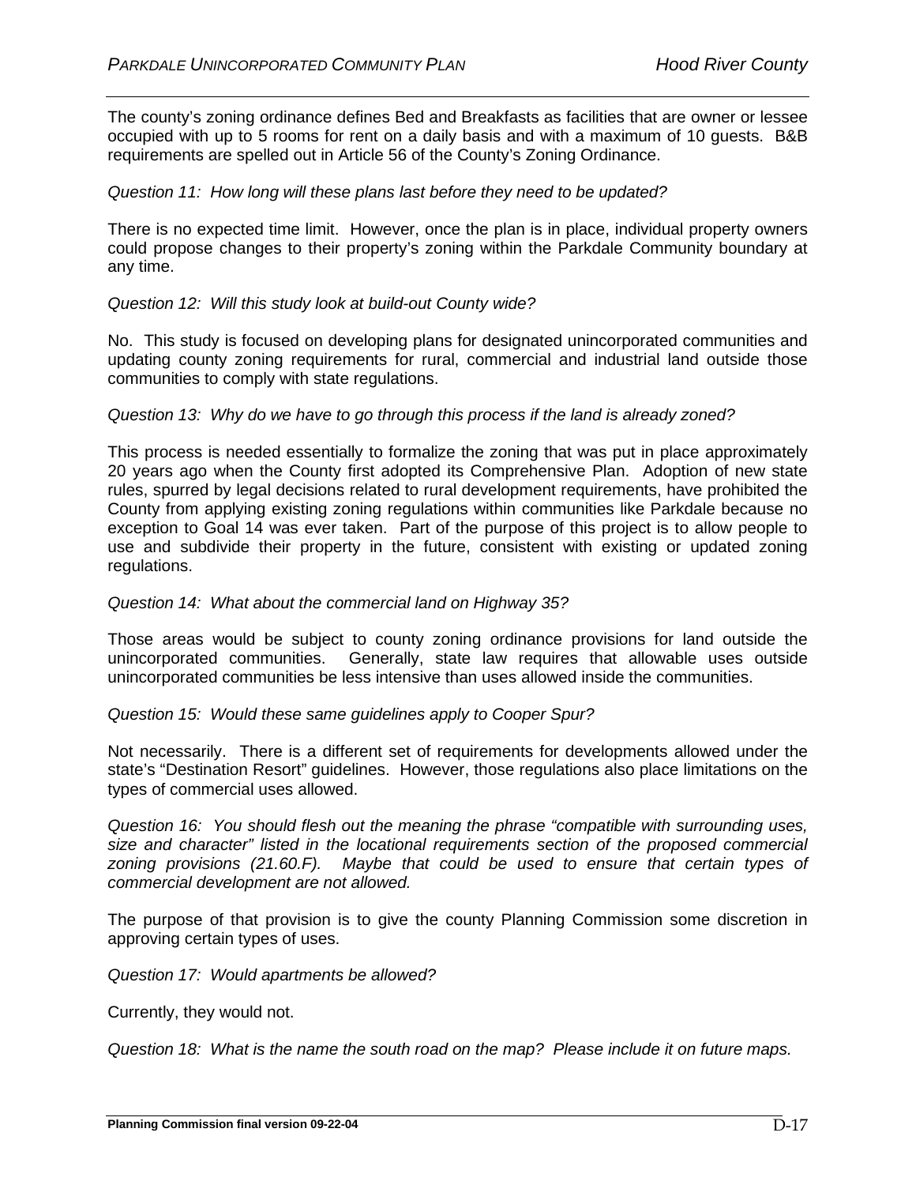The county's zoning ordinance defines Bed and Breakfasts as facilities that are owner or lessee occupied with up to 5 rooms for rent on a daily basis and with a maximum of 10 guests. B&B requirements are spelled out in Article 56 of the County's Zoning Ordinance.

*Question 11: How long will these plans last before they need to be updated?*

There is no expected time limit. However, once the plan is in place, individual property owners could propose changes to their property's zoning within the Parkdale Community boundary at any time.

*Question 12: Will this study look at build-out County wide?*

No. This study is focused on developing plans for designated unincorporated communities and updating county zoning requirements for rural, commercial and industrial land outside those communities to comply with state regulations.

*Question 13: Why do we have to go through this process if the land is already zoned?*

This process is needed essentially to formalize the zoning that was put in place approximately 20 years ago when the County first adopted its Comprehensive Plan. Adoption of new state rules, spurred by legal decisions related to rural development requirements, have prohibited the County from applying existing zoning regulations within communities like Parkdale because no exception to Goal 14 was ever taken. Part of the purpose of this project is to allow people to use and subdivide their property in the future, consistent with existing or updated zoning regulations.

*Question 14: What about the commercial land on Highway 35?*

Those areas would be subject to county zoning ordinance provisions for land outside the unincorporated communities. Generally, state law requires that allowable uses outside unincorporated communities be less intensive than uses allowed inside the communities.

*Question 15: Would these same guidelines apply to Cooper Spur?*

Not necessarily. There is a different set of requirements for developments allowed under the state's "Destination Resort" guidelines. However, those regulations also place limitations on the types of commercial uses allowed.

*Question 16: You should flesh out the meaning the phrase "compatible with surrounding uses, size and character" listed in the locational requirements section of the proposed commercial zoning provisions (21.60.F). Maybe that could be used to ensure that certain types of commercial development are not allowed.*

The purpose of that provision is to give the county Planning Commission some discretion in approving certain types of uses.

*Question 17: Would apartments be allowed?*

Currently, they would not.

*Question 18: What is the name the south road on the map? Please include it on future maps.*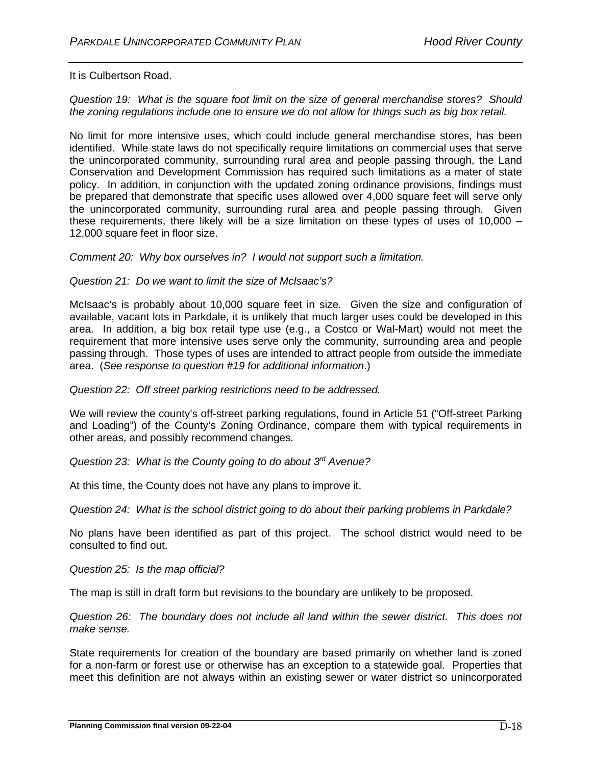It is Culbertson Road.

*Question 19: What is the square foot limit on the size of general merchandise stores? Should the zoning regulations include one to ensure we do not allow for things such as big box retail.*

No limit for more intensive uses, which could include general merchandise stores, has been identified. While state laws do not specifically require limitations on commercial uses that serve the unincorporated community, surrounding rural area and people passing through, the Land Conservation and Development Commission has required such limitations as a mater of state policy. In addition, in conjunction with the updated zoning ordinance provisions, findings must be prepared that demonstrate that specific uses allowed over 4,000 square feet will serve only the unincorporated community, surrounding rural area and people passing through. Given these requirements, there likely will be a size limitation on these types of uses of 10,000 – 12,000 square feet in floor size.

*Comment 20: Why box ourselves in? I would not support such a limitation.*

*Question 21: Do we want to limit the size of McIsaac's?*

McIsaac's is probably about 10,000 square feet in size. Given the size and configuration of available, vacant lots in Parkdale, it is unlikely that much larger uses could be developed in this area. In addition, a big box retail type use (e.g., a Costco or Wal-Mart) would not meet the requirement that more intensive uses serve only the community, surrounding area and people passing through. Those types of uses are intended to attract people from outside the immediate area. (*See response to question #19 for additional information*.)

*Question 22: Off street parking restrictions need to be addressed.*

We will review the county's off-street parking regulations, found in Article 51 ("Off-street Parking and Loading") of the County's Zoning Ordinance, compare them with typical requirements in other areas, and possibly recommend changes.

*Question 23: What is the County going to do about 3rd Avenue?*

At this time, the County does not have any plans to improve it.

*Question 24: What is the school district going to do about their parking problems in Parkdale?*

No plans have been identified as part of this project. The school district would need to be consulted to find out.

*Question 25: Is the map official?*

The map is still in draft form but revisions to the boundary are unlikely to be proposed.

*Question 26: The boundary does not include all land within the sewer district. This does not make sense.*

State requirements for creation of the boundary are based primarily on whether land is zoned for a non-farm or forest use or otherwise has an exception to a statewide goal. Properties that meet this definition are not always within an existing sewer or water district so unincorporated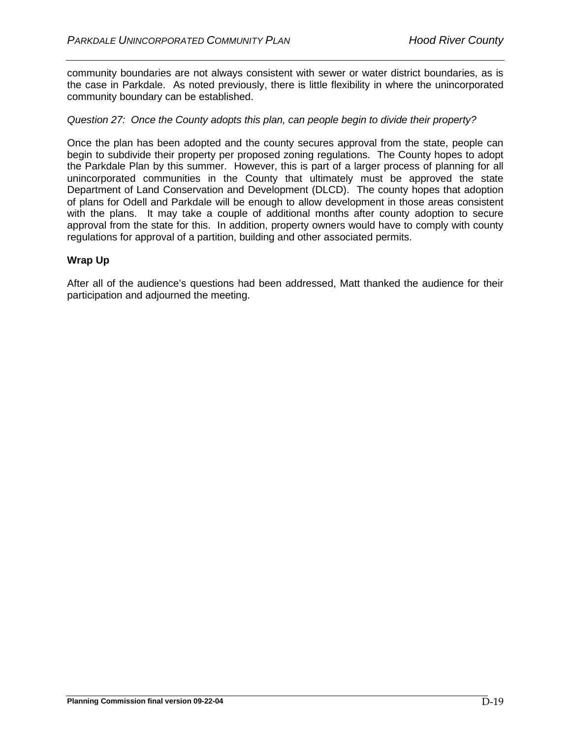community boundaries are not always consistent with sewer or water district boundaries, as is the case in Parkdale. As noted previously, there is little flexibility in where the unincorporated community boundary can be established.

*Question 27: Once the County adopts this plan, can people begin to divide their property?*

Once the plan has been adopted and the county secures approval from the state, people can begin to subdivide their property per proposed zoning regulations. The County hopes to adopt the Parkdale Plan by this summer. However, this is part of a larger process of planning for all unincorporated communities in the County that ultimately must be approved the state Department of Land Conservation and Development (DLCD). The county hopes that adoption of plans for Odell and Parkdale will be enough to allow development in those areas consistent with the plans. It may take a couple of additional months after county adoption to secure approval from the state for this. In addition, property owners would have to comply with county regulations for approval of a partition, building and other associated permits.

**Wrap Up**

After all of the audience's questions had been addressed, Matt thanked the audience for their participation and adjourned the meeting.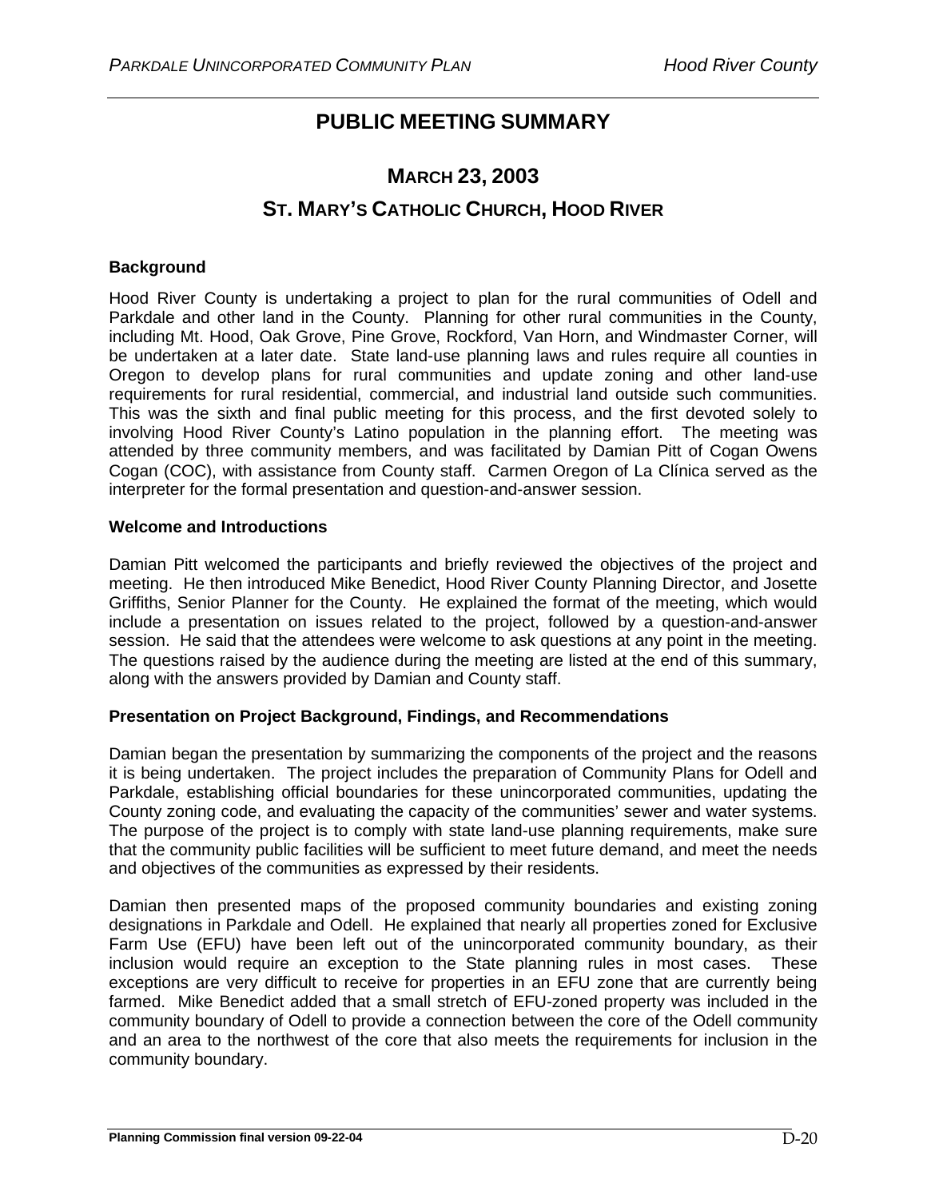# PUBLIC MEETING SUMMARY

## MARCH 23, 2003

## ST. MARY'S CATHOLIC CHURCH, HOOD RIVER

### Background

Hood River County is undertaking a project to plan for the rural communities of Odell and Parkdale and other land in the County. Planning for other rural communities in the County, including Mt. Hood, Oak Grove, Pine Grove, Rockford, Van Horn, and Windmaster Corner, will be undertaken at a later date. State land-use planning laws and rules require all counties in Oregon to develop plans for rural communities and update zoning and other land-use requirements for rural residential, commercial, and industrial land outside such communities. This was the sixth and final public meeting for this process, and the first devoted solely to involving Hood River County's Latino population in the planning effort. The meeting was attended by three community members, and was facilitated by Damian Pitt of Cogan Owens Cogan (COC), with assistance from County staff. Carmen Oregon of La Clínica served as the interpreter for the formal presentation and question-and-answer session.

### Welcome and Introductions

Damian Pitt welcomed the participants and briefly reviewed the objectives of the project and meeting. He then introduced Mike Benedict, Hood River County Planning Director, and Josette Griffiths, Senior Planner for the County. He explained the format of the meeting, which would include a presentation on issues related to the project, followed by a question-and-answer session. He said that the attendees were welcome to ask questions at any point in the meeting. The questions raised by the audience during the meeting are listed at the end of this summary, along with the answers provided by Damian and County staff.

### Presentation on Project Background, Findings, and Recommendations

Damian began the presentation by summarizing the components of the project and the reasons it is being undertaken. The project includes the preparation of Community Plans for Odell and Parkdale, establishing official boundaries for these unincorporated communities, updating the County zoning code, and evaluating the capacity of the communities' sewer and water systems. The purpose of the project is to comply with state land-use planning requirements, make sure that the community public facilities will be sufficient to meet future demand, and meet the needs and objectives of the communities as expressed by their residents.

Damian then presented maps of the proposed community boundaries and existing zoning designations in Parkdale and Odell. He explained that nearly all properties zoned for Exclusive Farm Use (EFU) have been left out of the unincorporated community boundary, as their inclusion would require an exception to the State planning rules in most cases. These exceptions are very difficult to receive for properties in an EFU zone that are currently being farmed. Mike Benedict added that a small stretch of EFU-zoned property was included in the community boundary of Odell to provide a connection between the core of the Odell community and an area to the northwest of the core that also meets the requirements for inclusion in the community boundary.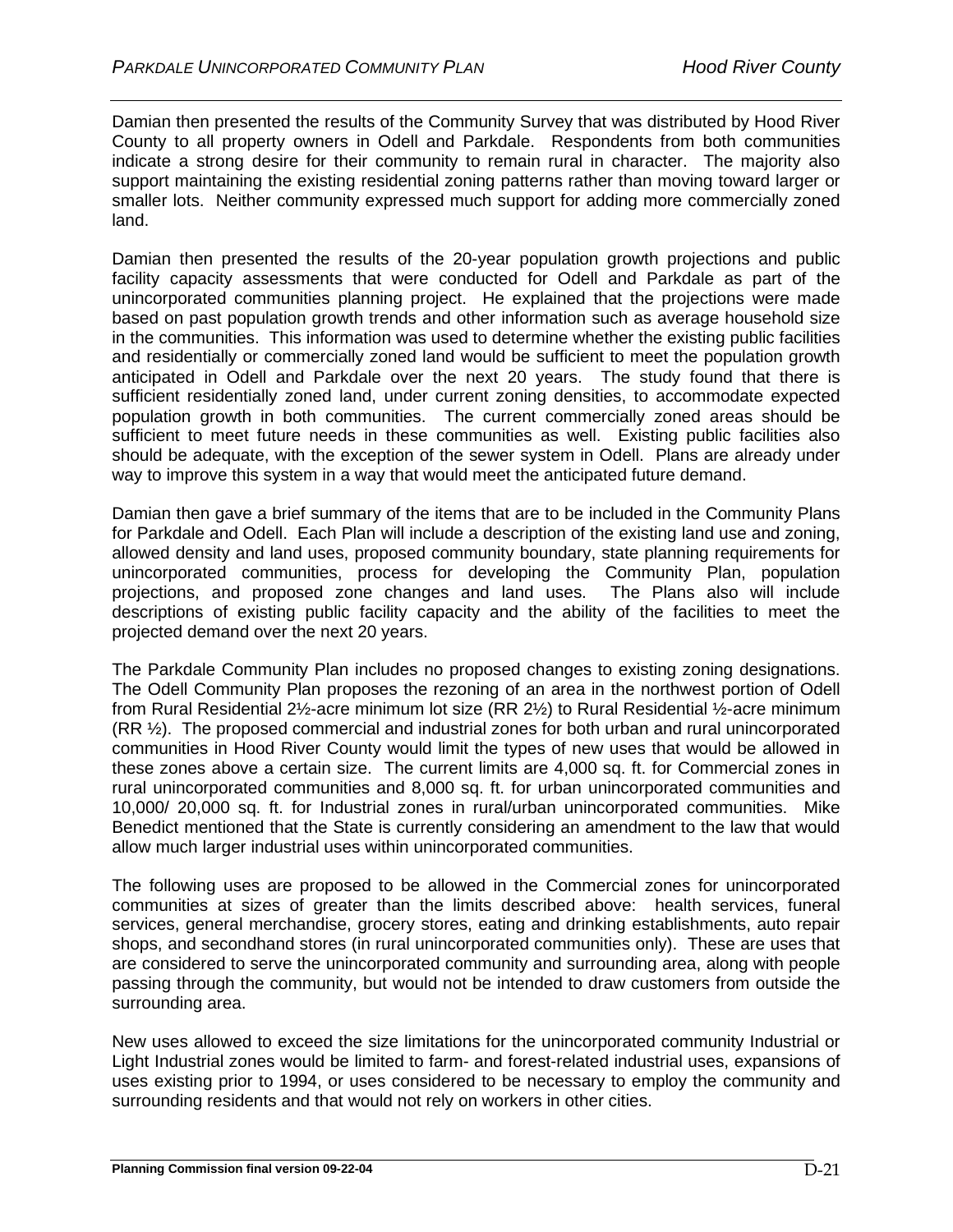Damian then presented the results of the Community Survey that was distributed by Hood River County to all property owners in Odell and Parkdale. Respondents from both communities indicate a strong desire for their community to remain rural in character. The majority also support maintaining the existing residential zoning patterns rather than moving toward larger or smaller lots. Neither community expressed much support for adding more commercially zoned land.

Damian then presented the results of the 20-year population growth projections and public facility capacity assessments that were conducted for Odell and Parkdale as part of the unincorporated communities planning project. He explained that the projections were made based on past population growth trends and other information such as average household size in the communities. This information was used to determine whether the existing public facilities and residentially or commercially zoned land would be sufficient to meet the population growth anticipated in Odell and Parkdale over the next 20 years. The study found that there is sufficient residentially zoned land, under current zoning densities, to accommodate expected population growth in both communities. The current commercially zoned areas should be sufficient to meet future needs in these communities as well. Existing public facilities also should be adequate, with the exception of the sewer system in Odell. Plans are already under way to improve this system in a way that would meet the anticipated future demand.

Damian then gave a brief summary of the items that are to be included in the Community Plans for Parkdale and Odell. Each Plan will include a description of the existing land use and zoning, allowed density and land uses, proposed community boundary, state planning requirements for unincorporated communities, process for developing the Community Plan, population projections, and proposed zone changes and land uses. The Plans also will include descriptions of existing public facility capacity and the ability of the facilities to meet the projected demand over the next 20 years.

The Parkdale Community Plan includes no proposed changes to existing zoning designations. The Odell Community Plan proposes the rezoning of an area in the northwest portion of Odell from Rural Residential 2½-acre minimum lot size (RR 2½) to Rural Residential ½-acre minimum (RR ½). The proposed commercial and industrial zones for both urban and rural unincorporated communities in Hood River County would limit the types of new uses that would be allowed in these zones above a certain size. The current limits are 4,000 sq. ft. for Commercial zones in rural unincorporated communities and 8,000 sq. ft. for urban unincorporated communities and 10,000/ 20,000 sq. ft. for Industrial zones in rural/urban unincorporated communities. Mike Benedict mentioned that the State is currently considering an amendment to the law that would allow much larger industrial uses within unincorporated communities.

The following uses are proposed to be allowed in the Commercial zones for unincorporated communities at sizes of greater than the limits described above: health services, funeral services, general merchandise, grocery stores, eating and drinking establishments, auto repair shops, and secondhand stores (in rural unincorporated communities only). These are uses that are considered to serve the unincorporated community and surrounding area, along with people passing through the community, but would not be intended to draw customers from outside the surrounding area.

New uses allowed to exceed the size limitations for the unincorporated community Industrial or Light Industrial zones would be limited to farm- and forest-related industrial uses, expansions of uses existing prior to 1994, or uses considered to be necessary to employ the community and surrounding residents and that would not rely on workers in other cities.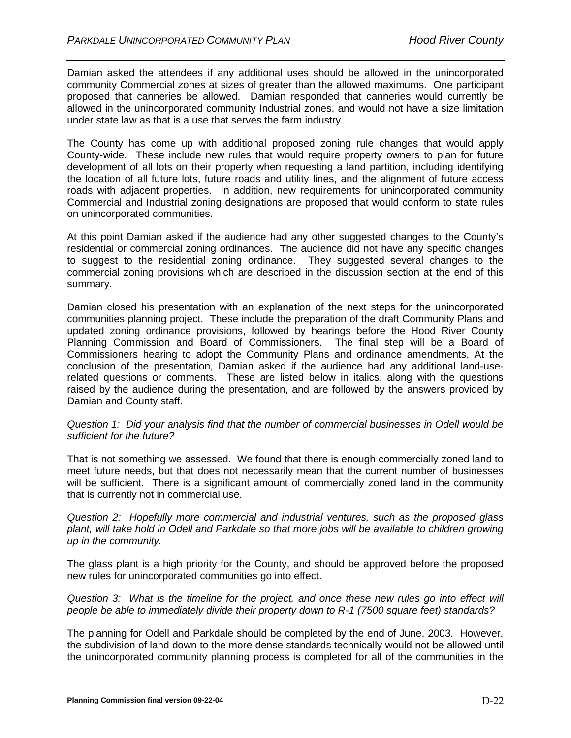Damian asked the attendees if any additional uses should be allowed in the unincorporated community Commercial zones at sizes of greater than the allowed maximums. One participant proposed that canneries be allowed. Damian responded that canneries would currently be allowed in the unincorporated community Industrial zones, and would not have a size limitation under state law as that is a use that serves the farm industry.

The County has come up with additional proposed zoning rule changes that would apply County-wide. These include new rules that would require property owners to plan for future development of all lots on their property when requesting a land partition, including identifying the location of all future lots, future roads and utility lines, and the alignment of future access roads with adjacent properties. In addition, new requirements for unincorporated community Commercial and Industrial zoning designations are proposed that would conform to state rules on unincorporated communities.

At this point Damian asked if the audience had any other suggested changes to the County's residential or commercial zoning ordinances. The audience did not have any specific changes to suggest to the residential zoning ordinance. They suggested several changes to the commercial zoning provisions which are described in the discussion section at the end of this summary.

Damian closed his presentation with an explanation of the next steps for the unincorporated communities planning project. These include the preparation of the draft Community Plans and updated zoning ordinance provisions, followed by hearings before the Hood River County Planning Commission and Board of Commissioners. The final step will be a Board of Commissioners hearing to adopt the Community Plans and ordinance amendments. At the conclusion of the presentation, Damian asked if the audience had any additional land-use-related questions or comments. These are listed below in italics, along with the questions raised by the audience during the presentation, and are followed by the answers provided by Damian and County staff.

*Question 1: Did your analysis find that the number of commercial businesses in Odell would be sufficient for the future?*

That is not something we assessed. We found that there is enough commercially zoned land to meet future needs, but that does not necessarily mean that the current number of businesses will be sufficient. There is a significant amount of commercially zoned land in the community that is currently not in commercial use.

*Question 2: Hopefully more commercial and industrial ventures, such as the proposed glass plant, will take hold in Odell and Parkdale so that more jobs will be available to children growing up in the community.*

The glass plant is a high priority for the County, and should be approved before the proposed new rules for unincorporated communities go into effect.

*Question 3: What is the timeline for the project, and once these new rules go into effect will people be able to immediately divide their property down to R-1 (7500 square feet) standards?*

The planning for Odell and Parkdale should be completed by the end of June, 2003. However, the subdivision of land down to the more dense standards technically would not be allowed until the unincorporated community planning process is completed for all of the communities in the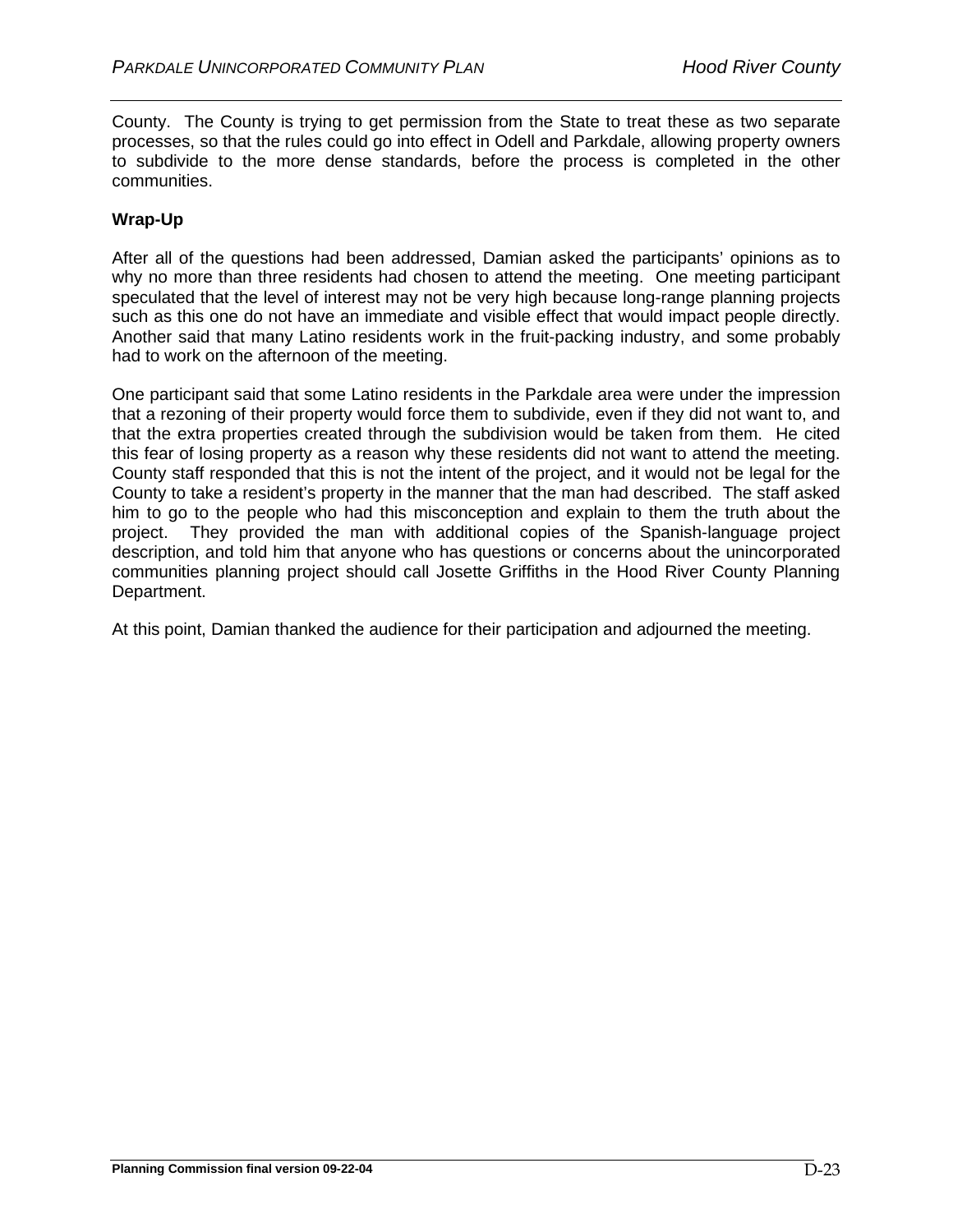County. The County is trying to get permission from the State to treat these as two separate processes, so that the rules could go into effect in Odell and Parkdale, allowing property owners to subdivide to the more dense standards, before the process is completed in the other communities.

**Wrap-Up**

After all of the questions had been addressed, Damian asked the participants' opinions as to why no more than three residents had chosen to attend the meeting. One meeting participant speculated that the level of interest may not be very high because long-range planning projects such as this one do not have an immediate and visible effect that would impact people directly. Another said that many Latino residents work in the fruit-packing industry, and some probably had to work on the afternoon of the meeting.

One participant said that some Latino residents in the Parkdale area were under the impression that a rezoning of their property would force them to subdivide, even if they did not want to, and that the extra properties created through the subdivision would be taken from them. He cited this fear of losing property as a reason why these residents did not want to attend the meeting. County staff responded that this is not the intent of the project, and it would not be legal for the County to take a resident's property in the manner that the man had described. The staff asked him to go to the people who had this misconception and explain to them the truth about the project. They provided the man with additional copies of the Spanish-language project description, and told him that anyone who has questions or concerns about the unincorporated communities planning project should call Josette Griffiths in the Hood River County Planning Department.

At this point, Damian thanked the audience for their participation and adjourned the meeting.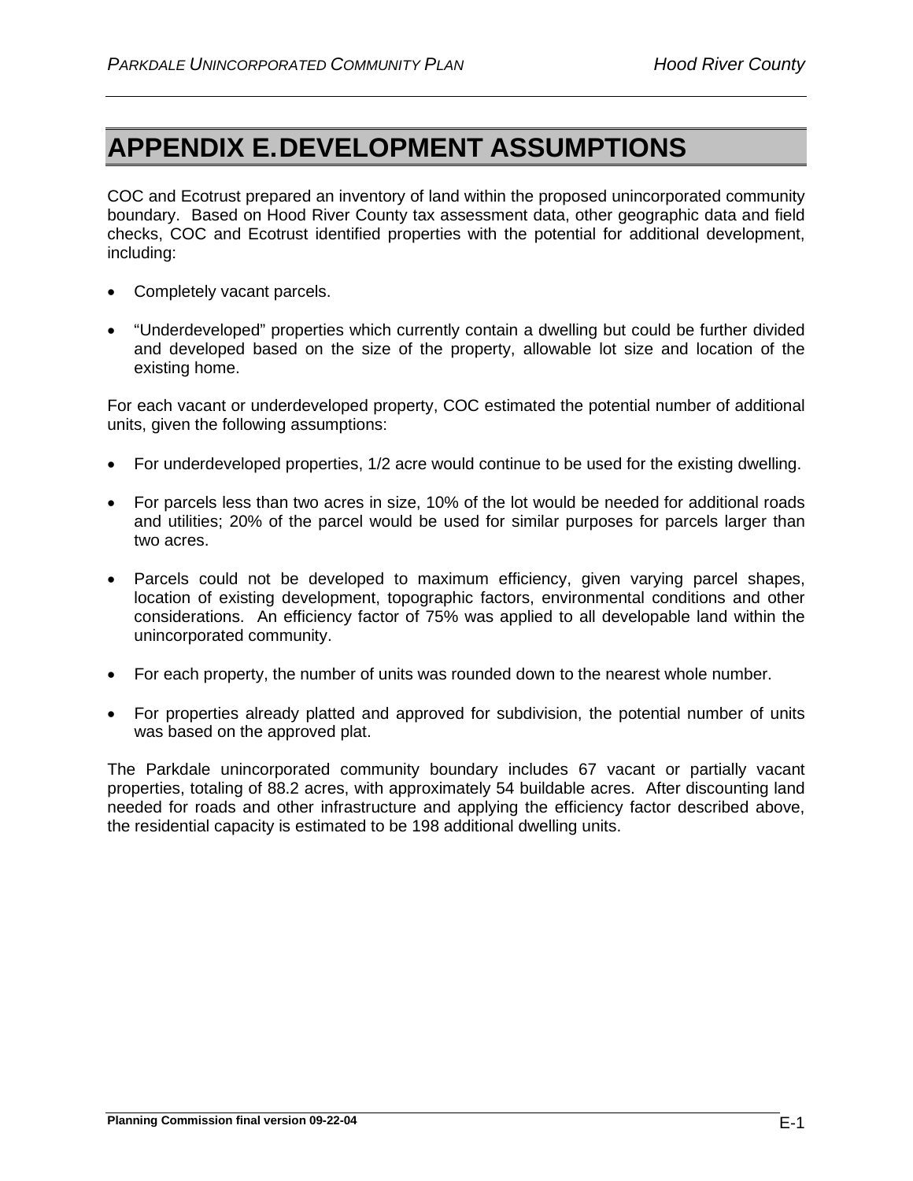# APPENDIX E. DEVELOPMENT ASSUMPTIONS

COC and Ecotrust prepared an inventory of land within the proposed unincorporated community boundary. Based on Hood River County tax assessment data, other geographic data and field checks, COC and Ecotrust identified properties with the potential for additional development, including:

- Completely vacant parcels.
- "Underdeveloped" properties which currently contain a dwelling but could be further divided and developed based on the size of the property, allowable lot size and location of the existing home.

For each vacant or underdeveloped property, COC estimated the potential number of additional units, given the following assumptions:

- For underdeveloped properties, 1/2 acre would continue to be used for the existing dwelling.
- For parcels less than two acres in size, 10% of the lot would be needed for additional roads and utilities; 20% of the parcel would be used for similar purposes for parcels larger than two acres.
- Parcels could not be developed to maximum efficiency, given varying parcel shapes, location of existing development, topographic factors, environmental conditions and other considerations. An efficiency factor of 75% was applied to all developable land within the unincorporated community.
- For each property, the number of units was rounded down to the nearest whole number.
- For properties already platted and approved for subdivision, the potential number of units was based on the approved plat.

The Parkdale unincorporated community boundary includes 67 vacant or partially vacant properties, totaling of 88.2 acres, with approximately 54 buildable acres. After discounting land needed for roads and other infrastructure and applying the efficiency factor described above, the residential capacity is estimated to be 198 additional dwelling units.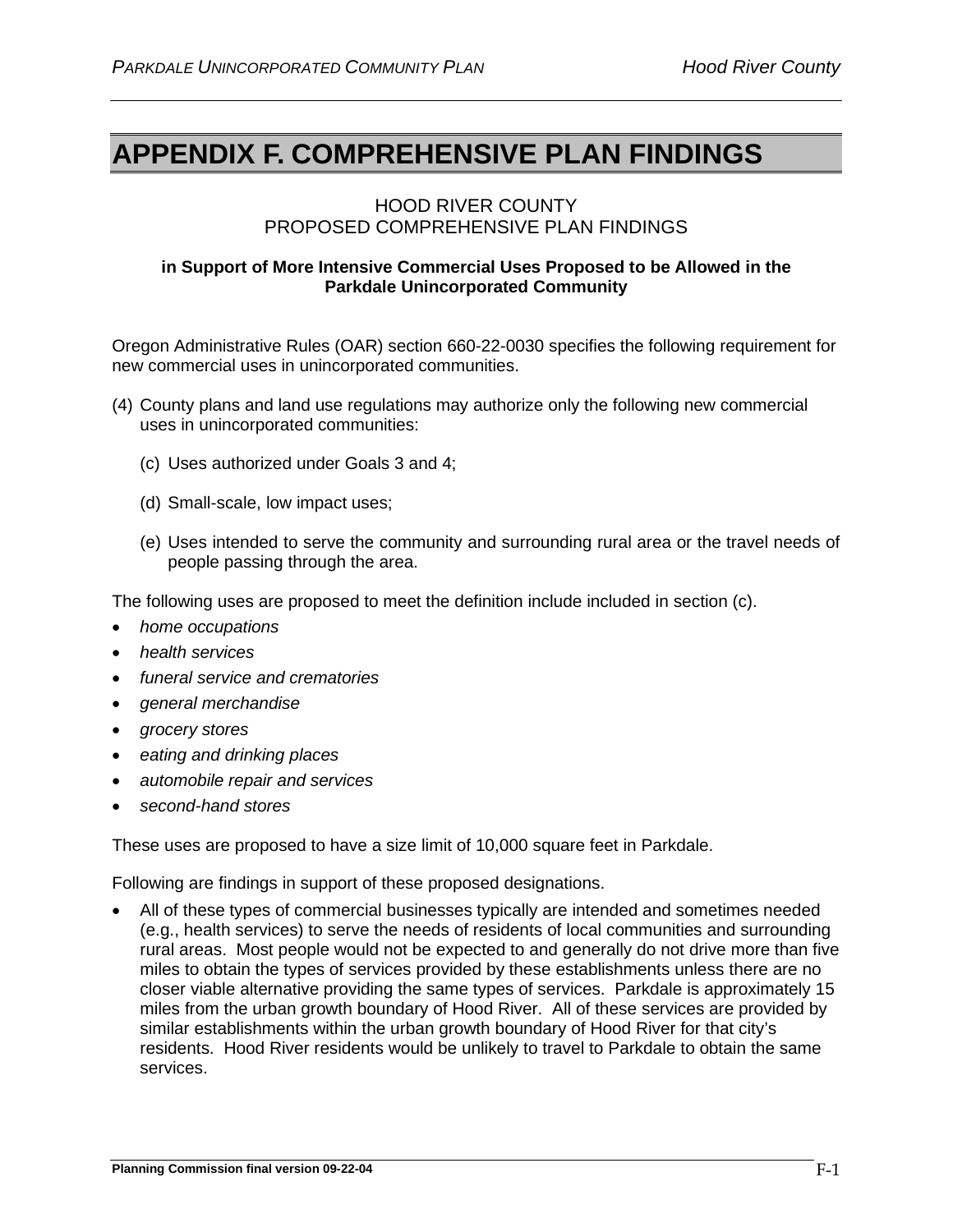# APPENDIX F. COMPREHENSIVE PLAN FINDINGS

HOOD RIVER COUNTY
PROPOSED COMPREHENSIVE PLAN FINDINGS

**in Support of More Intensive Commercial Uses Proposed to be Allowed in the Parkdale Unincorporated Community**

Oregon Administrative Rules (OAR) section 660-22-0030 specifies the following requirement for new commercial uses in unincorporated communities.

(4) County plans and land use regulations may authorize only the following new commercial uses in unincorporated communities:

(c) Uses authorized under Goals 3 and 4;

(d) Small-scale, low impact uses;

(e) Uses intended to serve the community and surrounding rural area or the travel needs of people passing through the area.

The following uses are proposed to meet the definition include included in section (c).

- *home occupations*
- *health services*
- *funeral service and crematories*
- *general merchandise*
- *grocery stores*
- *eating and drinking places*
- *automobile repair and services*
- *second-hand stores*

These uses are proposed to have a size limit of 10,000 square feet in Parkdale.

Following are findings in support of these proposed designations.

- All of these types of commercial businesses typically are intended and sometimes needed (e.g., health services) to serve the needs of residents of local communities and surrounding rural areas. Most people would not be expected to and generally do not drive more than five miles to obtain the types of services provided by these establishments unless there are no closer viable alternative providing the same types of services. Parkdale is approximately 15 miles from the urban growth boundary of Hood River. All of these services are provided by similar establishments within the urban growth boundary of Hood River for that city's residents. Hood River residents would be unlikely to travel to Parkdale to obtain the same services.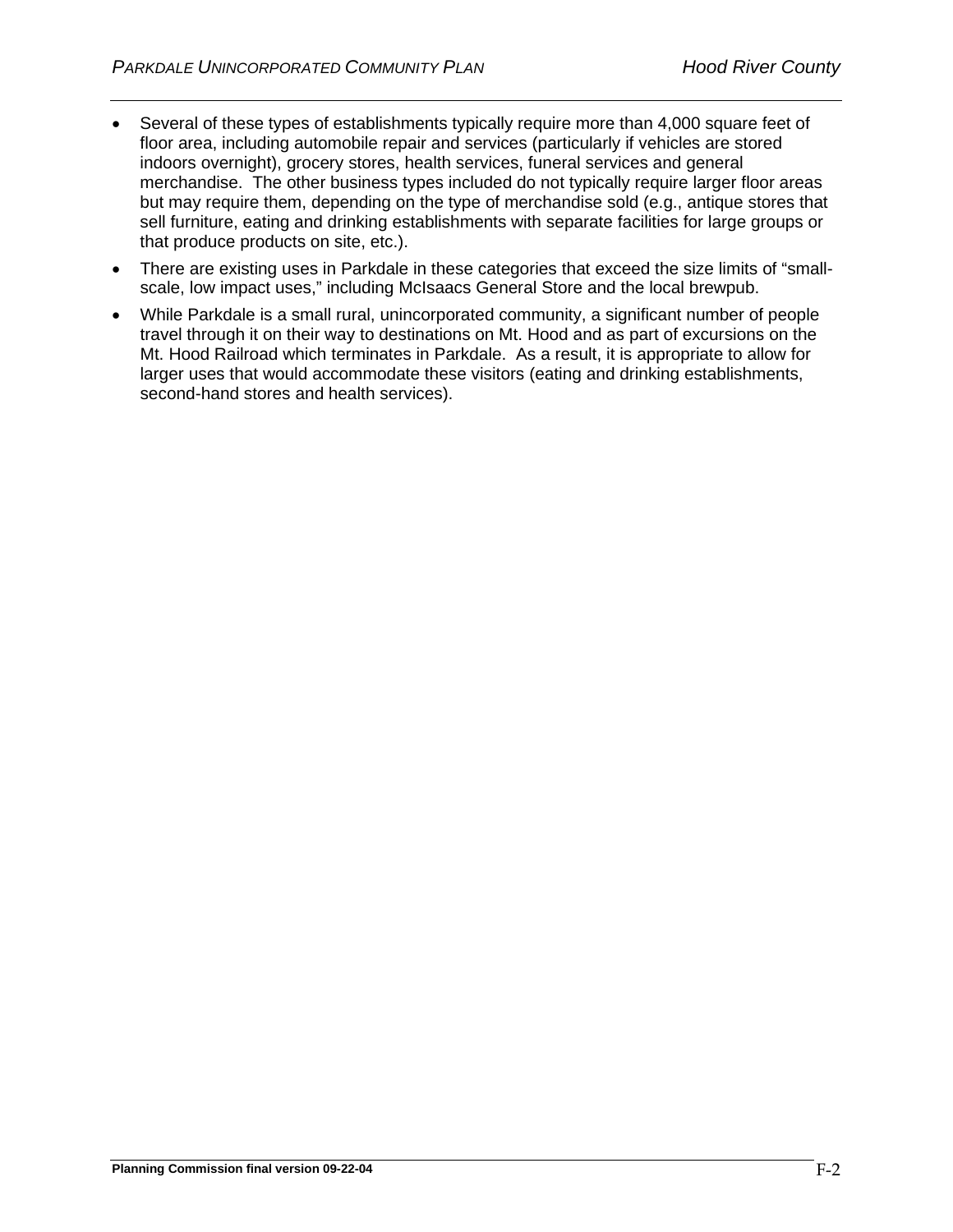- Several of these types of establishments typically require more than 4,000 square feet of floor area, including automobile repair and services (particularly if vehicles are stored indoors overnight), grocery stores, health services, funeral services and general merchandise. The other business types included do not typically require larger floor areas but may require them, depending on the type of merchandise sold (e.g., antique stores that sell furniture, eating and drinking establishments with separate facilities for large groups or that produce products on site, etc.).
- There are existing uses in Parkdale in these categories that exceed the size limits of "small-scale, low impact uses," including McIsaacs General Store and the local brewpub.
- While Parkdale is a small rural, unincorporated community, a significant number of people travel through it on their way to destinations on Mt. Hood and as part of excursions on the Mt. Hood Railroad which terminates in Parkdale. As a result, it is appropriate to allow for larger uses that would accommodate these visitors (eating and drinking establishments, second-hand stores and health services).